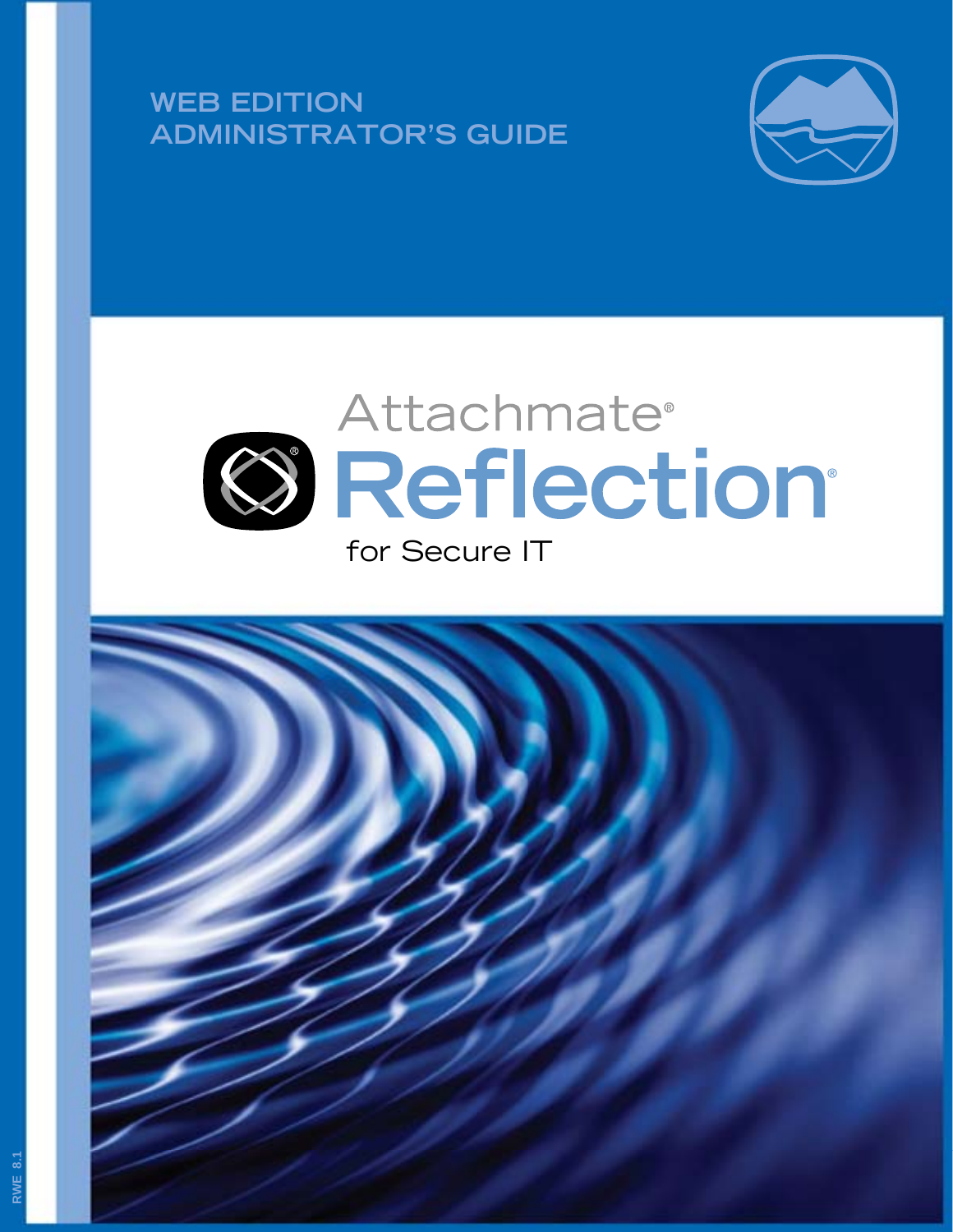# WEB EDITION ADMINISTRATOR'S GUIDE

Attachmate®

# Reflection®

for Secure IT

RWE 8.1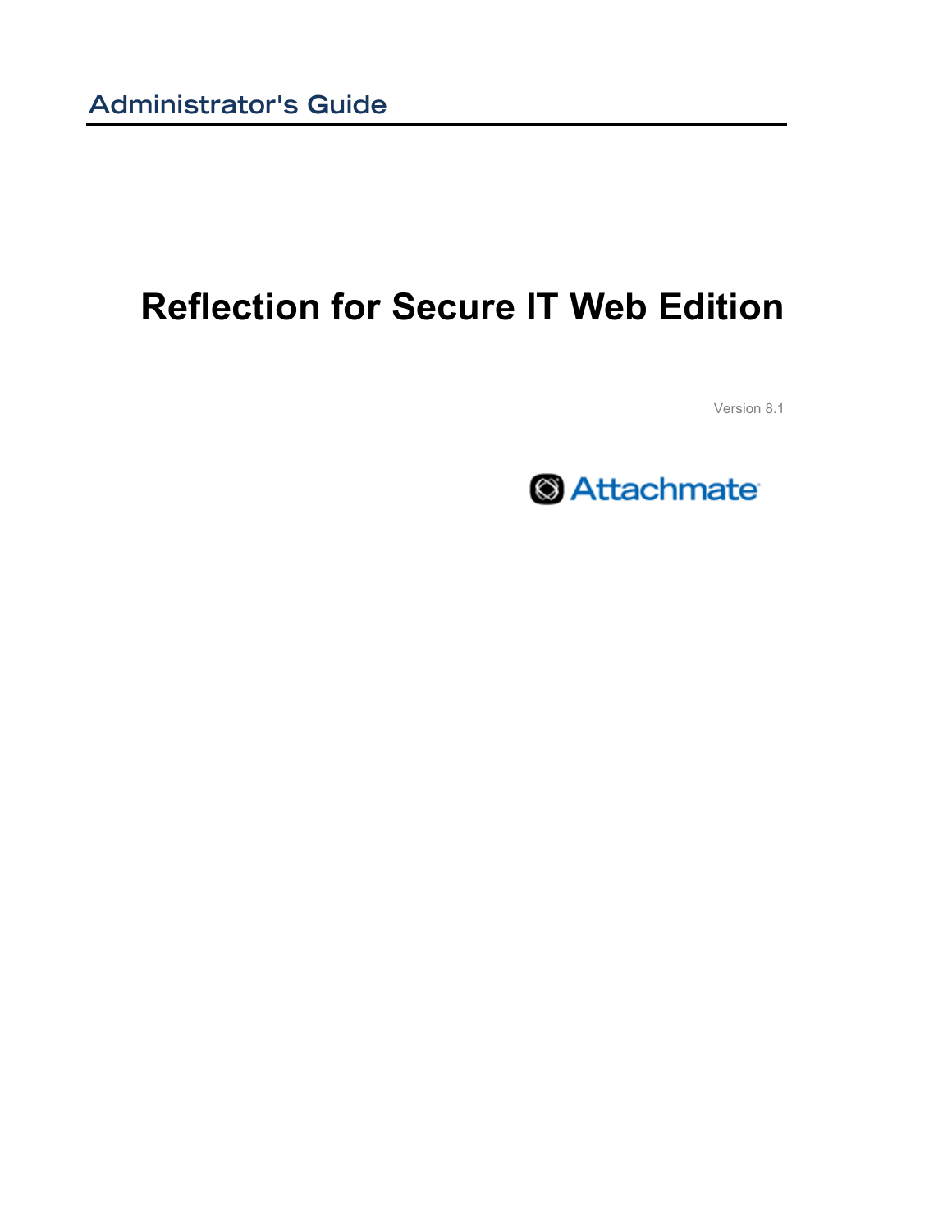Administrator's Guide

# Reflection for Secure IT Web Edition

Version 8.1

Attachmate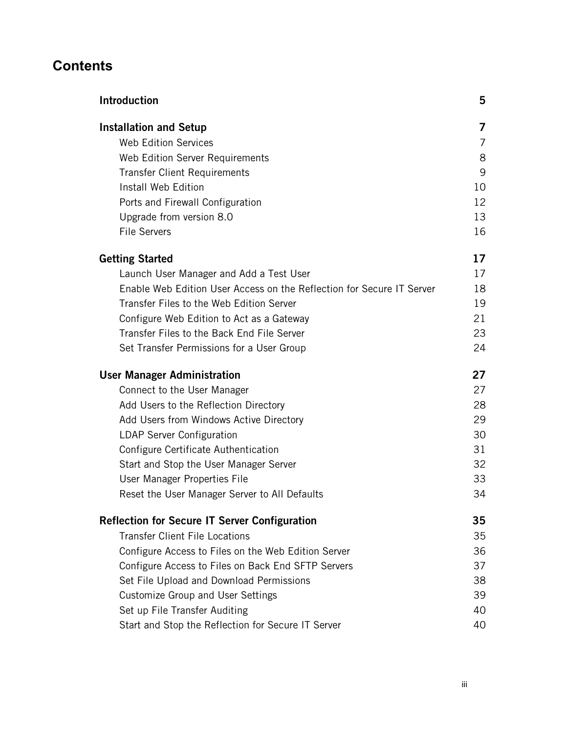# Contents

**Introduction** 5

**Installation and Setup** 7

- Web Edition Services 7
- Web Edition Server Requirements 8
- Transfer Client Requirements 9
- Install Web Edition 10
- Ports and Firewall Configuration 12
- Upgrade from version 8.0 13
- File Servers 16

**Getting Started** 17

- Launch User Manager and Add a Test User 17
- Enable Web Edition User Access on the Reflection for Secure IT Server 18
- Transfer Files to the Web Edition Server 19
- Configure Web Edition to Act as a Gateway 21
- Transfer Files to the Back End File Server 23
- Set Transfer Permissions for a User Group 24

**User Manager Administration** 27

- Connect to the User Manager 27
- Add Users to the Reflection Directory 28
- Add Users from Windows Active Directory 29
- LDAP Server Configuration 30
- Configure Certificate Authentication 31
- Start and Stop the User Manager Server 32
- User Manager Properties File 33
- Reset the User Manager Server to All Defaults 34

**Reflection for Secure IT Server Configuration** 35

- Transfer Client File Locations 35
- Configure Access to Files on the Web Edition Server 36
- Configure Access to Files on Back End SFTP Servers 37
- Set File Upload and Download Permissions 38
- Customize Group and User Settings 39
- Set up File Transfer Auditing 40
- Start and Stop the Reflection for Secure IT Server 40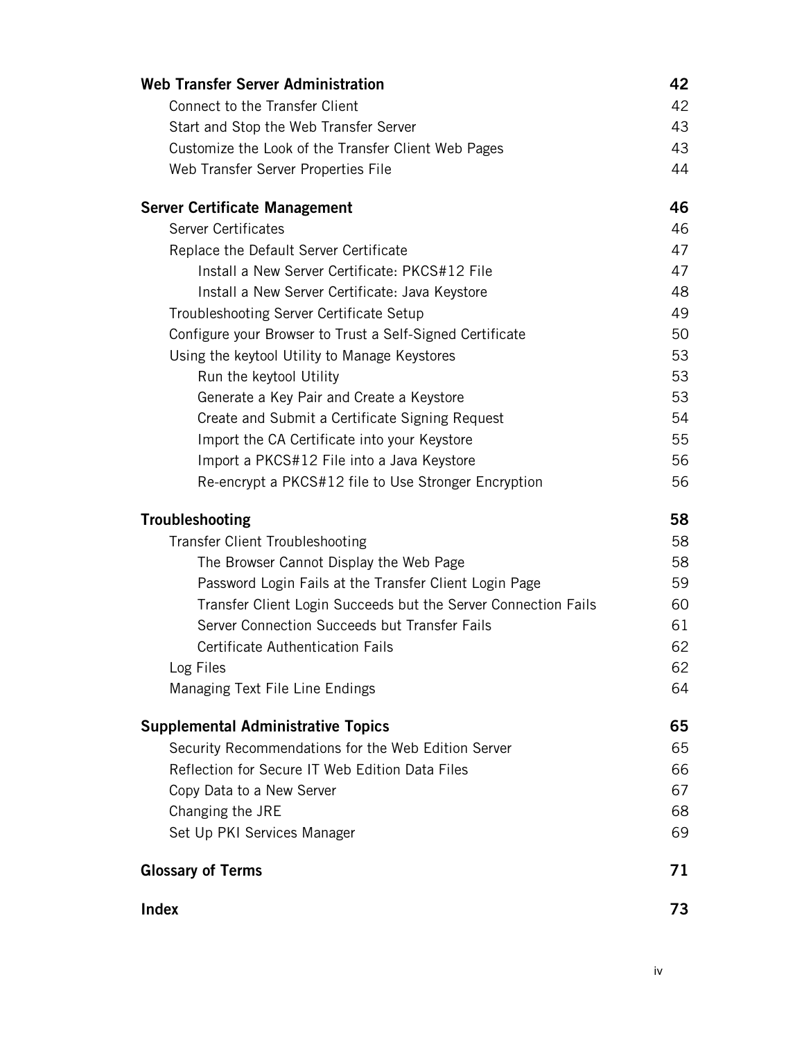| | |
|---|---|
| **Web Transfer Server Administration** | **42** |
| Connect to the Transfer Client | 42 |
| Start and Stop the Web Transfer Server | 43 |
| Customize the Look of the Transfer Client Web Pages | 43 |
| Web Transfer Server Properties File | 44 |
| **Server Certificate Management** | **46** |
| Server Certificates | 46 |
| Replace the Default Server Certificate | 47 |
| Install a New Server Certificate: PKCS#12 File | 47 |
| Install a New Server Certificate: Java Keystore | 48 |
| Troubleshooting Server Certificate Setup | 49 |
| Configure your Browser to Trust a Self-Signed Certificate | 50 |
| Using the keytool Utility to Manage Keystores | 53 |
| Run the keytool Utility | 53 |
| Generate a Key Pair and Create a Keystore | 53 |
| Create and Submit a Certificate Signing Request | 54 |
| Import the CA Certificate into your Keystore | 55 |
| Import a PKCS#12 File into a Java Keystore | 56 |
| Re-encrypt a PKCS#12 file to Use Stronger Encryption | 56 |
| **Troubleshooting** | **58** |
| Transfer Client Troubleshooting | 58 |
| The Browser Cannot Display the Web Page | 58 |
| Password Login Fails at the Transfer Client Login Page | 59 |
| Transfer Client Login Succeeds but the Server Connection Fails | 60 |
| Server Connection Succeeds but Transfer Fails | 61 |
| Certificate Authentication Fails | 62 |
| Log Files | 62 |
| Managing Text File Line Endings | 64 |
| **Supplemental Administrative Topics** | **65** |
| Security Recommendations for the Web Edition Server | 65 |
| Reflection for Secure IT Web Edition Data Files | 66 |
| Copy Data to a New Server | 67 |
| Changing the JRE | 68 |
| Set Up PKI Services Manager | 69 |
| **Glossary of Terms** | **71** |
| **Index** | **73** |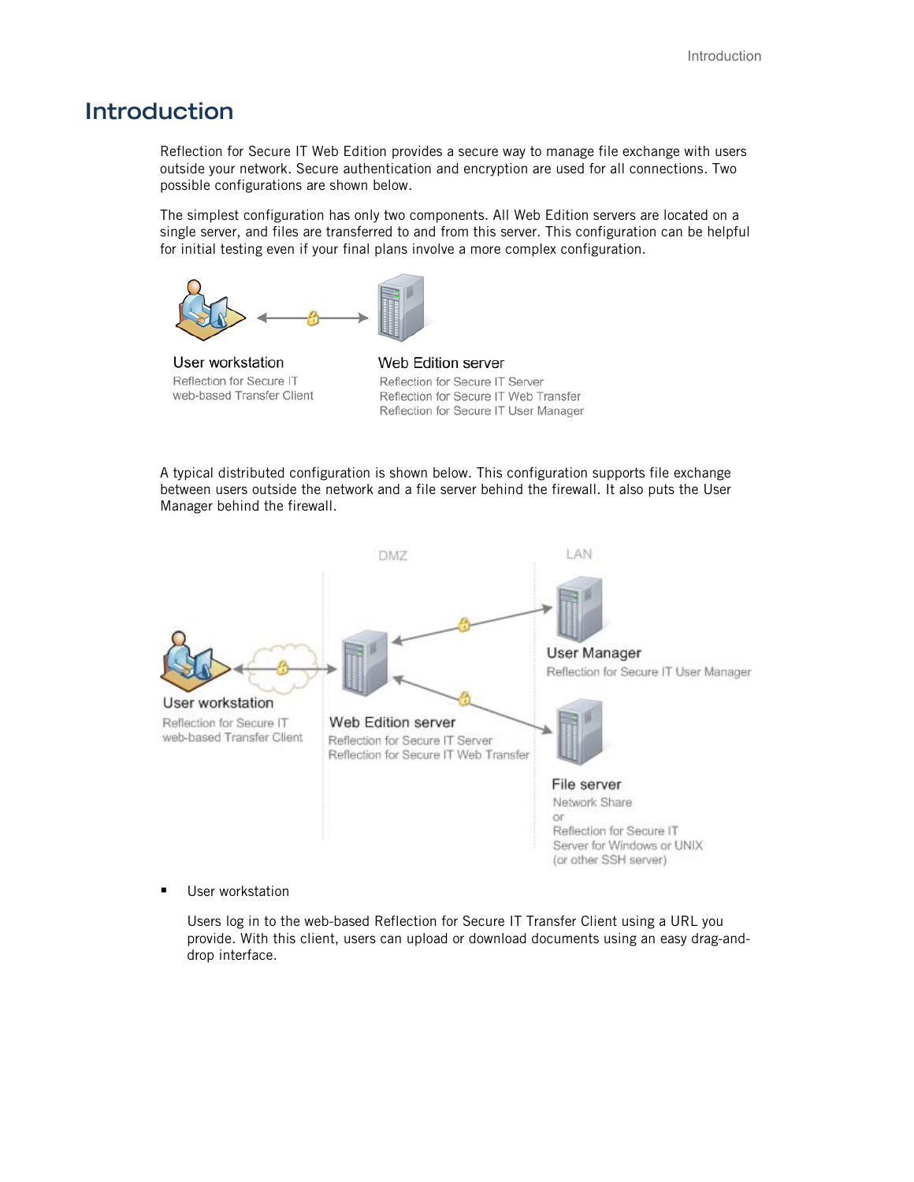# Introduction

Reflection for Secure IT Web Edition provides a secure way to manage file exchange with users outside your network. Secure authentication and encryption are used for all connections. Two possible configurations are shown below.

The simplest configuration has only two components. All Web Edition servers are located on a single server, and files are transferred to and from this server. This configuration can be helpful for initial testing even if your final plans involve a more complex configuration.

User workstation
Reflection for Secure IT
web-based Transfer Client

Web Edition server
Reflection for Secure IT Server
Reflection for Secure IT Web Transfer
Reflection for Secure IT User Manager

A typical distributed configuration is shown below. This configuration supports file exchange between users outside the network and a file server behind the firewall. It also puts the User Manager behind the firewall.

DMZ

LAN

User workstation
Reflection for Secure IT
web-based Transfer Client

Web Edition server
Reflection for Secure IT Server
Reflection for Secure IT Web Transfer

User Manager
Reflection for Secure IT User Manager

File server
Network Share
or
Reflection for Secure IT
Server for Windows or UNIX
(or other SSH server)

- User workstation

  Users log in to the web-based Reflection for Secure IT Transfer Client using a URL you provide. With this client, users can upload or download documents using an easy drag-and-drop interface.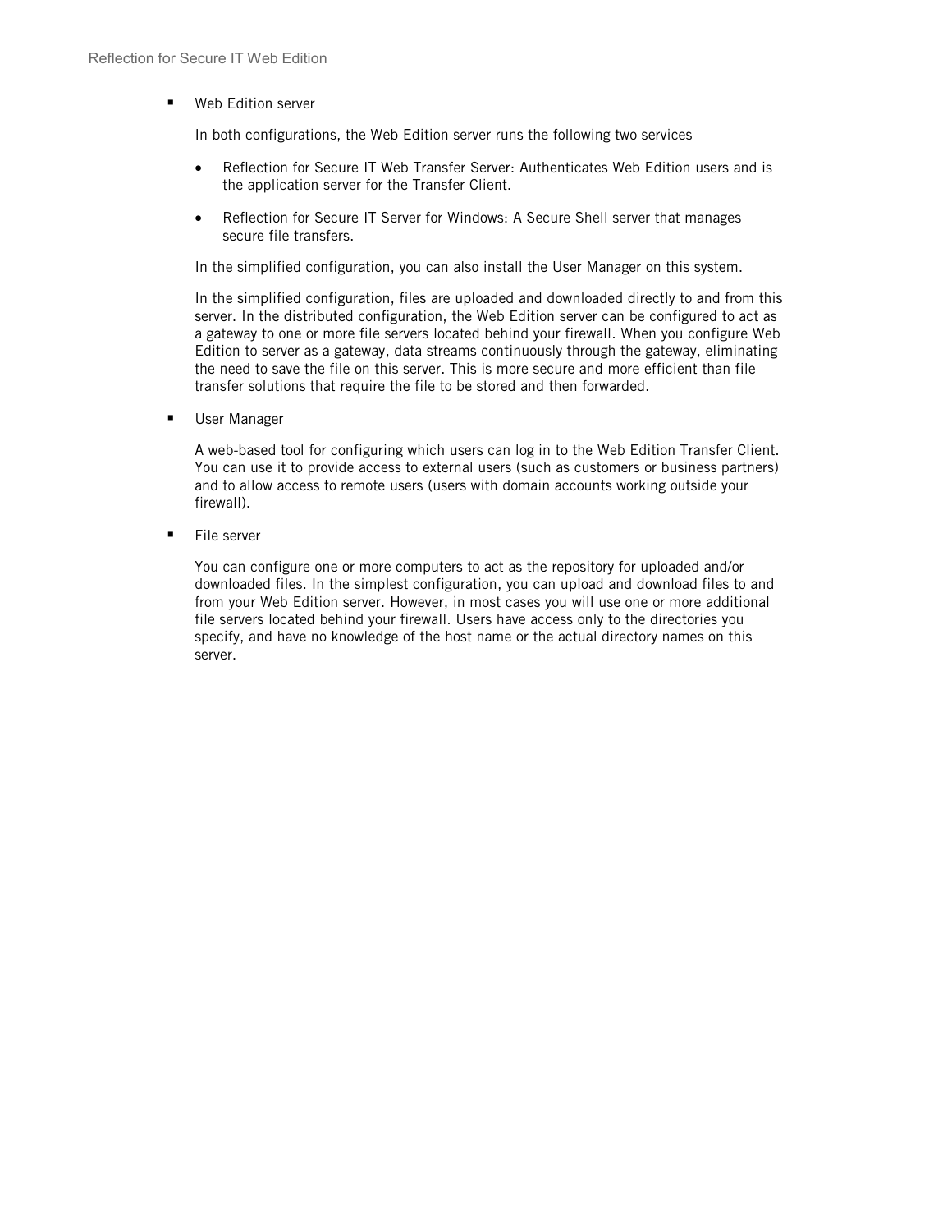- Web Edition server

  In both configurations, the Web Edition server runs the following two services

  - Reflection for Secure IT Web Transfer Server: Authenticates Web Edition users and is the application server for the Transfer Client.

  - Reflection for Secure IT Server for Windows: A Secure Shell server that manages secure file transfers.

  In the simplified configuration, you can also install the User Manager on this system.

  In the simplified configuration, files are uploaded and downloaded directly to and from this server. In the distributed configuration, the Web Edition server can be configured to act as a gateway to one or more file servers located behind your firewall. When you configure Web Edition to server as a gateway, data streams continuously through the gateway, eliminating the need to save the file on this server. This is more secure and more efficient than file transfer solutions that require the file to be stored and then forwarded.

- User Manager

  A web-based tool for configuring which users can log in to the Web Edition Transfer Client. You can use it to provide access to external users (such as customers or business partners) and to allow access to remote users (users with domain accounts working outside your firewall).

- File server

  You can configure one or more computers to act as the repository for uploaded and/or downloaded files. In the simplest configuration, you can upload and download files to and from your Web Edition server. However, in most cases you will use one or more additional file servers located behind your firewall. Users have access only to the directories you specify, and have no knowledge of the host name or the actual directory names on this server.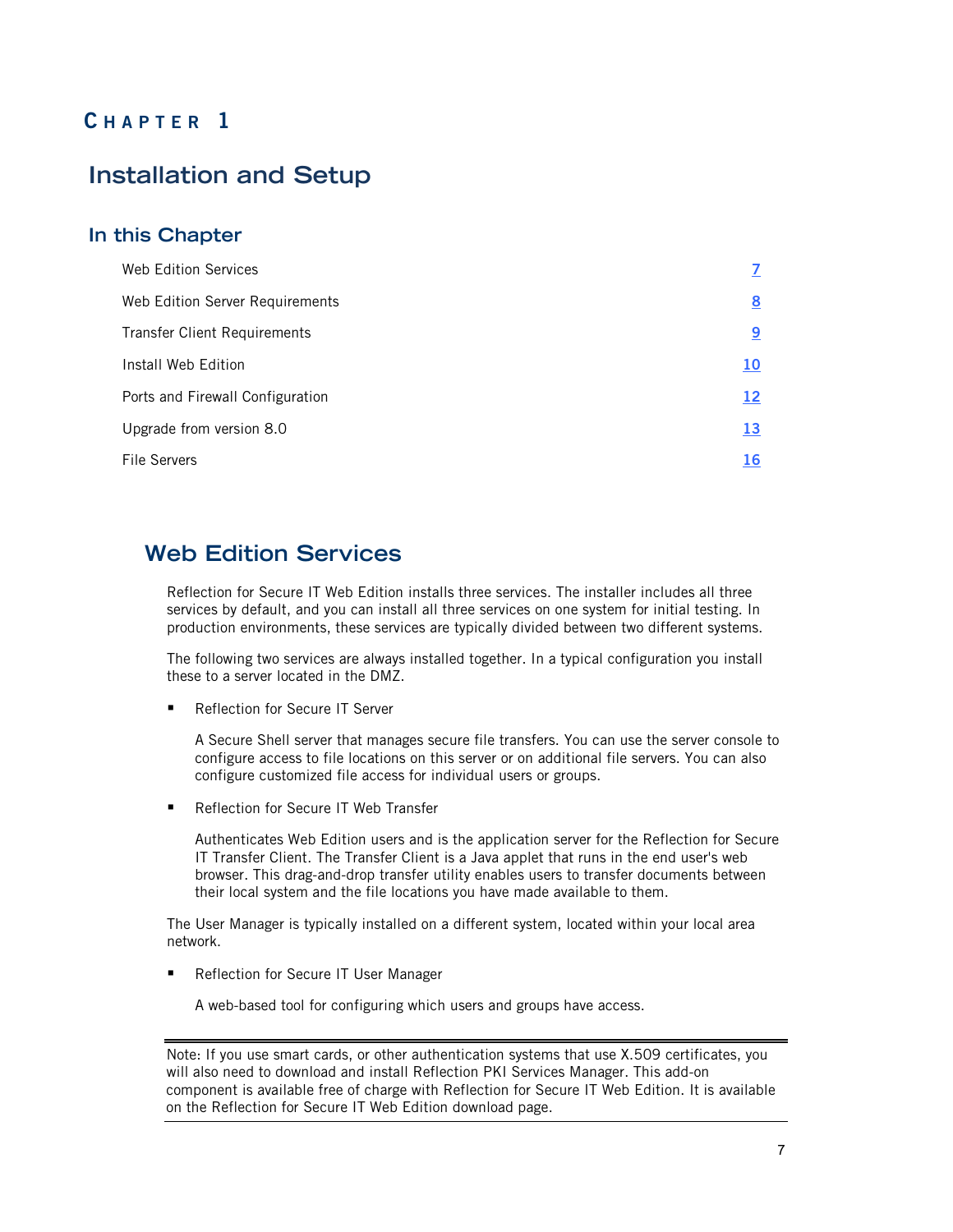# Chapter 1

# Installation and Setup

## In this Chapter

| | |
|---|---|
| Web Edition Services | 7 |
| Web Edition Server Requirements | 8 |
| Transfer Client Requirements | 9 |
| Install Web Edition | 10 |
| Ports and Firewall Configuration | 12 |
| Upgrade from version 8.0 | 13 |
| File Servers | 16 |

## Web Edition Services

Reflection for Secure IT Web Edition installs three services. The installer includes all three services by default, and you can install all three services on one system for initial testing. In production environments, these services are typically divided between two different systems.

The following two services are always installed together. In a typical configuration you install these to a server located in the DMZ.

- Reflection for Secure IT Server

  A Secure Shell server that manages secure file transfers. You can use the server console to configure access to file locations on this server or on additional file servers. You can also configure customized file access for individual users or groups.

- Reflection for Secure IT Web Transfer

  Authenticates Web Edition users and is the application server for the Reflection for Secure IT Transfer Client. The Transfer Client is a Java applet that runs in the end user's web browser. This drag-and-drop transfer utility enables users to transfer documents between their local system and the file locations you have made available to them.

The User Manager is typically installed on a different system, located within your local area network.

- Reflection for Secure IT User Manager

  A web-based tool for configuring which users and groups have access.

Note: If you use smart cards, or other authentication systems that use X.509 certificates, you will also need to download and install Reflection PKI Services Manager. This add-on component is available free of charge with Reflection for Secure IT Web Edition. It is available on the Reflection for Secure IT Web Edition download page.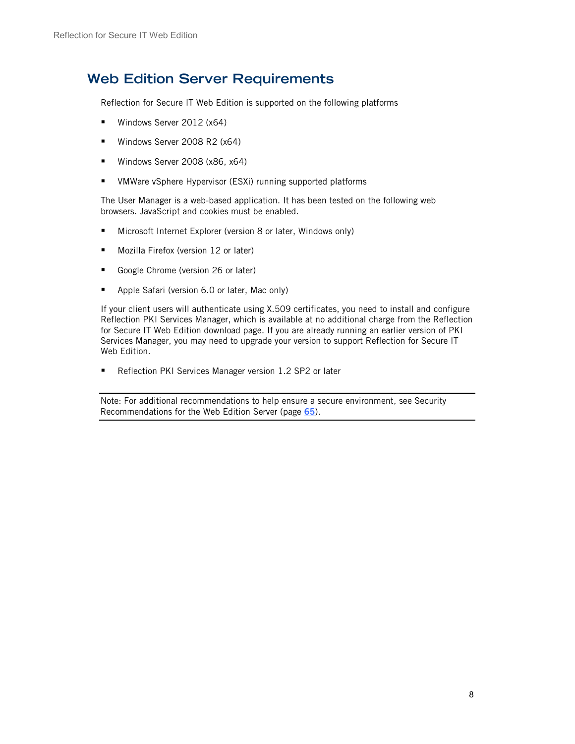# Web Edition Server Requirements

Reflection for Secure IT Web Edition is supported on the following platforms

- Windows Server 2012 (x64)
- Windows Server 2008 R2 (x64)
- Windows Server 2008 (x86, x64)
- VMWare vSphere Hypervisor (ESXi) running supported platforms

The User Manager is a web-based application. It has been tested on the following web browsers. JavaScript and cookies must be enabled.

- Microsoft Internet Explorer (version 8 or later, Windows only)
- Mozilla Firefox (version 12 or later)
- Google Chrome (version 26 or later)
- Apple Safari (version 6.0 or later, Mac only)

If your client users will authenticate using X.509 certificates, you need to install and configure Reflection PKI Services Manager, which is available at no additional charge from the Reflection for Secure IT Web Edition download page. If you are already running an earlier version of PKI Services Manager, you may need to upgrade your version to support Reflection for Secure IT Web Edition.

- Reflection PKI Services Manager version 1.2 SP2 or later

---

Note: For additional recommendations to help ensure a secure environment, see Security Recommendations for the Web Edition Server (page 65).

---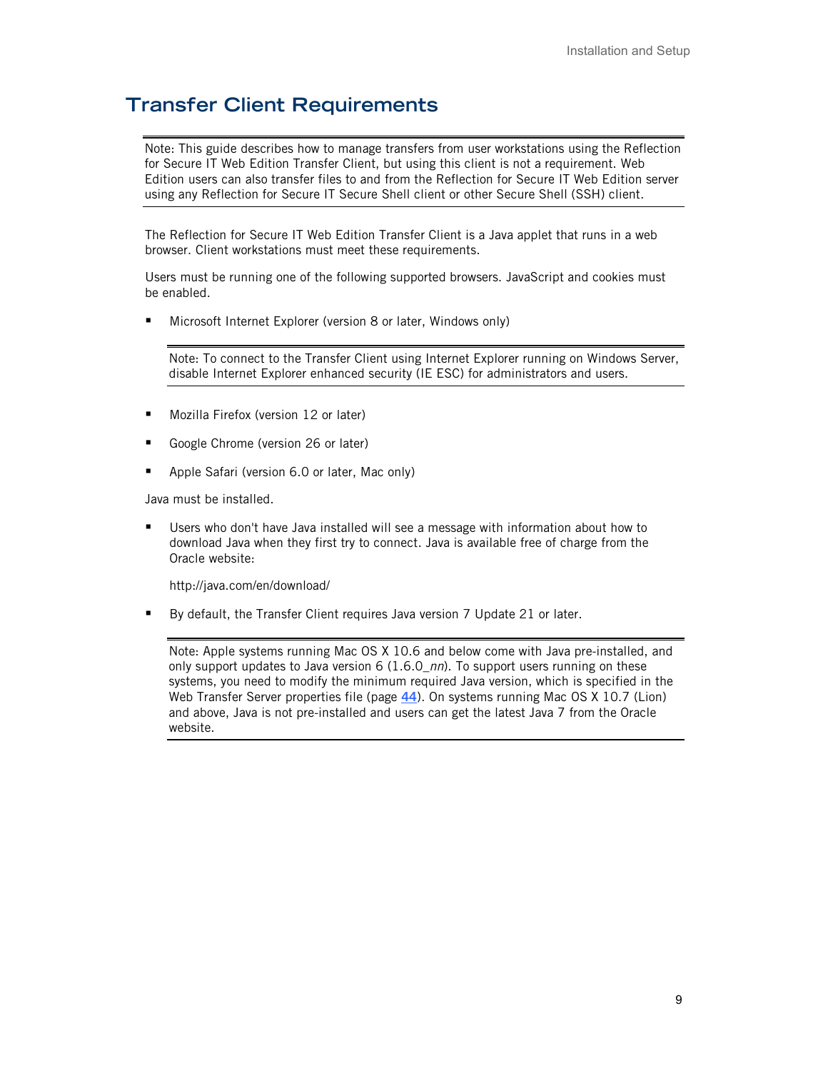## Transfer Client Requirements

---

Note: This guide describes how to manage transfers from user workstations using the Reflection for Secure IT Web Edition Transfer Client, but using this client is not a requirement. Web Edition users can also transfer files to and from the Reflection for Secure IT Web Edition server using any Reflection for Secure IT Secure Shell client or other Secure Shell (SSH) client.

---

The Reflection for Secure IT Web Edition Transfer Client is a Java applet that runs in a web browser. Client workstations must meet these requirements.

Users must be running one of the following supported browsers. JavaScript and cookies must be enabled.

- Microsoft Internet Explorer (version 8 or later, Windows only)

  ---

  Note: To connect to the Transfer Client using Internet Explorer running on Windows Server, disable Internet Explorer enhanced security (IE ESC) for administrators and users.

  ---

- Mozilla Firefox (version 12 or later)
- Google Chrome (version 26 or later)
- Apple Safari (version 6.0 or later, Mac only)

Java must be installed.

- Users who don't have Java installed will see a message with information about how to download Java when they first try to connect. Java is available free of charge from the Oracle website:

  http://java.com/en/download/

- By default, the Transfer Client requires Java version 7 Update 21 or later.

  ---

  Note: Apple systems running Mac OS X 10.6 and below come with Java pre-installed, and only support updates to Java version 6 (1.6.0_*nn*). To support users running on these systems, you need to modify the minimum required Java version, which is specified in the Web Transfer Server properties file (page **44**). On systems running Mac OS X 10.7 (Lion) and above, Java is not pre-installed and users can get the latest Java 7 from the Oracle website.

  ---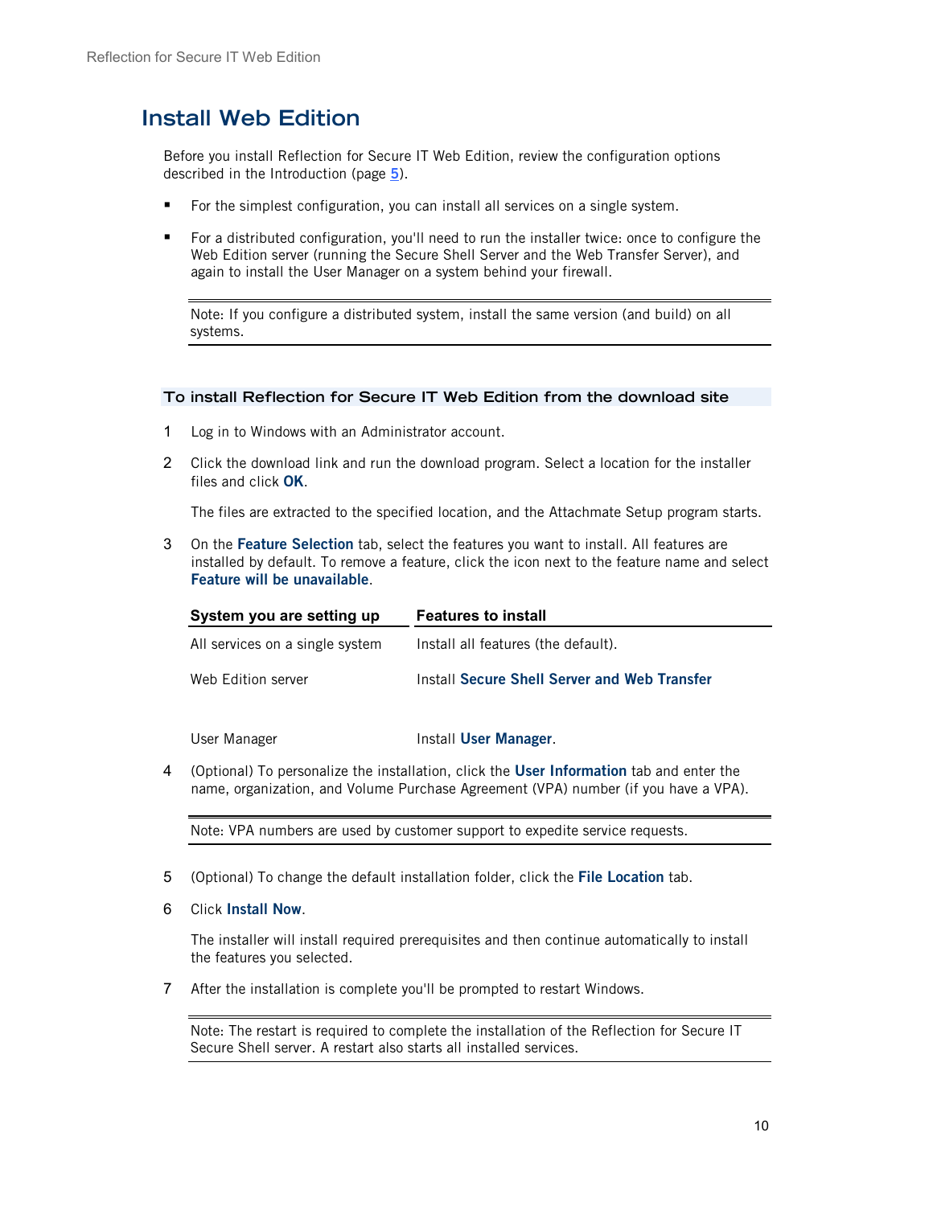# Install Web Edition

Before you install Reflection for Secure IT Web Edition, review the configuration options described in the Introduction (page 5).

- For the simplest configuration, you can install all services on a single system.
- For a distributed configuration, you'll need to run the installer twice: once to configure the Web Edition server (running the Secure Shell Server and the Web Transfer Server), and again to install the User Manager on a system behind your firewall.

> Note: If you configure a distributed system, install the same version (and build) on all systems.

### To install Reflection for Secure IT Web Edition from the download site

1. Log in to Windows with an Administrator account.
2. Click the download link and run the download program. Select a location for the installer files and click **OK**.

   The files are extracted to the specified location, and the Attachmate Setup program starts.

3. On the **Feature Selection** tab, select the features you want to install. All features are installed by default. To remove a feature, click the icon next to the feature name and select **Feature will be unavailable**.

   | System you are setting up | Features to install |
   |---|---|
   | All services on a single system | Install all features (the default). |
   | Web Edition server | Install **Secure Shell Server and Web Transfer** |
   | User Manager | Install **User Manager**. |

4. (Optional) To personalize the installation, click the **User Information** tab and enter the name, organization, and Volume Purchase Agreement (VPA) number (if you have a VPA).

   > Note: VPA numbers are used by customer support to expedite service requests.

5. (Optional) To change the default installation folder, click the **File Location** tab.
6. Click **Install Now**.

   The installer will install required prerequisites and then continue automatically to install the features you selected.

7. After the installation is complete you'll be prompted to restart Windows.

   > Note: The restart is required to complete the installation of the Reflection for Secure IT Secure Shell server. A restart also starts all installed services.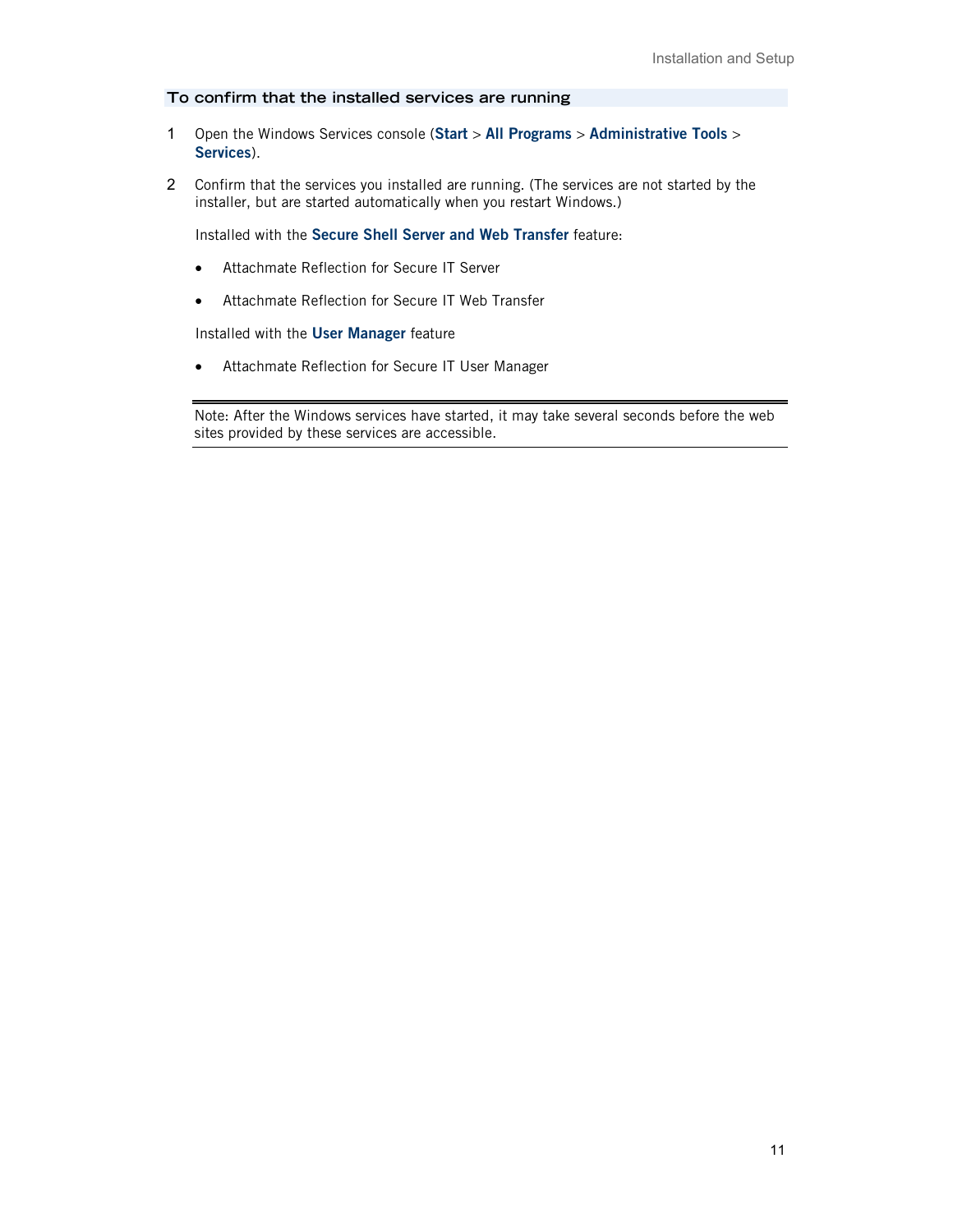### To confirm that the installed services are running

1. Open the Windows Services console (**Start** > **All Programs** > **Administrative Tools** > **Services**).

2. Confirm that the services you installed are running. (The services are not started by the installer, but are started automatically when you restart Windows.)

   Installed with the **Secure Shell Server and Web Transfer** feature:

   - Attachmate Reflection for Secure IT Server
   - Attachmate Reflection for Secure IT Web Transfer

   Installed with the **User Manager** feature

   - Attachmate Reflection for Secure IT User Manager

---

Note: After the Windows services have started, it may take several seconds before the web sites provided by these services are accessible.

---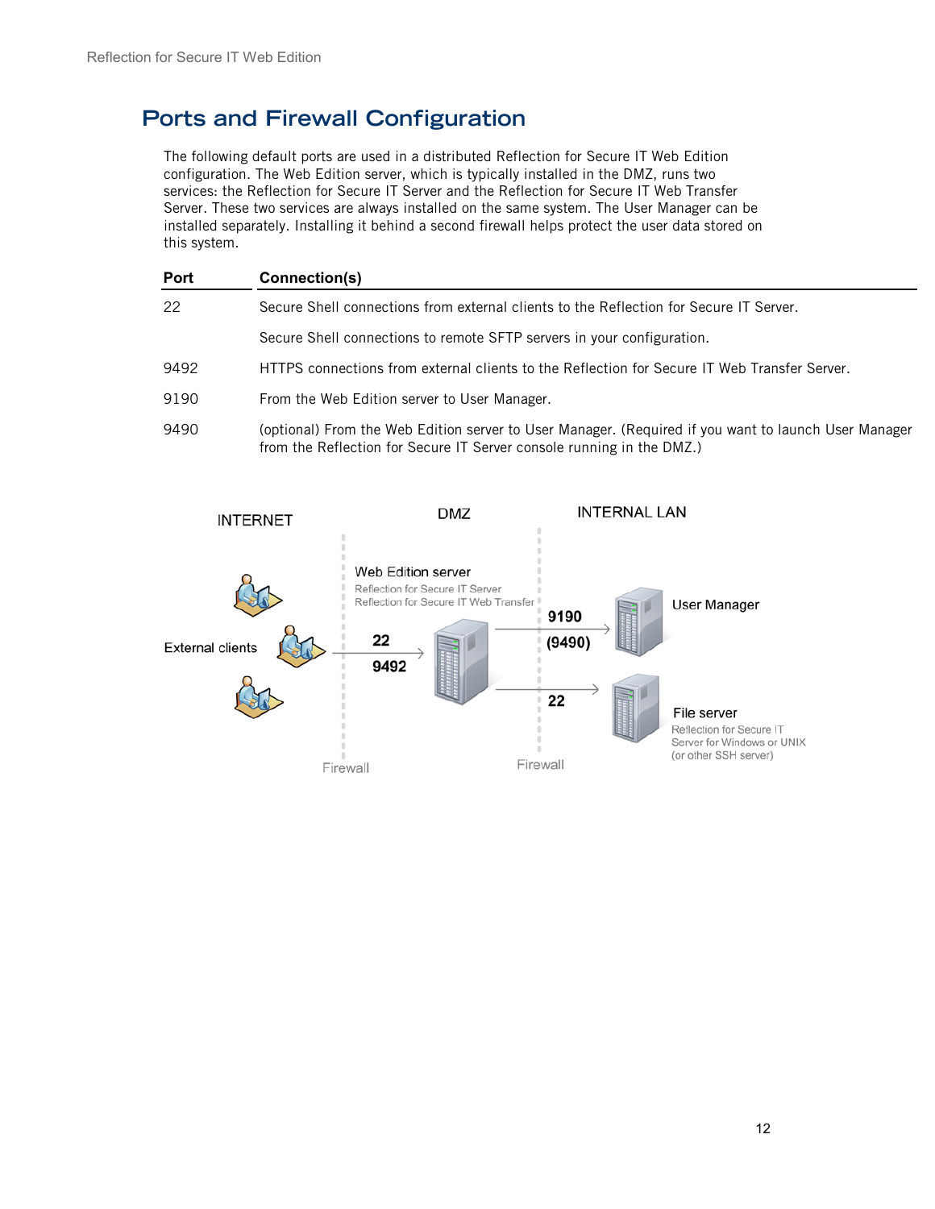# Ports and Firewall Configuration

The following default ports are used in a distributed Reflection for Secure IT Web Edition configuration. The Web Edition server, which is typically installed in the DMZ, runs two services: the Reflection for Secure IT Server and the Reflection for Secure IT Web Transfer Server. These two services are always installed on the same system. The User Manager can be installed separately. Installing it behind a second firewall helps protect the user data stored on this system.

| Port | Connection(s) |
|---|---|
| 22 | Secure Shell connections from external clients to the Reflection for Secure IT Server. |
| | Secure Shell connections to remote SFTP servers in your configuration. |
| 9492 | HTTPS connections from external clients to the Reflection for Secure IT Web Transfer Server. |
| 9190 | From the Web Edition server to User Manager. |
| 9490 | (optional) From the Web Edition server to User Manager. (Required if you want to launch User Manager from the Reflection for Secure IT Server console running in the DMZ.) |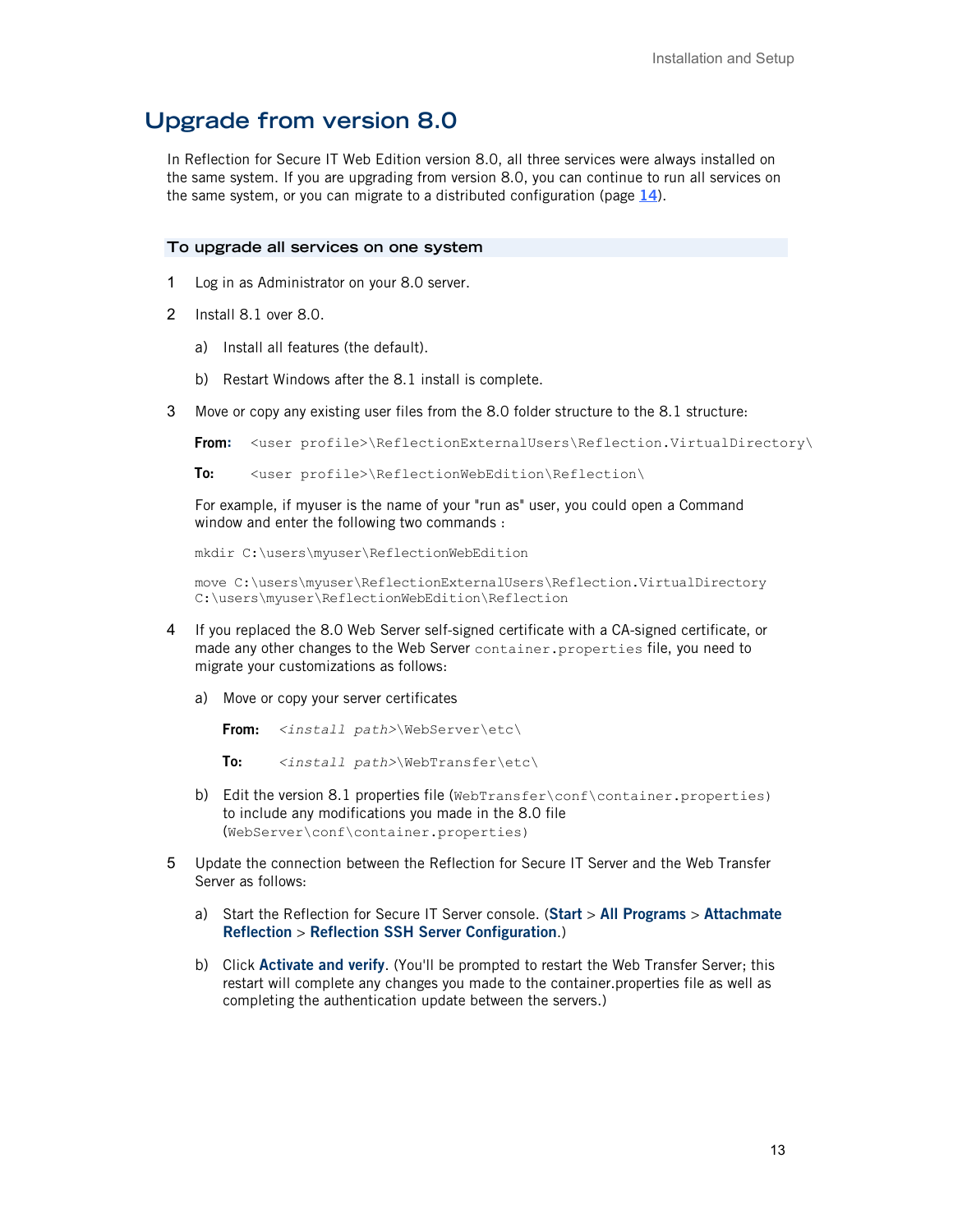# Upgrade from version 8.0

In Reflection for Secure IT Web Edition version 8.0, all three services were always installed on the same system. If you are upgrading from version 8.0, you can continue to run all services on the same system, or you can migrate to a distributed configuration (page 14).

### To upgrade all services on one system

1. Log in as Administrator on your 8.0 server.
2. Install 8.1 over 8.0.
   a) Install all features (the default).
   b) Restart Windows after the 8.1 install is complete.
3. Move or copy any existing user files from the 8.0 folder structure to the 8.1 structure:

   **From:** `<user profile>\ReflectionExternalUsers\Reflection.VirtualDirectory\`

   **To:** `<user profile>\ReflectionWebEdition\Reflection\`

   For example, if myuser is the name of your "run as" user, you could open a Command window and enter the following two commands :

   ```
   mkdir C:\users\myuser\ReflectionWebEdition
   ```

   ```
   move C:\users\myuser\ReflectionExternalUsers\Reflection.VirtualDirectory
   C:\users\myuser\ReflectionWebEdition\Reflection
   ```

4. If you replaced the 8.0 Web Server self-signed certificate with a CA-signed certificate, or made any other changes to the Web Server `container.properties` file, you need to migrate your customizations as follows:
   a) Move or copy your server certificates

   **From:** `<install path>\WebServer\etc\`

   **To:** `<install path>\WebTransfer\etc\`

   b) Edit the version 8.1 properties file (`WebTransfer\conf\container.properties`) to include any modifications you made in the 8.0 file (`WebServer\conf\container.properties`)
5. Update the connection between the Reflection for Secure IT Server and the Web Transfer Server as follows:
   a) Start the Reflection for Secure IT Server console. (**Start** > **All Programs** > **Attachmate Reflection** > **Reflection SSH Server Configuration**.)
   b) Click **Activate and verify**. (You'll be prompted to restart the Web Transfer Server; this restart will complete any changes you made to the container.properties file as well as completing the authentication update between the servers.)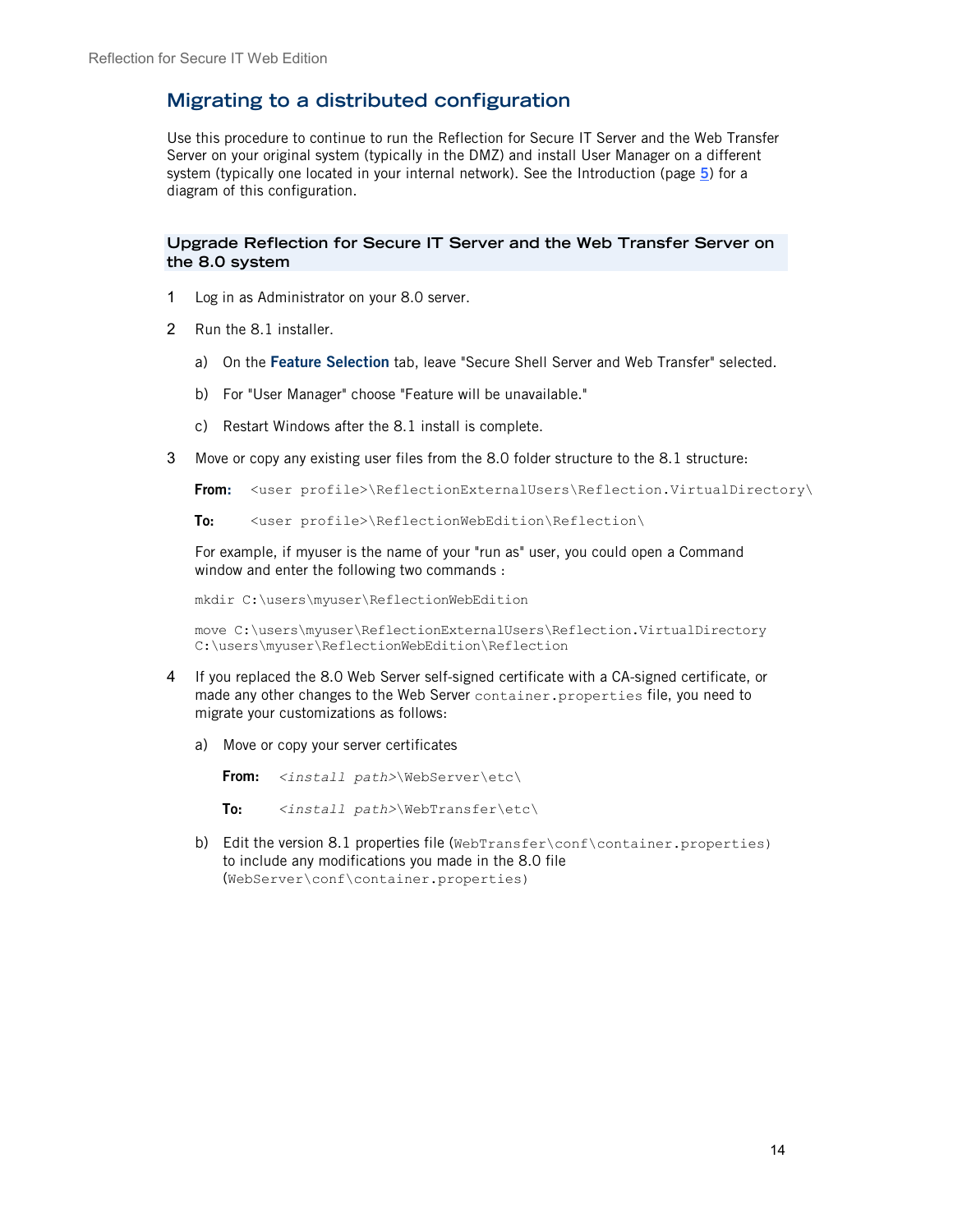## Migrating to a distributed configuration

Use this procedure to continue to run the Reflection for Secure IT Server and the Web Transfer Server on your original system (typically in the DMZ) and install User Manager on a different system (typically one located in your internal network). See the Introduction (page 5) for a diagram of this configuration.

### Upgrade Reflection for Secure IT Server and the Web Transfer Server on the 8.0 system

1. Log in as Administrator on your 8.0 server.
2. Run the 8.1 installer.
   a) On the **Feature Selection** tab, leave "Secure Shell Server and Web Transfer" selected.
   b) For "User Manager" choose "Feature will be unavailable."
   c) Restart Windows after the 8.1 install is complete.
3. Move or copy any existing user files from the 8.0 folder structure to the 8.1 structure:

   **From:** `<user profile>\ReflectionExternalUsers\Reflection.VirtualDirectory\`

   **To:** `<user profile>\ReflectionWebEdition\Reflection\`

   For example, if myuser is the name of your "run as" user, you could open a Command window and enter the following two commands :

   ```
   mkdir C:\users\myuser\ReflectionWebEdition
   ```

   ```
   move C:\users\myuser\ReflectionExternalUsers\Reflection.VirtualDirectory
   C:\users\myuser\ReflectionWebEdition\Reflection
   ```

4. If you replaced the 8.0 Web Server self-signed certificate with a CA-signed certificate, or made any other changes to the Web Server `container.properties` file, you need to migrate your customizations as follows:
   a) Move or copy your server certificates

   **From:** *<install path>*`\WebServer\etc\`

   **To:** *<install path>*`\WebTransfer\etc\`

   b) Edit the version 8.1 properties file (`WebTransfer\conf\container.properties`) to include any modifications you made in the 8.0 file (`WebServer\conf\container.properties`)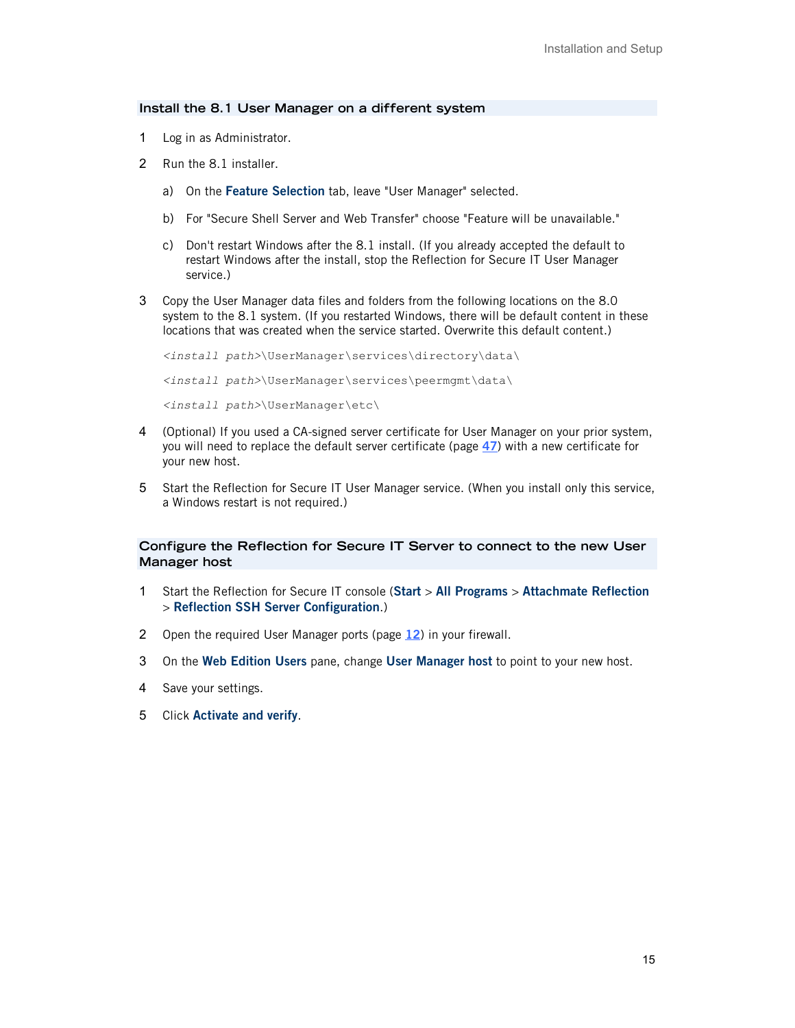## Install the 8.1 User Manager on a different system

1. Log in as Administrator.
2. Run the 8.1 installer.
   a) On the **Feature Selection** tab, leave "User Manager" selected.
   b) For "Secure Shell Server and Web Transfer" choose "Feature will be unavailable."
   c) Don't restart Windows after the 8.1 install. (If you already accepted the default to restart Windows after the install, stop the Reflection for Secure IT User Manager service.)
3. Copy the User Manager data files and folders from the following locations on the 8.0 system to the 8.1 system. (If you restarted Windows, there will be default content in these locations that was created when the service started. Overwrite this default content.)

   `<install path>\UserManager\services\directory\data\`

   `<install path>\UserManager\services\peermgmt\data\`

   `<install path>\UserManager\etc\`

4. (Optional) If you used a CA-signed server certificate for User Manager on your prior system, you will need to replace the default server certificate (page 47) with a new certificate for your new host.
5. Start the Reflection for Secure IT User Manager service. (When you install only this service, a Windows restart is not required.)

## Configure the Reflection for Secure IT Server to connect to the new User Manager host

1. Start the Reflection for Secure IT console (**Start** > **All Programs** > **Attachmate Reflection** > **Reflection SSH Server Configuration**.)
2. Open the required User Manager ports (page 12) in your firewall.
3. On the **Web Edition Users** pane, change **User Manager host** to point to your new host.
4. Save your settings.
5. Click **Activate and verify**.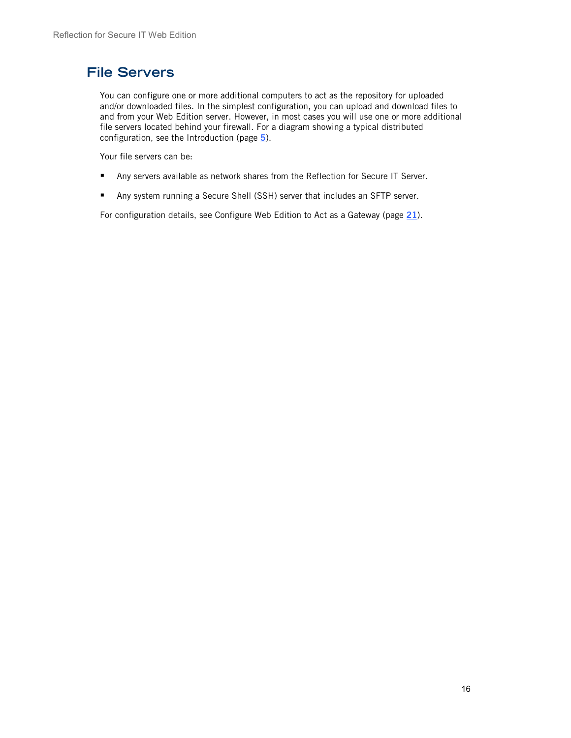# File Servers

You can configure one or more additional computers to act as the repository for uploaded and/or downloaded files. In the simplest configuration, you can upload and download files to and from your Web Edition server. However, in most cases you will use one or more additional file servers located behind your firewall. For a diagram showing a typical distributed configuration, see the Introduction (page **5**).

Your file servers can be:

- Any servers available as network shares from the Reflection for Secure IT Server.
- Any system running a Secure Shell (SSH) server that includes an SFTP server.

For configuration details, see Configure Web Edition to Act as a Gateway (page **21**).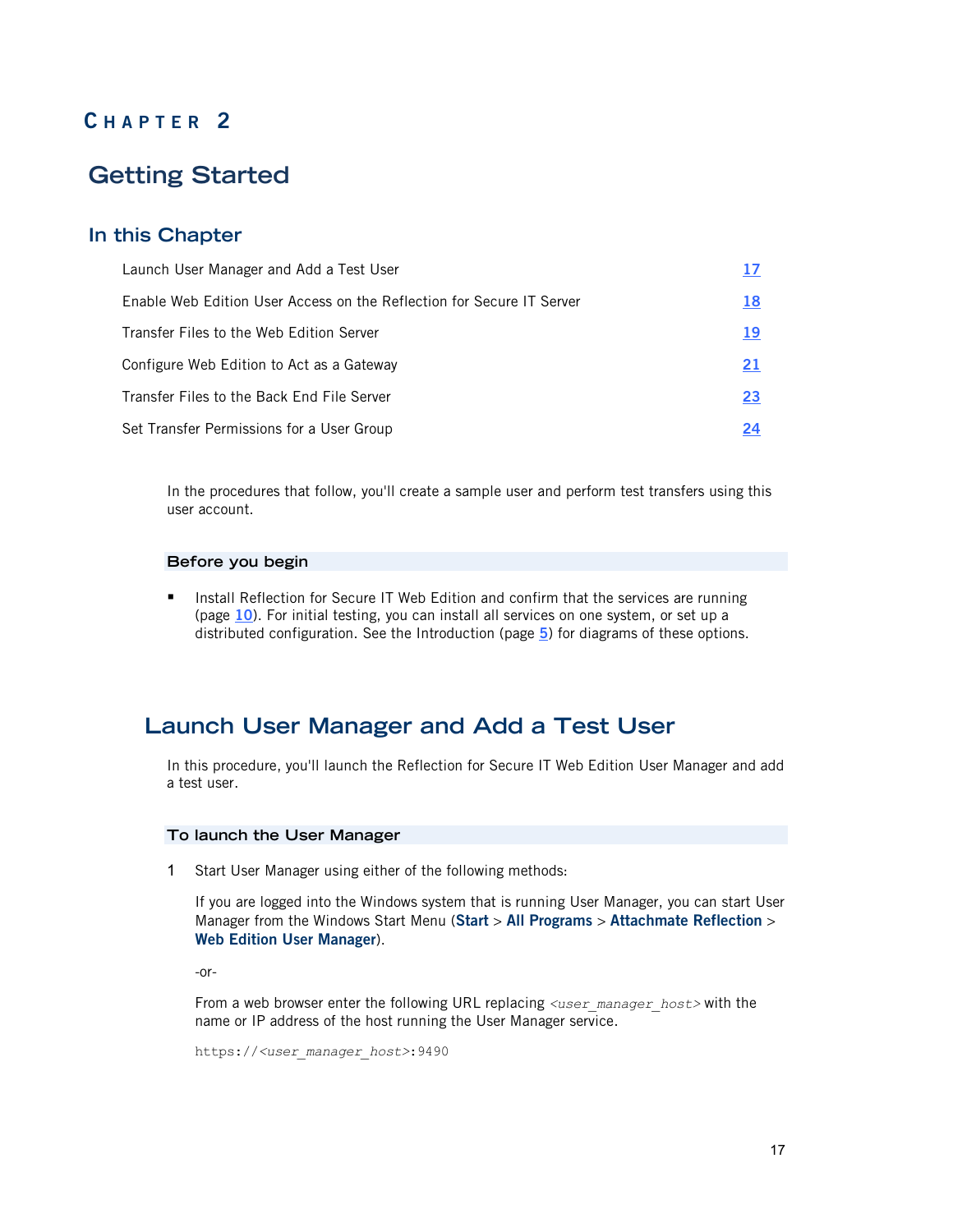# CHAPTER 2

# Getting Started

## In this Chapter

| | |
|---|---|
| Launch User Manager and Add a Test User | 17 |
| Enable Web Edition User Access on the Reflection for Secure IT Server | 18 |
| Transfer Files to the Web Edition Server | 19 |
| Configure Web Edition to Act as a Gateway | 21 |
| Transfer Files to the Back End File Server | 23 |
| Set Transfer Permissions for a User Group | 24 |

In the procedures that follow, you'll create a sample user and perform test transfers using this user account.

### Before you begin

- Install Reflection for Secure IT Web Edition and confirm that the services are running (page 10). For initial testing, you can install all services on one system, or set up a distributed configuration. See the Introduction (page 5) for diagrams of these options.

## Launch User Manager and Add a Test User

In this procedure, you'll launch the Reflection for Secure IT Web Edition User Manager and add a test user.

### To launch the User Manager

1 Start User Manager using either of the following methods:

If you are logged into the Windows system that is running User Manager, you can start User Manager from the Windows Start Menu (**Start** > **All Programs** > **Attachmate Reflection** > **Web Edition User Manager**).

-or-

From a web browser enter the following URL replacing *<user_manager_host>* with the name or IP address of the host running the User Manager service.

```
https://<user_manager_host>:9490
```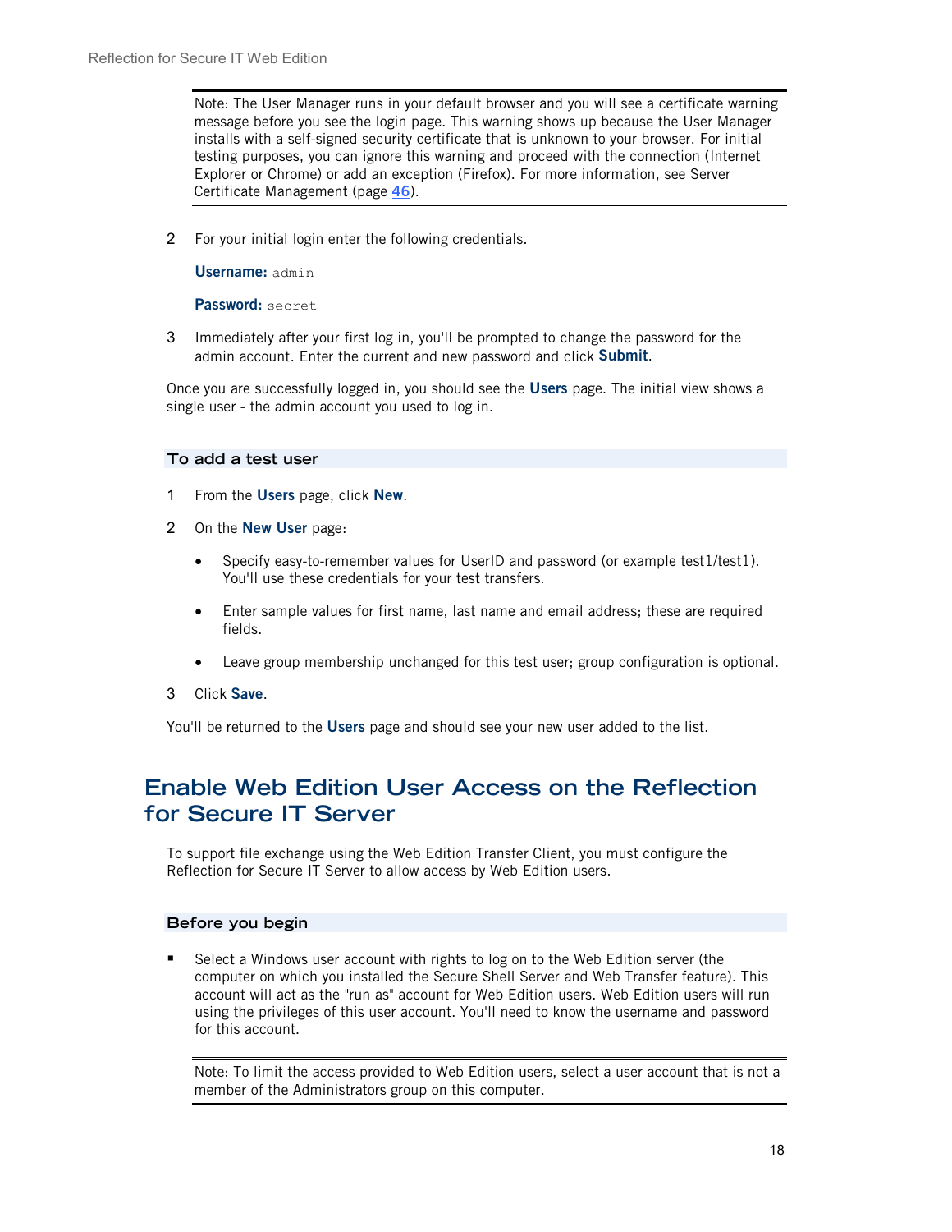> Note: The User Manager runs in your default browser and you will see a certificate warning message before you see the login page. This warning shows up because the User Manager installs with a self-signed security certificate that is unknown to your browser. For initial testing purposes, you can ignore this warning and proceed with the connection (Internet Explorer or Chrome) or add an exception (Firefox). For more information, see Server Certificate Management (page 46).

2 For your initial login enter the following credentials.

   **Username:** `admin`

   **Password:** `secret`

3 Immediately after your first log in, you'll be prompted to change the password for the admin account. Enter the current and new password and click **Submit**.

Once you are successfully logged in, you should see the **Users** page. The initial view shows a single user - the admin account you used to log in.

### To add a test user

1 From the **Users** page, click **New**.

2 On the **New User** page:

- Specify easy-to-remember values for UserID and password (or example test1/test1). You'll use these credentials for your test transfers.
- Enter sample values for first name, last name and email address; these are required fields.
- Leave group membership unchanged for this test user; group configuration is optional.

3 Click **Save**.

You'll be returned to the **Users** page and should see your new user added to the list.

## Enable Web Edition User Access on the Reflection for Secure IT Server

To support file exchange using the Web Edition Transfer Client, you must configure the Reflection for Secure IT Server to allow access by Web Edition users.

### Before you begin

- Select a Windows user account with rights to log on to the Web Edition server (the computer on which you installed the Secure Shell Server and Web Transfer feature). This account will act as the "run as" account for Web Edition users. Web Edition users will run using the privileges of this user account. You'll need to know the username and password for this account.

> Note: To limit the access provided to Web Edition users, select a user account that is not a member of the Administrators group on this computer.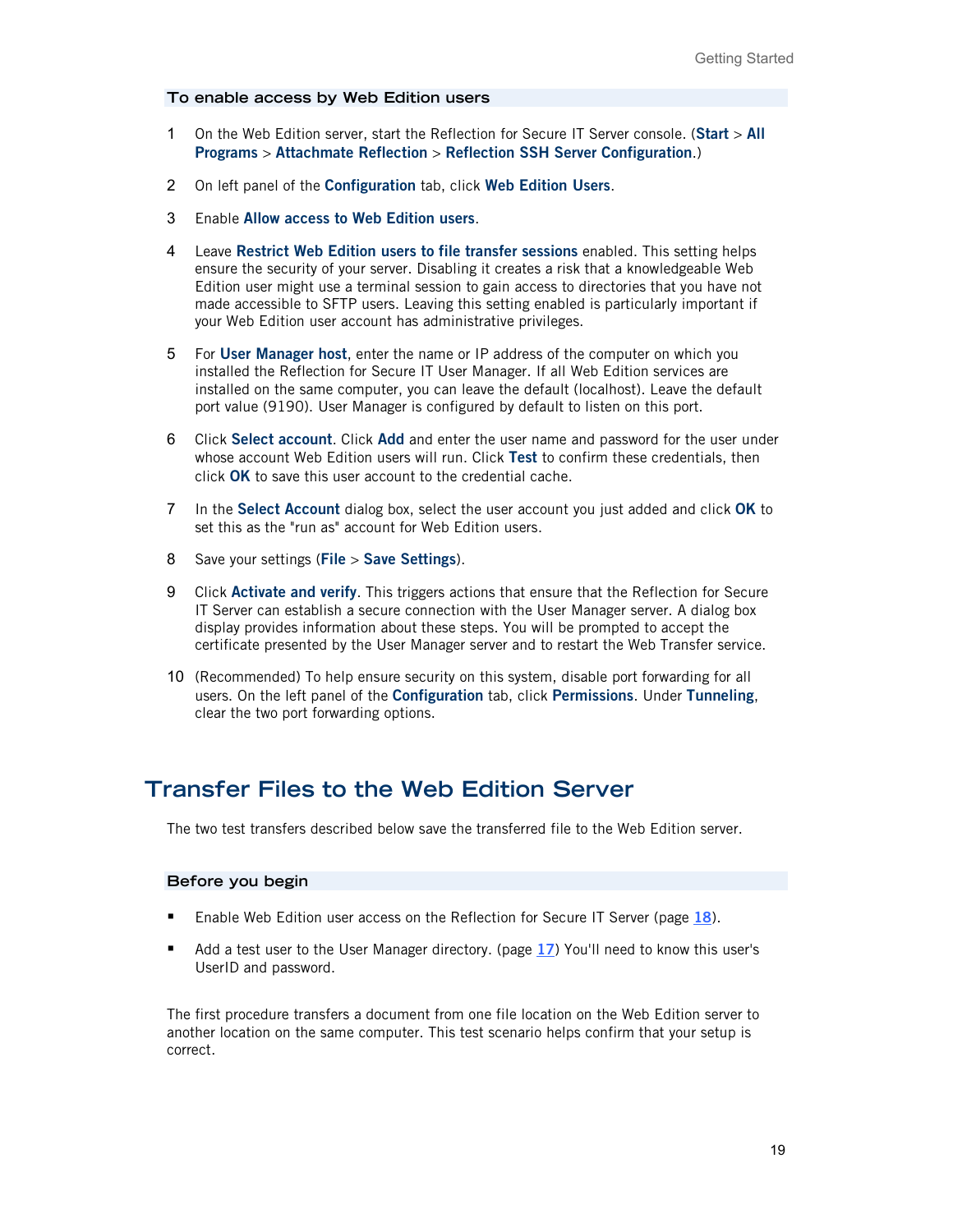### To enable access by Web Edition users

1. On the Web Edition server, start the Reflection for Secure IT Server console. (**Start** > **All Programs** > **Attachmate Reflection** > **Reflection SSH Server Configuration**.)
2. On left panel of the **Configuration** tab, click **Web Edition Users**.
3. Enable **Allow access to Web Edition users**.
4. Leave **Restrict Web Edition users to file transfer sessions** enabled. This setting helps ensure the security of your server. Disabling it creates a risk that a knowledgeable Web Edition user might use a terminal session to gain access to directories that you have not made accessible to SFTP users. Leaving this setting enabled is particularly important if your Web Edition user account has administrative privileges.
5. For **User Manager host**, enter the name or IP address of the computer on which you installed the Reflection for Secure IT User Manager. If all Web Edition services are installed on the same computer, you can leave the default (localhost). Leave the default port value (9190). User Manager is configured by default to listen on this port.
6. Click **Select account**. Click **Add** and enter the user name and password for the user under whose account Web Edition users will run. Click **Test** to confirm these credentials, then click **OK** to save this user account to the credential cache.
7. In the **Select Account** dialog box, select the user account you just added and click **OK** to set this as the "run as" account for Web Edition users.
8. Save your settings (**File** > **Save Settings**).
9. Click **Activate and verify**. This triggers actions that ensure that the Reflection for Secure IT Server can establish a secure connection with the User Manager server. A dialog box display provides information about these steps. You will be prompted to accept the certificate presented by the User Manager server and to restart the Web Transfer service.
10. (Recommended) To help ensure security on this system, disable port forwarding for all users. On the left panel of the **Configuration** tab, click **Permissions**. Under **Tunneling**, clear the two port forwarding options.

## Transfer Files to the Web Edition Server

The two test transfers described below save the transferred file to the Web Edition server.

### Before you begin

- Enable Web Edition user access on the Reflection for Secure IT Server (page 18).
- Add a test user to the User Manager directory. (page 17) You'll need to know this user's UserID and password.

The first procedure transfers a document from one file location on the Web Edition server to another location on the same computer. This test scenario helps confirm that your setup is correct.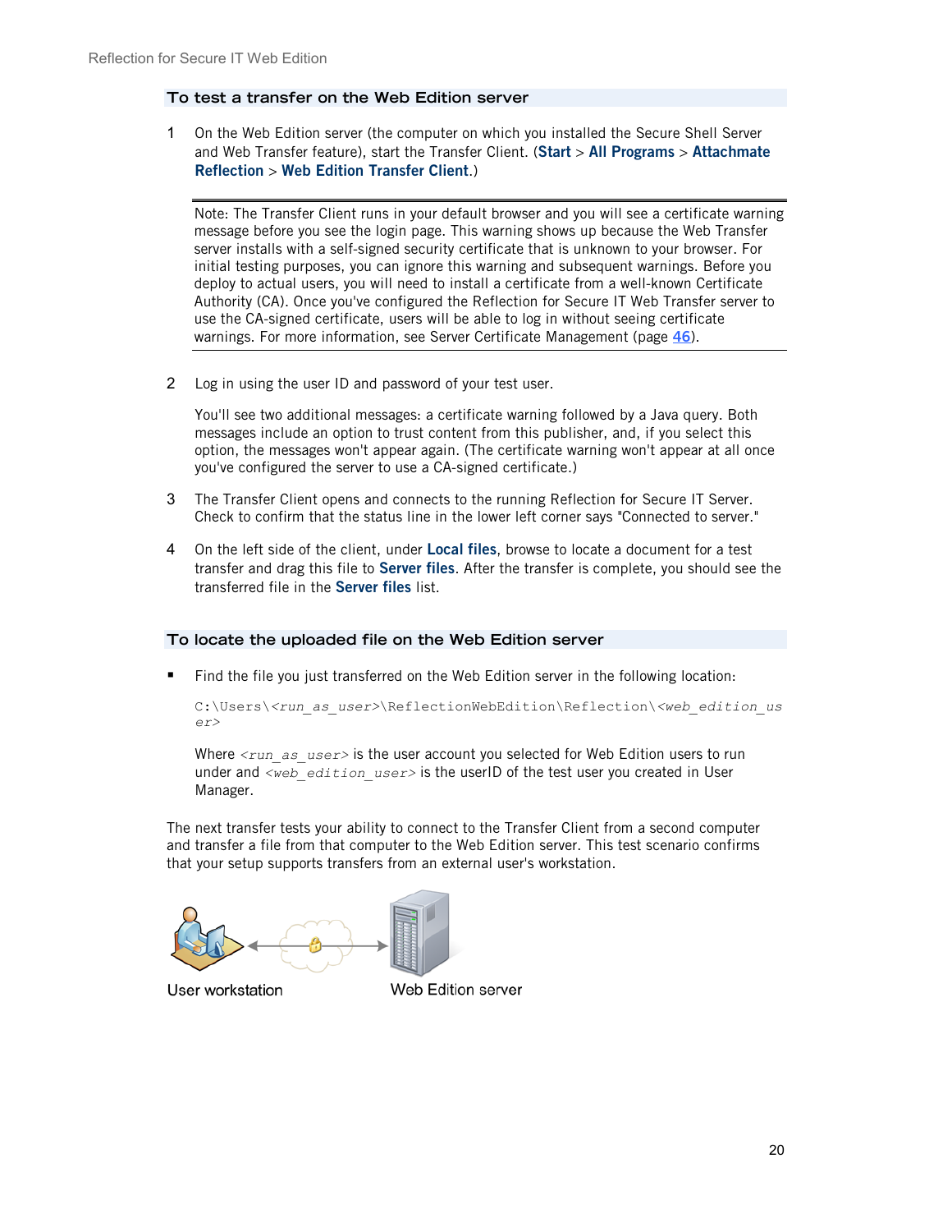### To test a transfer on the Web Edition server

1. On the Web Edition server (the computer on which you installed the Secure Shell Server and Web Transfer feature), start the Transfer Client. (**Start** > **All Programs** > **Attachmate Reflection** > **Web Edition Transfer Client**.)

   ---

   Note: The Transfer Client runs in your default browser and you will see a certificate warning message before you see the login page. This warning shows up because the Web Transfer server installs with a self-signed security certificate that is unknown to your browser. For initial testing purposes, you can ignore this warning and subsequent warnings. Before you deploy to actual users, you will need to install a certificate from a well-known Certificate Authority (CA). Once you've configured the Reflection for Secure IT Web Transfer server to use the CA-signed certificate, users will be able to log in without seeing certificate warnings. For more information, see Server Certificate Management (page 46).

   ---

2. Log in using the user ID and password of your test user.

   You'll see two additional messages: a certificate warning followed by a Java query. Both messages include an option to trust content from this publisher, and, if you select this option, the messages won't appear again. (The certificate warning won't appear at all once you've configured the server to use a CA-signed certificate.)

3. The Transfer Client opens and connects to the running Reflection for Secure IT Server. Check to confirm that the status line in the lower left corner says "Connected to server."

4. On the left side of the client, under **Local files**, browse to locate a document for a test transfer and drag this file to **Server files**. After the transfer is complete, you should see the transferred file in the **Server files** list.

### To locate the uploaded file on the Web Edition server

- Find the file you just transferred on the Web Edition server in the following location:

  `C:\Users\<run_as_user>\ReflectionWebEdition\Reflection\<web_edition_user>`

  Where *<run_as_user>* is the user account you selected for Web Edition users to run under and *<web_edition_user>* is the userID of the test user you created in User Manager.

The next transfer tests your ability to connect to the Transfer Client from a second computer and transfer a file from that computer to the Web Edition server. This test scenario confirms that your setup supports transfers from an external user's workstation.

User workstation    Web Edition server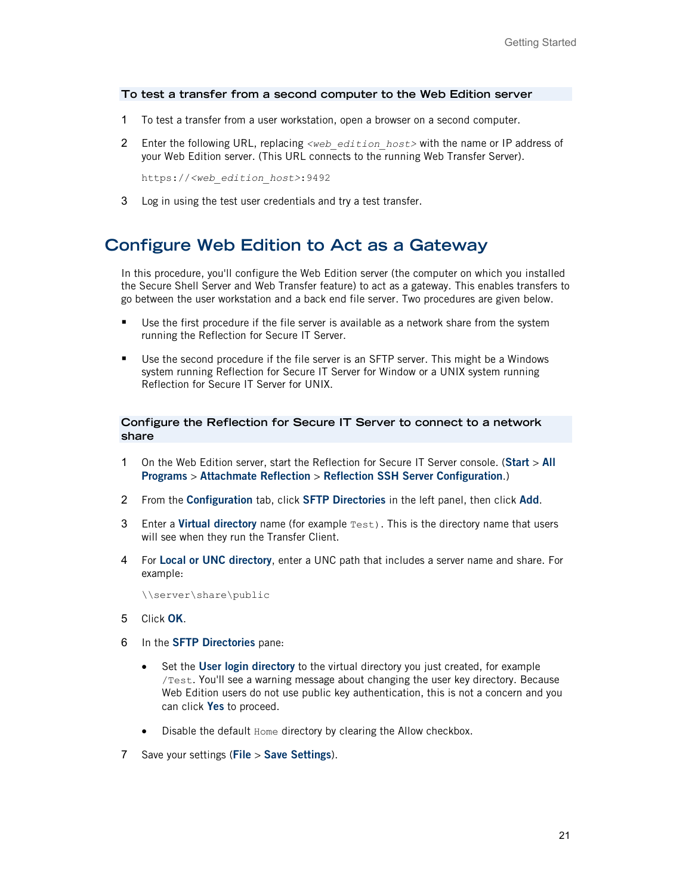### To test a transfer from a second computer to the Web Edition server

1. To test a transfer from a user workstation, open a browser on a second computer.
2. Enter the following URL, replacing *<web_edition_host>* with the name or IP address of your Web Edition server. (This URL connects to the running Web Transfer Server).

   ```
   https://<web_edition_host>:9492
   ```

3. Log in using the test user credentials and try a test transfer.

## Configure Web Edition to Act as a Gateway

In this procedure, you'll configure the Web Edition server (the computer on which you installed the Secure Shell Server and Web Transfer feature) to act as a gateway. This enables transfers to go between the user workstation and a back end file server. Two procedures are given below.

- Use the first procedure if the file server is available as a network share from the system running the Reflection for Secure IT Server.
- Use the second procedure if the file server is an SFTP server. This might be a Windows system running Reflection for Secure IT Server for Window or a UNIX system running Reflection for Secure IT Server for UNIX.

### Configure the Reflection for Secure IT Server to connect to a network share

1. On the Web Edition server, start the Reflection for Secure IT Server console. (**Start** > **All Programs** > **Attachmate Reflection** > **Reflection SSH Server Configuration**.)
2. From the **Configuration** tab, click **SFTP Directories** in the left panel, then click **Add**.
3. Enter a **Virtual directory** name (for example `Test`). This is the directory name that users will see when they run the Transfer Client.
4. For **Local or UNC directory**, enter a UNC path that includes a server name and share. For example:

   ```
   \\server\share\public
   ```

5. Click **OK**.
6. In the **SFTP Directories** pane:
   - Set the **User login directory** to the virtual directory you just created, for example `/Test`. You'll see a warning message about changing the user key directory. Because Web Edition users do not use public key authentication, this is not a concern and you can click **Yes** to proceed.
   - Disable the default `Home` directory by clearing the Allow checkbox.
7. Save your settings (**File** > **Save Settings**).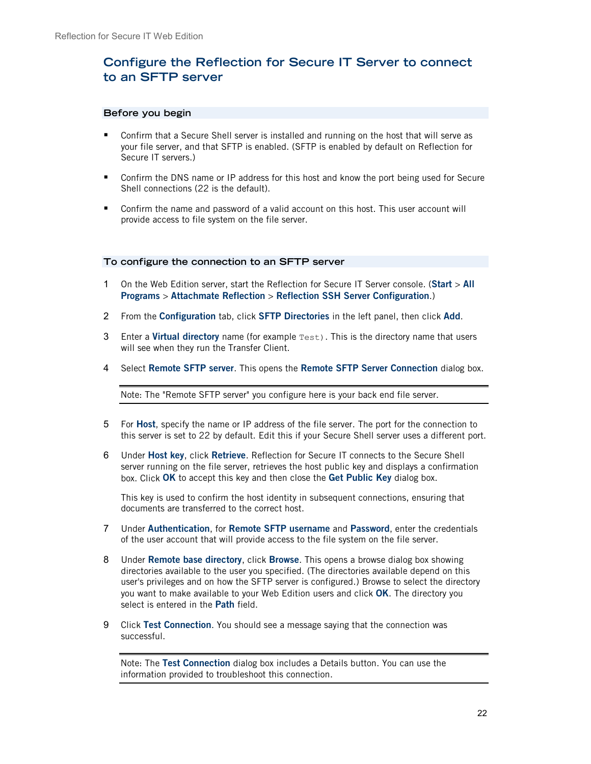## Configure the Reflection for Secure IT Server to connect to an SFTP server

### Before you begin

- Confirm that a Secure Shell server is installed and running on the host that will serve as your file server, and that SFTP is enabled. (SFTP is enabled by default on Reflection for Secure IT servers.)
- Confirm the DNS name or IP address for this host and know the port being used for Secure Shell connections (22 is the default).
- Confirm the name and password of a valid account on this host. This user account will provide access to file system on the file server.

### To configure the connection to an SFTP server

1. On the Web Edition server, start the Reflection for Secure IT Server console. (**Start** > **All Programs** > **Attachmate Reflection** > **Reflection SSH Server Configuration**.)
2. From the **Configuration** tab, click **SFTP Directories** in the left panel, then click **Add**.
3. Enter a **Virtual directory** name (for example `Test`). This is the directory name that users will see when they run the Transfer Client.
4. Select **Remote SFTP server**. This opens the **Remote SFTP Server Connection** dialog box.

   Note: The "Remote SFTP server" you configure here is your back end file server.

5. For **Host**, specify the name or IP address of the file server. The port for the connection to this server is set to 22 by default. Edit this if your Secure Shell server uses a different port.
6. Under **Host key**, click **Retrieve**. Reflection for Secure IT connects to the Secure Shell server running on the file server, retrieves the host public key and displays a confirmation box. Click **OK** to accept this key and then close the **Get Public Key** dialog box.

   This key is used to confirm the host identity in subsequent connections, ensuring that documents are transferred to the correct host.

7. Under **Authentication**, for **Remote SFTP username** and **Password**, enter the credentials of the user account that will provide access to the file system on the file server.
8. Under **Remote base directory**, click **Browse**. This opens a browse dialog box showing directories available to the user you specified. (The directories available depend on this user's privileges and on how the SFTP server is configured.) Browse to select the directory you want to make available to your Web Edition users and click **OK**. The directory you select is entered in the **Path** field.
9. Click **Test Connection**. You should see a message saying that the connection was successful.

   Note: The **Test Connection** dialog box includes a Details button. You can use the information provided to troubleshoot this connection.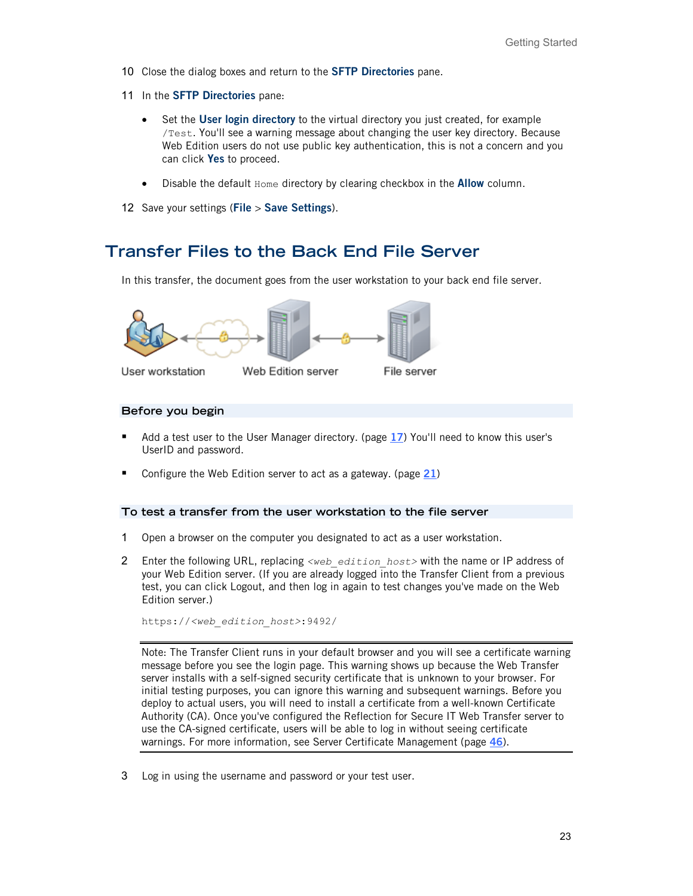10 Close the dialog boxes and return to the **SFTP Directories** pane.

11 In the **SFTP Directories** pane:

- Set the **User login directory** to the virtual directory you just created, for example `/Test`. You'll see a warning message about changing the user key directory. Because Web Edition users do not use public key authentication, this is not a concern and you can click **Yes** to proceed.
- Disable the default `Home` directory by clearing checkbox in the **Allow** column.

12 Save your settings (**File** > **Save Settings**).

# Transfer Files to the Back End File Server

In this transfer, the document goes from the user workstation to your back end file server.

User workstation    Web Edition server    File server

### Before you begin

- Add a test user to the User Manager directory. (page 17) You'll need to know this user's UserID and password.
- Configure the Web Edition server to act as a gateway. (page 21)

### To test a transfer from the user workstation to the file server

1 Open a browser on the computer you designated to act as a user workstation.

2 Enter the following URL, replacing *<web_edition_host>* with the name or IP address of your Web Edition server. (If you are already logged into the Transfer Client from a previous test, you can click Logout, and then log in again to test changes you've made on the Web Edition server.)

```
https://<web_edition_host>:9492/
```

Note: The Transfer Client runs in your default browser and you will see a certificate warning message before you see the login page. This warning shows up because the Web Transfer server installs with a self-signed security certificate that is unknown to your browser. For initial testing purposes, you can ignore this warning and subsequent warnings. Before you deploy to actual users, you will need to install a certificate from a well-known Certificate Authority (CA). Once you've configured the Reflection for Secure IT Web Transfer server to use the CA-signed certificate, users will be able to log in without seeing certificate warnings. For more information, see Server Certificate Management (page 46).

3 Log in using the username and password or your test user.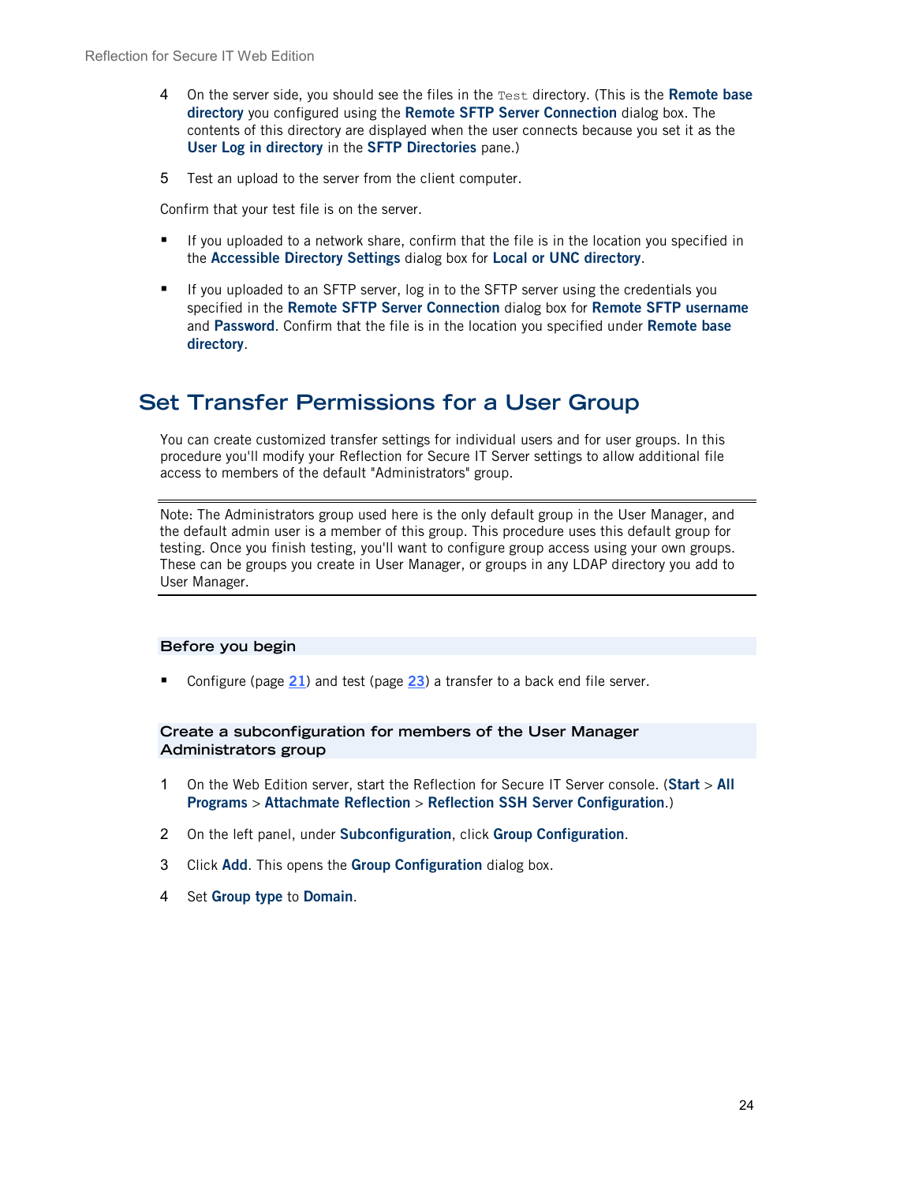4. On the server side, you should see the files in the `Test` directory. (This is the **Remote base directory** you configured using the **Remote SFTP Server Connection** dialog box. The contents of this directory are displayed when the user connects because you set it as the **User Log in directory** in the **SFTP Directories** pane.)

5. Test an upload to the server from the client computer.

Confirm that your test file is on the server.

- If you uploaded to a network share, confirm that the file is in the location you specified in the **Accessible Directory Settings** dialog box for **Local or UNC directory**.

- If you uploaded to an SFTP server, log in to the SFTP server using the credentials you specified in the **Remote SFTP Server Connection** dialog box for **Remote SFTP username** and **Password**. Confirm that the file is in the location you specified under **Remote base directory**.

# Set Transfer Permissions for a User Group

You can create customized transfer settings for individual users and for user groups. In this procedure you'll modify your Reflection for Secure IT Server settings to allow additional file access to members of the default "Administrators" group.

---

Note: The Administrators group used here is the only default group in the User Manager, and the default admin user is a member of this group. This procedure uses this default group for testing. Once you finish testing, you'll want to configure group access using your own groups. These can be groups you create in User Manager, or groups in any LDAP directory you add to User Manager.

---

### Before you begin

- Configure (page 21) and test (page 23) a transfer to a back end file server.

### Create a subconfiguration for members of the User Manager Administrators group

1. On the Web Edition server, start the Reflection for Secure IT Server console. (**Start** > **All Programs** > **Attachmate Reflection** > **Reflection SSH Server Configuration**.)

2. On the left panel, under **Subconfiguration**, click **Group Configuration**.

3. Click **Add**. This opens the **Group Configuration** dialog box.

4. Set **Group type** to **Domain**.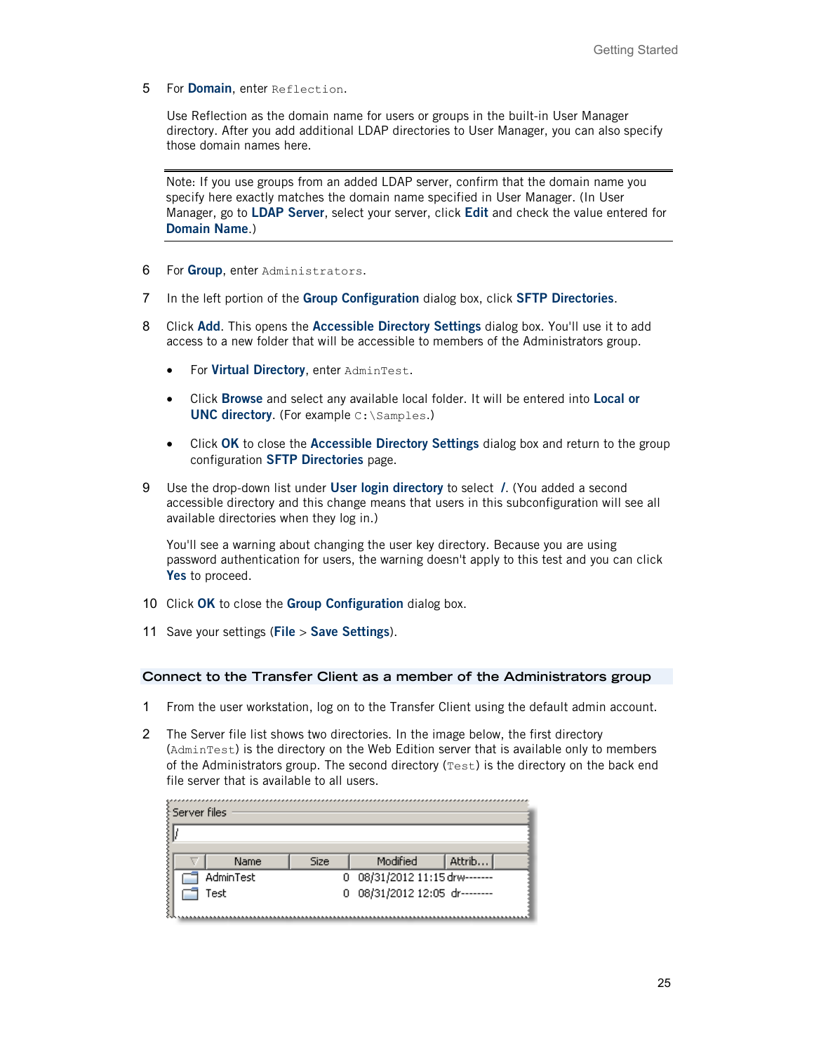5 For **Domain**, enter `Reflection`.

   Use Reflection as the domain name for users or groups in the built-in User Manager directory. After you add additional LDAP directories to User Manager, you can also specify those domain names here.

   Note: If you use groups from an added LDAP server, confirm that the domain name you specify here exactly matches the domain name specified in User Manager. (In User Manager, go to **LDAP Server**, select your server, click **Edit** and check the value entered for **Domain Name**.)

6 For **Group**, enter `Administrators`.

7 In the left portion of the **Group Configuration** dialog box, click **SFTP Directories**.

8 Click **Add**. This opens the **Accessible Directory Settings** dialog box. You'll use it to add access to a new folder that will be accessible to members of the Administrators group.

   - For **Virtual Directory**, enter `AdminTest`.
   - Click **Browse** and select any available local folder. It will be entered into **Local or UNC directory**. (For example `C:\Samples`.)
   - Click **OK** to close the **Accessible Directory Settings** dialog box and return to the group configuration **SFTP Directories** page.

9 Use the drop-down list under **User login directory** to select **/**. (You added a second accessible directory and this change means that users in this subconfiguration will see all available directories when they log in.)

   You'll see a warning about changing the user key directory. Because you are using password authentication for users, the warning doesn't apply to this test and you can click **Yes** to proceed.

10 Click **OK** to close the **Group Configuration** dialog box.

11 Save your settings (**File** > **Save Settings**).

## Connect to the Transfer Client as a member of the Administrators group

1 From the user workstation, log on to the Transfer Client using the default admin account.

2 The Server file list shows two directories. In the image below, the first directory (`AdminTest`) is the directory on the Web Edition server that is available only to members of the Administrators group. The second directory (`Test`) is the directory on the back end file server that is available to all users.

Server files

/

| Name | Size | Modified | Attrib... |
|---|---|---|---|
| AdminTest | 0 | 08/31/2012 11:15 | drw------- |
| Test | 0 | 08/31/2012 12:05 | dr-------- |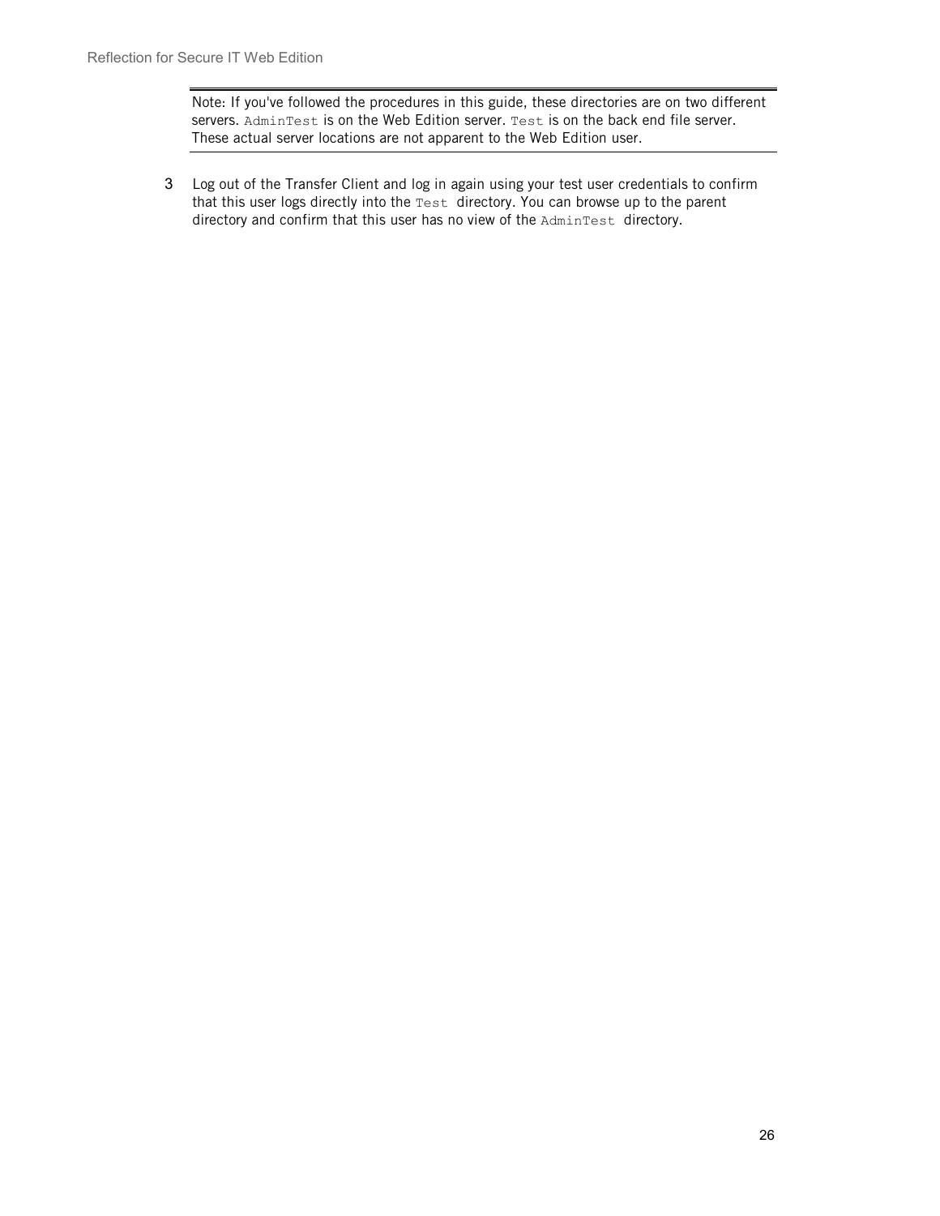> Note: If you've followed the procedures in this guide, these directories are on two different servers. `AdminTest` is on the Web Edition server. `Test` is on the back end file server. These actual server locations are not apparent to the Web Edition user.

3. Log out of the Transfer Client and log in again using your test user credentials to confirm that this user logs directly into the `Test` directory. You can browse up to the parent directory and confirm that this user has no view of the `AdminTest` directory.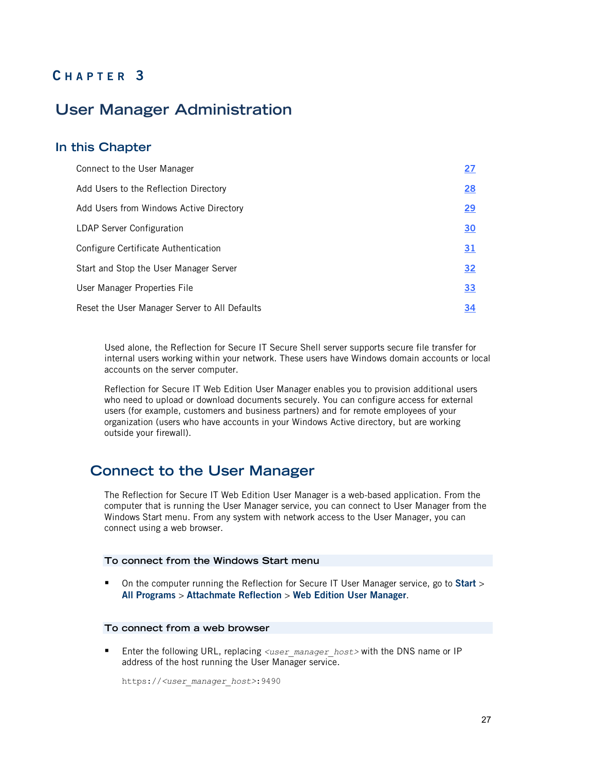# CHAPTER 3

# User Manager Administration

## In this Chapter

| | |
|---|---|
| Connect to the User Manager | 27 |
| Add Users to the Reflection Directory | 28 |
| Add Users from Windows Active Directory | 29 |
| LDAP Server Configuration | 30 |
| Configure Certificate Authentication | 31 |
| Start and Stop the User Manager Server | 32 |
| User Manager Properties File | 33 |
| Reset the User Manager Server to All Defaults | 34 |

Used alone, the Reflection for Secure IT Secure Shell server supports secure file transfer for internal users working within your network. These users have Windows domain accounts or local accounts on the server computer.

Reflection for Secure IT Web Edition User Manager enables you to provision additional users who need to upload or download documents securely. You can configure access for external users (for example, customers and business partners) and for remote employees of your organization (users who have accounts in your Windows Active directory, but are working outside your firewall).

## Connect to the User Manager

The Reflection for Secure IT Web Edition User Manager is a web-based application. From the computer that is running the User Manager service, you can connect to User Manager from the Windows Start menu. From any system with network access to the User Manager, you can connect using a web browser.

### To connect from the Windows Start menu

- On the computer running the Reflection for Secure IT User Manager service, go to **Start** > **All Programs** > **Attachmate Reflection** > **Web Edition User Manager**.

### To connect from a web browser

- Enter the following URL, replacing *<user_manager_host>* with the DNS name or IP address of the host running the User Manager service.

```
https://<user_manager_host>:9490
```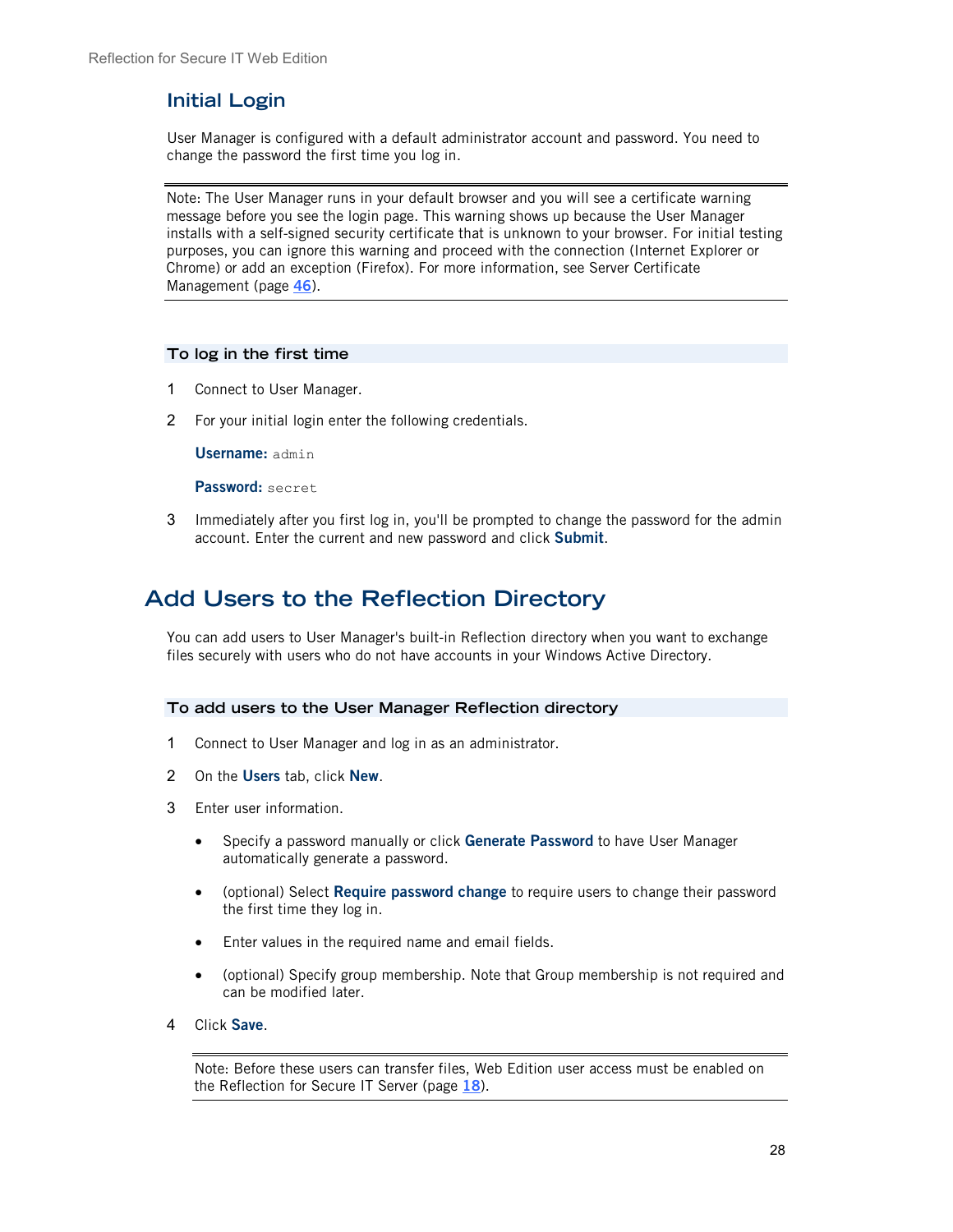## Initial Login

User Manager is configured with a default administrator account and password. You need to change the password the first time you log in.

---

Note: The User Manager runs in your default browser and you will see a certificate warning message before you see the login page. This warning shows up because the User Manager installs with a self-signed security certificate that is unknown to your browser. For initial testing purposes, you can ignore this warning and proceed with the connection (Internet Explorer or Chrome) or add an exception (Firefox). For more information, see Server Certificate Management (page 46).

---

### To log in the first time

1. Connect to User Manager.
2. For your initial login enter the following credentials.

   **Username:** `admin`

   **Password:** `secret`

3. Immediately after you first log in, you'll be prompted to change the password for the admin account. Enter the current and new password and click **Submit**.

# Add Users to the Reflection Directory

You can add users to User Manager's built-in Reflection directory when you want to exchange files securely with users who do not have accounts in your Windows Active Directory.

### To add users to the User Manager Reflection directory

1. Connect to User Manager and log in as an administrator.
2. On the **Users** tab, click **New**.
3. Enter user information.
   - Specify a password manually or click **Generate Password** to have User Manager automatically generate a password.
   - (optional) Select **Require password change** to require users to change their password the first time they log in.
   - Enter values in the required name and email fields.
   - (optional) Specify group membership. Note that Group membership is not required and can be modified later.
4. Click **Save**.

---

Note: Before these users can transfer files, Web Edition user access must be enabled on the Reflection for Secure IT Server (page 18).

---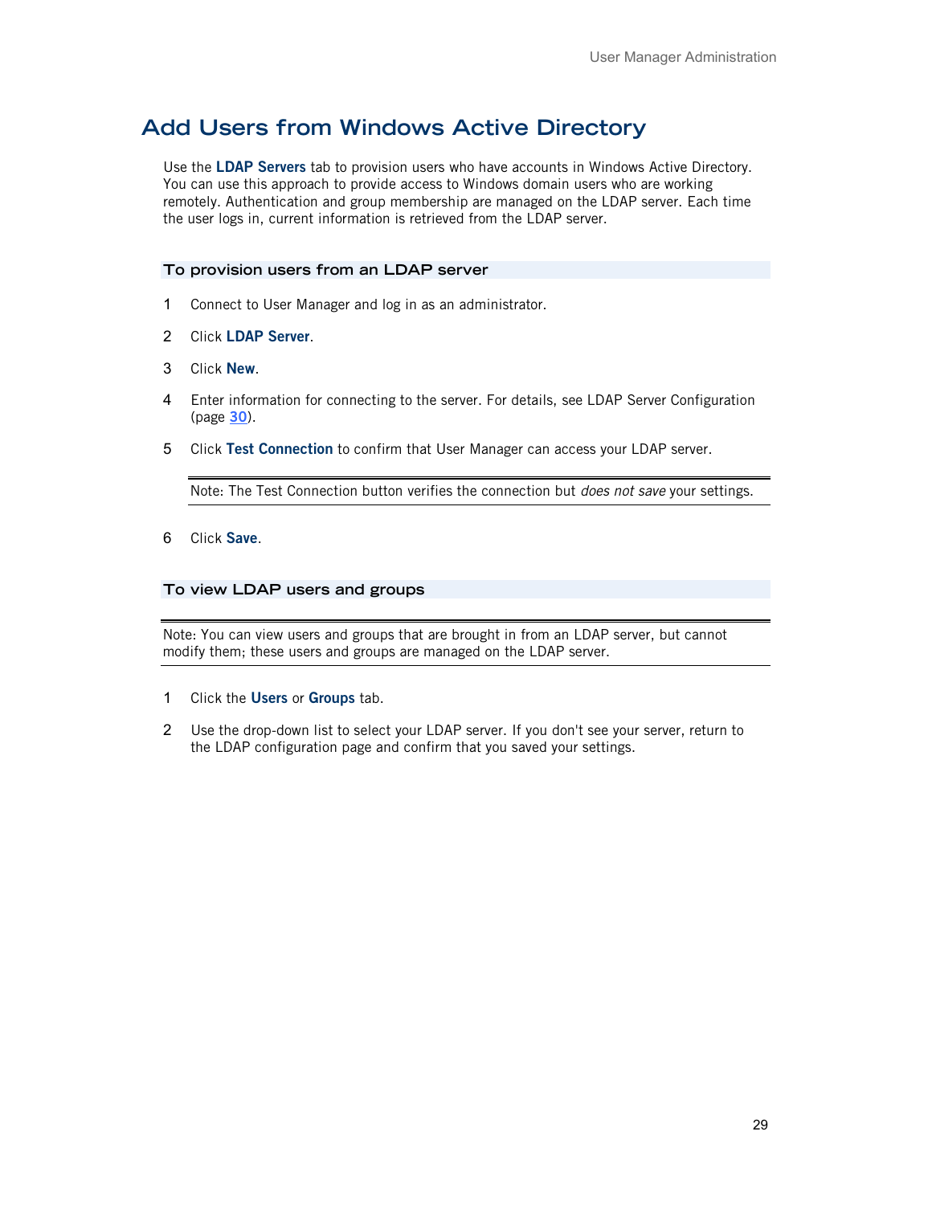# Add Users from Windows Active Directory

Use the **LDAP Servers** tab to provision users who have accounts in Windows Active Directory. You can use this approach to provide access to Windows domain users who are working remotely. Authentication and group membership are managed on the LDAP server. Each time the user logs in, current information is retrieved from the LDAP server.

### To provision users from an LDAP server

1. Connect to User Manager and log in as an administrator.
2. Click **LDAP Server**.
3. Click **New**.
4. Enter information for connecting to the server. For details, see LDAP Server Configuration (page 30).
5. Click **Test Connection** to confirm that User Manager can access your LDAP server.

   Note: The Test Connection button verifies the connection but *does not save* your settings.

6. Click **Save**.

### To view LDAP users and groups

Note: You can view users and groups that are brought in from an LDAP server, but cannot modify them; these users and groups are managed on the LDAP server.

1. Click the **Users** or **Groups** tab.
2. Use the drop-down list to select your LDAP server. If you don't see your server, return to the LDAP configuration page and confirm that you saved your settings.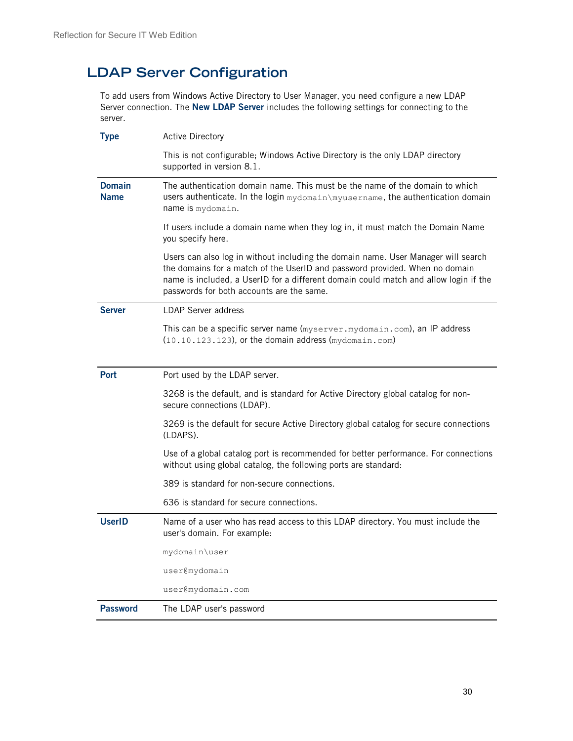## LDAP Server Configuration

To add users from Windows Active Directory to User Manager, you need configure a new LDAP Server connection. The **New LDAP Server** includes the following settings for connecting to the server.

**Type**

Active Directory

This is not configurable; Windows Active Directory is the only LDAP directory supported in version 8.1.

**Domain Name**

The authentication domain name. This must be the name of the domain to which users authenticate. In the login `mydomain\myusername`, the authentication domain name is `mydomain`.

If users include a domain name when they log in, it must match the Domain Name you specify here.

Users can also log in without including the domain name. User Manager will search the domains for a match of the UserID and password provided. When no domain name is included, a UserID for a different domain could match and allow login if the passwords for both accounts are the same.

**Server**

LDAP Server address

This can be a specific server name (`myserver.mydomain.com`), an IP address (`10.10.123.123`), or the domain address (`mydomain.com`)

**Port**

Port used by the LDAP server.

3268 is the default, and is standard for Active Directory global catalog for non-secure connections (LDAP).

3269 is the default for secure Active Directory global catalog for secure connections (LDAPS).

Use of a global catalog port is recommended for better performance. For connections without using global catalog, the following ports are standard:

389 is standard for non-secure connections.

636 is standard for secure connections.

**UserID**

Name of a user who has read access to this LDAP directory. You must include the user's domain. For example:

`mydomain\user`

`user@mydomain`

`user@mydomain.com`

**Password**

The LDAP user's password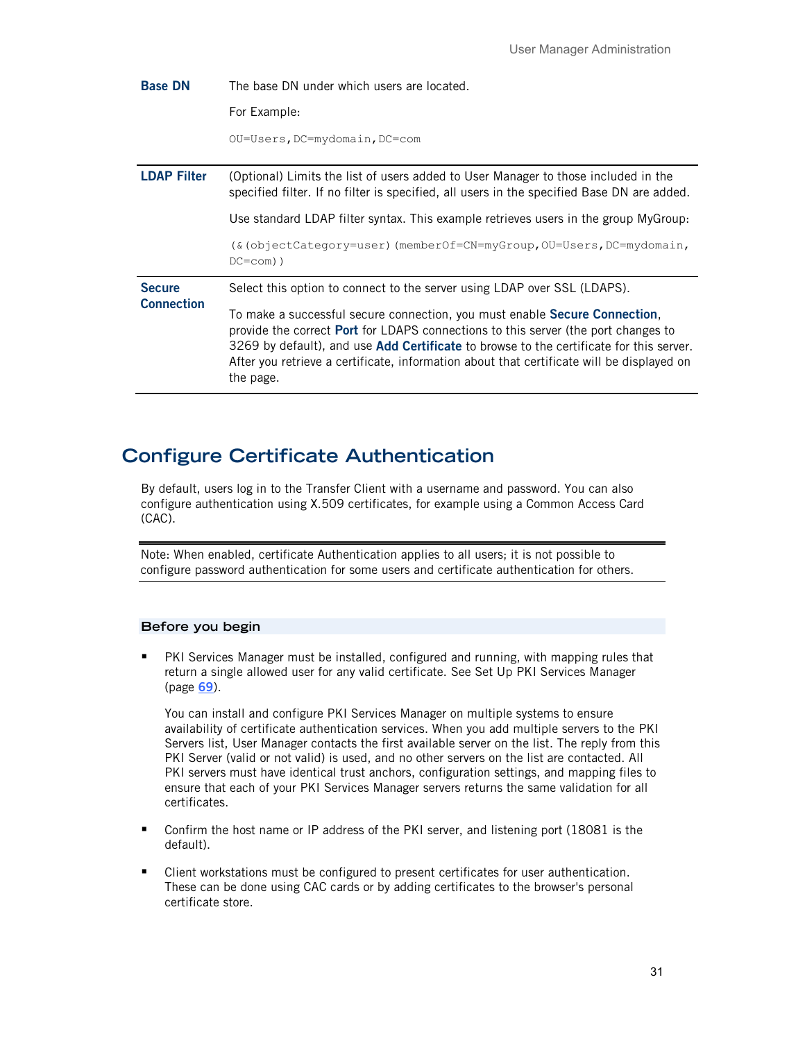| | |
|---|---|
| **Base DN** | The base DN under which users are located.<br><br>For Example:<br><br>`OU=Users,DC=mydomain,DC=com` |
| **LDAP Filter** | (Optional) Limits the list of users added to User Manager to those included in the specified filter. If no filter is specified, all users in the specified Base DN are added.<br><br>Use standard LDAP filter syntax. This example retrieves users in the group MyGroup:<br><br>`(&(objectCategory=user)(memberOf=CN=myGroup,OU=Users,DC=mydomain,DC=com))` |
| **Secure Connection** | Select this option to connect to the server using LDAP over SSL (LDAPS).<br><br>To make a successful secure connection, you must enable **Secure Connection**, provide the correct **Port** for LDAPS connections to this server (the port changes to 3269 by default), and use **Add Certificate** to browse to the certificate for this server. After you retrieve a certificate, information about that certificate will be displayed on the page. |

## Configure Certificate Authentication

By default, users log in to the Transfer Client with a username and password. You can also configure authentication using X.509 certificates, for example using a Common Access Card (CAC).

> Note: When enabled, certificate Authentication applies to all users; it is not possible to configure password authentication for some users and certificate authentication for others.

### Before you begin

- PKI Services Manager must be installed, configured and running, with mapping rules that return a single allowed user for any valid certificate. See Set Up PKI Services Manager (page 69).

  You can install and configure PKI Services Manager on multiple systems to ensure availability of certificate authentication services. When you add multiple servers to the PKI Servers list, User Manager contacts the first available server on the list. The reply from this PKI Server (valid or not valid) is used, and no other servers on the list are contacted. All PKI servers must have identical trust anchors, configuration settings, and mapping files to ensure that each of your PKI Services Manager servers returns the same validation for all certificates.

- Confirm the host name or IP address of the PKI server, and listening port (18081 is the default).

- Client workstations must be configured to present certificates for user authentication. These can be done using CAC cards or by adding certificates to the browser's personal certificate store.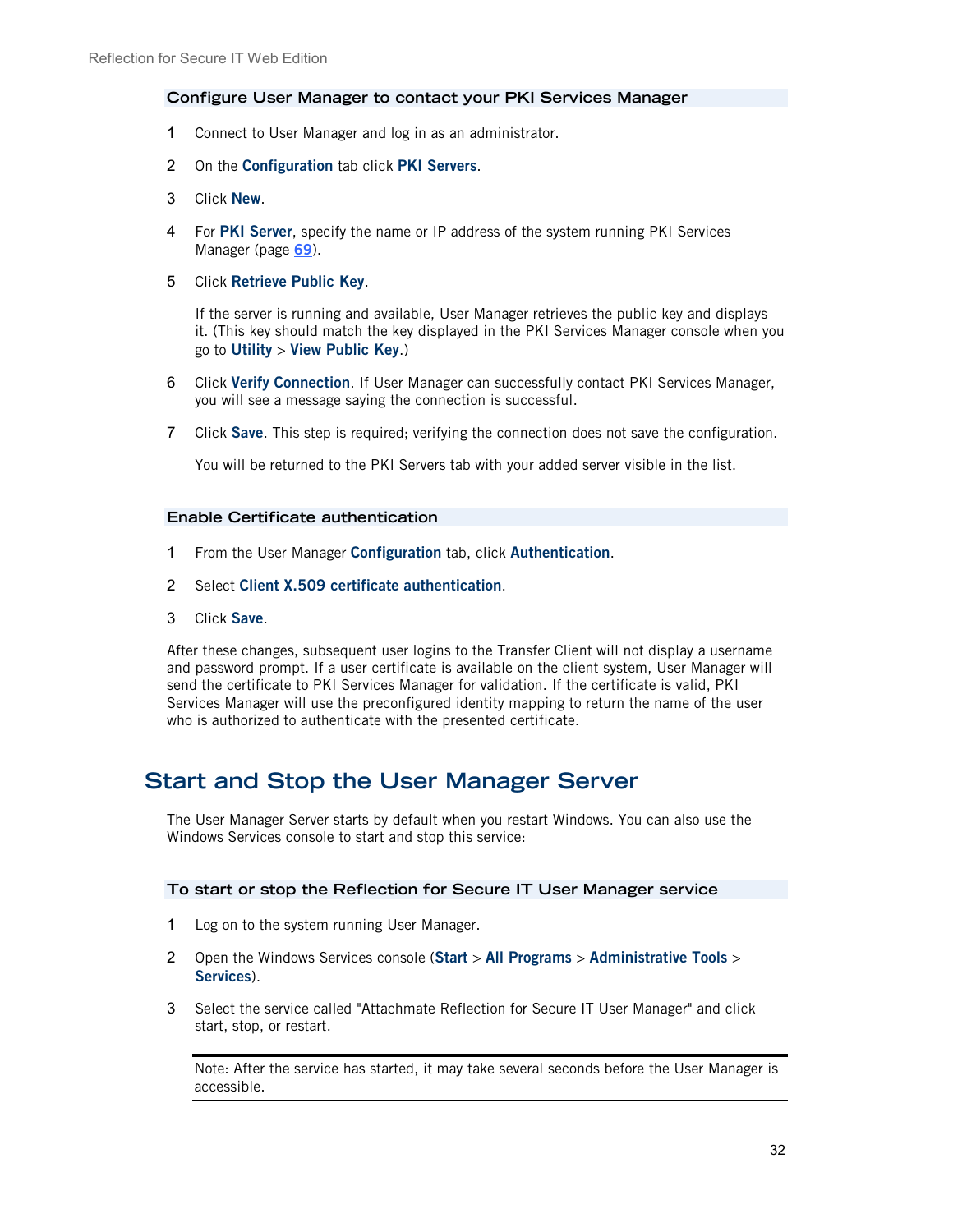### Configure User Manager to contact your PKI Services Manager

1. Connect to User Manager and log in as an administrator.
2. On the **Configuration** tab click **PKI Servers**.
3. Click **New**.
4. For **PKI Server**, specify the name or IP address of the system running PKI Services Manager (page 69).
5. Click **Retrieve Public Key**.

   If the server is running and available, User Manager retrieves the public key and displays it. (This key should match the key displayed in the PKI Services Manager console when you go to **Utility** > **View Public Key**.)

6. Click **Verify Connection**. If User Manager can successfully contact PKI Services Manager, you will see a message saying the connection is successful.
7. Click **Save**. This step is required; verifying the connection does not save the configuration.

   You will be returned to the PKI Servers tab with your added server visible in the list.

### Enable Certificate authentication

1. From the User Manager **Configuration** tab, click **Authentication**.
2. Select **Client X.509 certificate authentication**.
3. Click **Save**.

After these changes, subsequent user logins to the Transfer Client will not display a username and password prompt. If a user certificate is available on the client system, User Manager will send the certificate to PKI Services Manager for validation. If the certificate is valid, PKI Services Manager will use the preconfigured identity mapping to return the name of the user who is authorized to authenticate with the presented certificate.

## Start and Stop the User Manager Server

The User Manager Server starts by default when you restart Windows. You can also use the Windows Services console to start and stop this service:

### To start or stop the Reflection for Secure IT User Manager service

1. Log on to the system running User Manager.
2. Open the Windows Services console (**Start** > **All Programs** > **Administrative Tools** > **Services**).
3. Select the service called "Attachmate Reflection for Secure IT User Manager" and click start, stop, or restart.

> Note: After the service has started, it may take several seconds before the User Manager is accessible.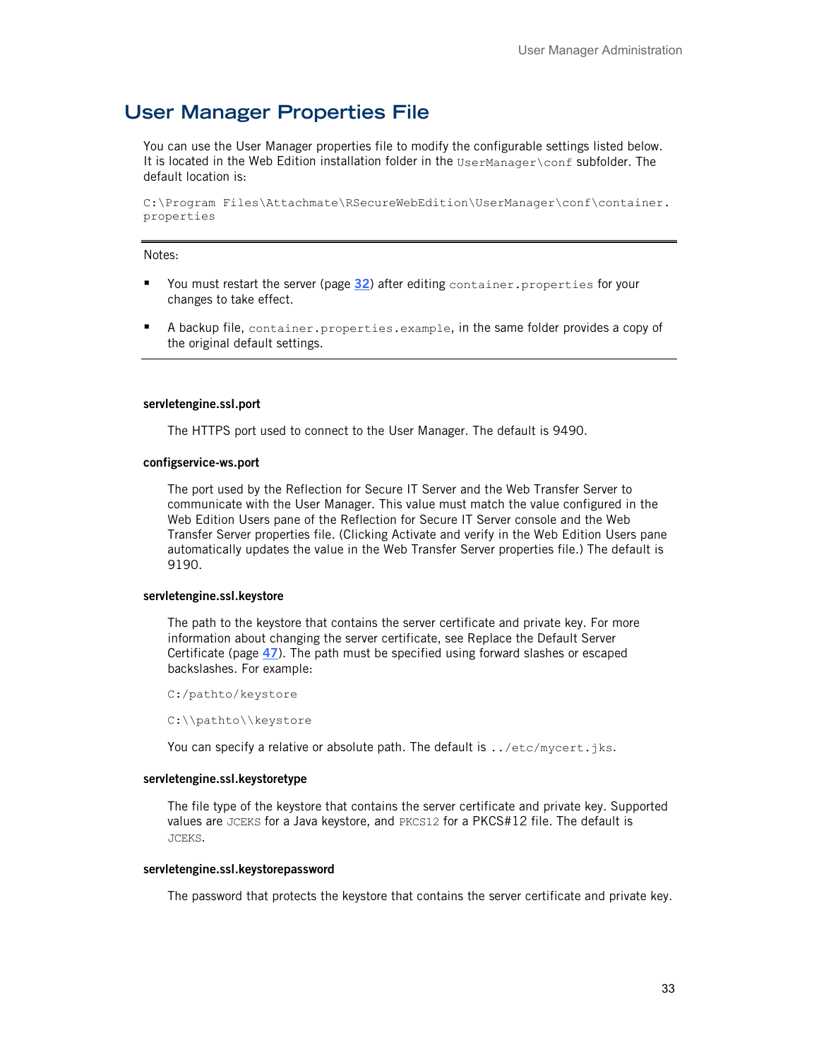# User Manager Properties File

You can use the User Manager properties file to modify the configurable settings listed below. It is located in the Web Edition installation folder in the `UserManager\conf` subfolder. The default location is:

```
C:\Program Files\Attachmate\RSecureWebEdition\UserManager\conf\container.properties
```

---

Notes:

- You must restart the server (page **32**) after editing `container.properties` for your changes to take effect.
- A backup file, `container.properties.example`, in the same folder provides a copy of the original default settings.

---

**servletengine.ssl.port**

The HTTPS port used to connect to the User Manager. The default is 9490.

**configservice-ws.port**

The port used by the Reflection for Secure IT Server and the Web Transfer Server to communicate with the User Manager. This value must match the value configured in the Web Edition Users pane of the Reflection for Secure IT Server console and the Web Transfer Server properties file. (Clicking Activate and verify in the Web Edition Users pane automatically updates the value in the Web Transfer Server properties file.) The default is 9190.

**servletengine.ssl.keystore**

The path to the keystore that contains the server certificate and private key. For more information about changing the server certificate, see Replace the Default Server Certificate (page **47**). The path must be specified using forward slashes or escaped backslashes. For example:

```
C:/pathto/keystore
```

```
C:\\pathto\\keystore
```

You can specify a relative or absolute path. The default is `../etc/mycert.jks`.

**servletengine.ssl.keystoretype**

The file type of the keystore that contains the server certificate and private key. Supported values are `JCEKS` for a Java keystore, and `PKCS12` for a PKCS#12 file. The default is `JCEKS`.

**servletengine.ssl.keystorepassword**

The password that protects the keystore that contains the server certificate and private key.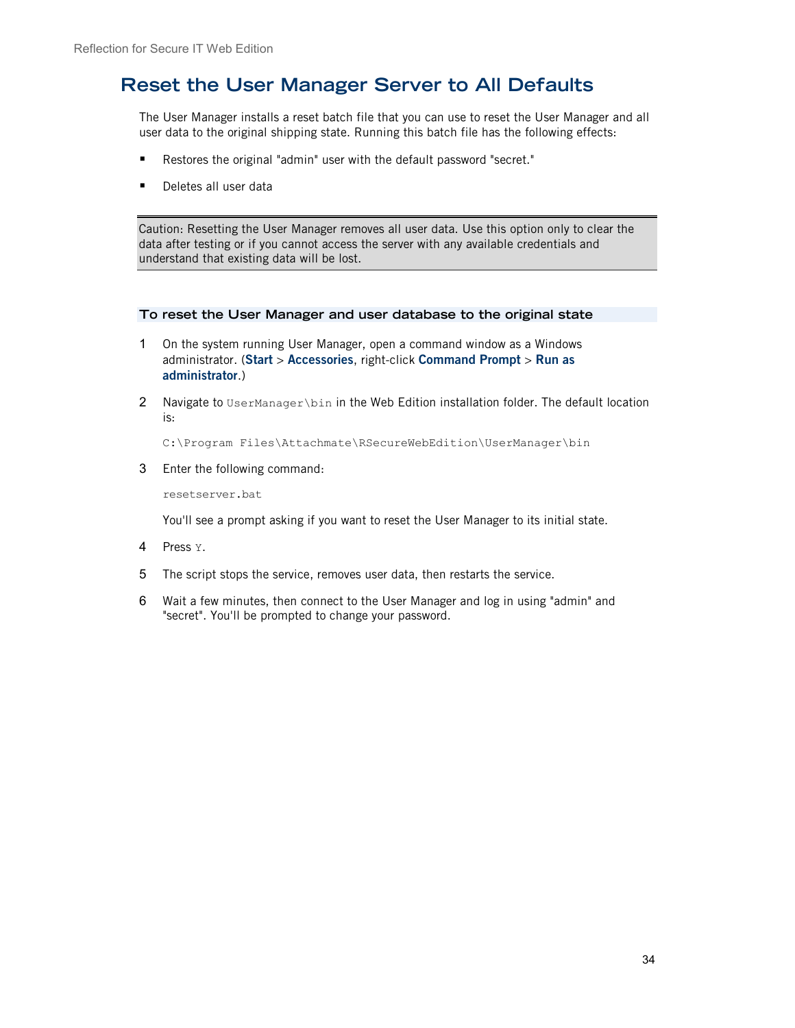# Reset the User Manager Server to All Defaults

The User Manager installs a reset batch file that you can use to reset the User Manager and all user data to the original shipping state. Running this batch file has the following effects:

- Restores the original "admin" user with the default password "secret."
- Deletes all user data

> Caution: Resetting the User Manager removes all user data. Use this option only to clear the data after testing or if you cannot access the server with any available credentials and understand that existing data will be lost.

### To reset the User Manager and user database to the original state

1. On the system running User Manager, open a command window as a Windows administrator. (**Start** > **Accessories**, right-click **Command Prompt** > **Run as administrator**.)
2. Navigate to `UserManager\bin` in the Web Edition installation folder. The default location is:

   ```
   C:\Program Files\Attachmate\RSecureWebEdition\UserManager\bin
   ```

3. Enter the following command:

   ```
   resetserver.bat
   ```

   You'll see a prompt asking if you want to reset the User Manager to its initial state.

4. Press `Y`.
5. The script stops the service, removes user data, then restarts the service.
6. Wait a few minutes, then connect to the User Manager and log in using "admin" and "secret". You'll be prompted to change your password.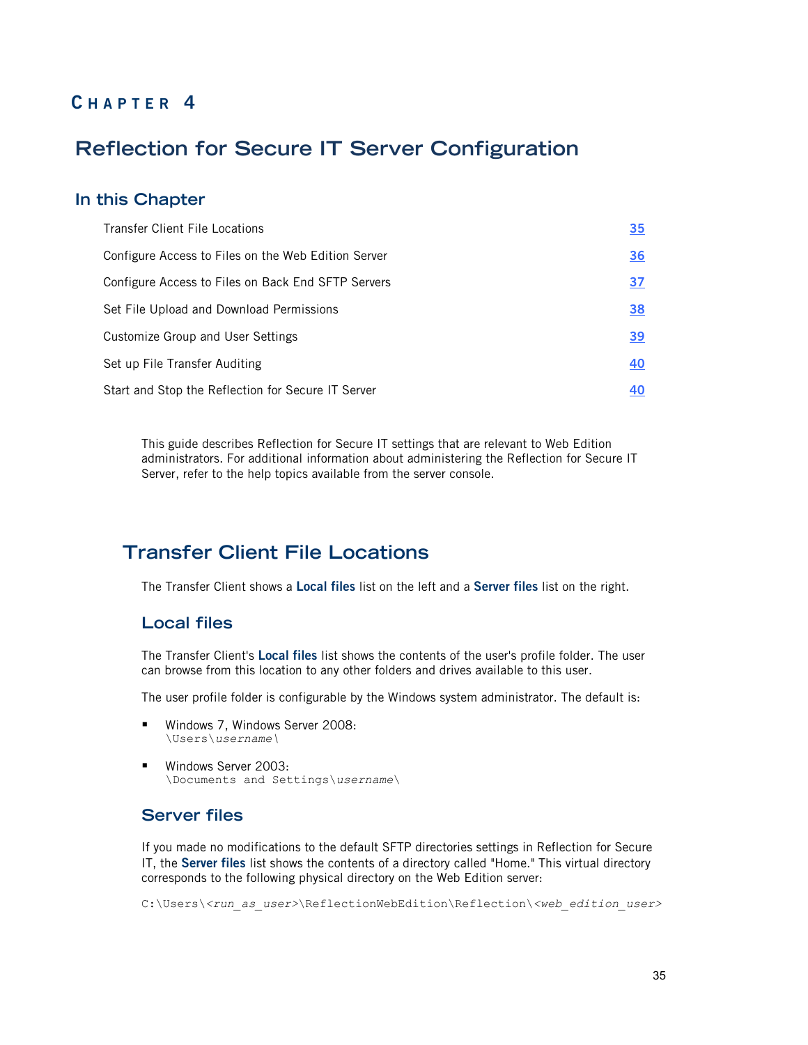# Chapter 4

# Reflection for Secure IT Server Configuration

## In this Chapter

| | |
|---|---|
| Transfer Client File Locations | 35 |
| Configure Access to Files on the Web Edition Server | 36 |
| Configure Access to Files on Back End SFTP Servers | 37 |
| Set File Upload and Download Permissions | 38 |
| Customize Group and User Settings | 39 |
| Set up File Transfer Auditing | 40 |
| Start and Stop the Reflection for Secure IT Server | 40 |

This guide describes Reflection for Secure IT settings that are relevant to Web Edition administrators. For additional information about administering the Reflection for Secure IT Server, refer to the help topics available from the server console.

## Transfer Client File Locations

The Transfer Client shows a **Local files** list on the left and a **Server files** list on the right.

### Local files

The Transfer Client's **Local files** list shows the contents of the user's profile folder. The user can browse from this location to any other folders and drives available to this user.

The user profile folder is configurable by the Windows system administrator. The default is:

- Windows 7, Windows Server 2008:
  `\Users\`*`username`*`\`
- Windows Server 2003:
  `\Documents and Settings\`*`username`*`\`

### Server files

If you made no modifications to the default SFTP directories settings in Reflection for Secure IT, the **Server files** list shows the contents of a directory called "Home." This virtual directory corresponds to the following physical directory on the Web Edition server:

```
C:\Users\<run_as_user>\ReflectionWebEdition\Reflection\<web_edition_user>
```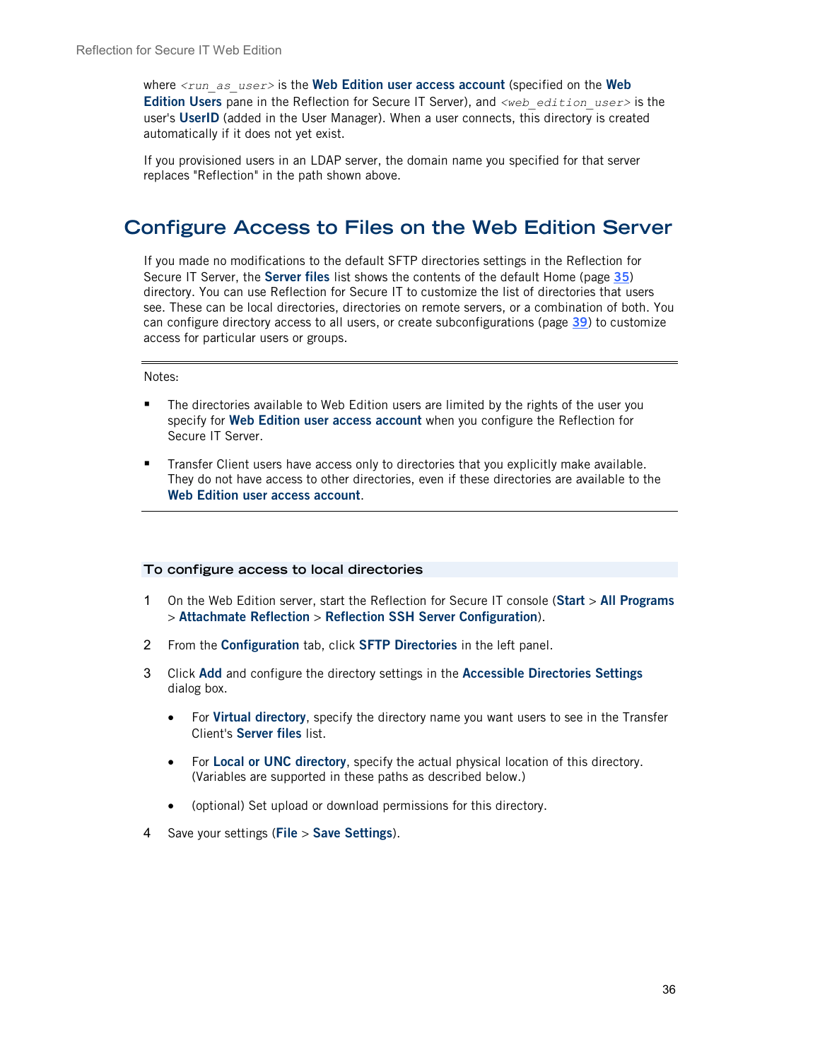where *<run_as_user>* is the **Web Edition user access account** (specified on the **Web Edition Users** pane in the Reflection for Secure IT Server), and *<web_edition_user>* is the user's **UserID** (added in the User Manager). When a user connects, this directory is created automatically if it does not yet exist.

If you provisioned users in an LDAP server, the domain name you specified for that server replaces "Reflection" in the path shown above.

# Configure Access to Files on the Web Edition Server

If you made no modifications to the default SFTP directories settings in the Reflection for Secure IT Server, the **Server files** list shows the contents of the default Home (page 35) directory. You can use Reflection for Secure IT to customize the list of directories that users see. These can be local directories, directories on remote servers, or a combination of both. You can configure directory access to all users, or create subconfigurations (page 39) to customize access for particular users or groups.

---

Notes:

- The directories available to Web Edition users are limited by the rights of the user you specify for **Web Edition user access account** when you configure the Reflection for Secure IT Server.
- Transfer Client users have access only to directories that you explicitly make available. They do not have access to other directories, even if these directories are available to the **Web Edition user access account**.

---

### To configure access to local directories

1. On the Web Edition server, start the Reflection for Secure IT console (**Start** > **All Programs** > **Attachmate Reflection** > **Reflection SSH Server Configuration**).
2. From the **Configuration** tab, click **SFTP Directories** in the left panel.
3. Click **Add** and configure the directory settings in the **Accessible Directories Settings** dialog box.
   - For **Virtual directory**, specify the directory name you want users to see in the Transfer Client's **Server files** list.
   - For **Local or UNC directory**, specify the actual physical location of this directory. (Variables are supported in these paths as described below.)
   - (optional) Set upload or download permissions for this directory.
4. Save your settings (**File** > **Save Settings**).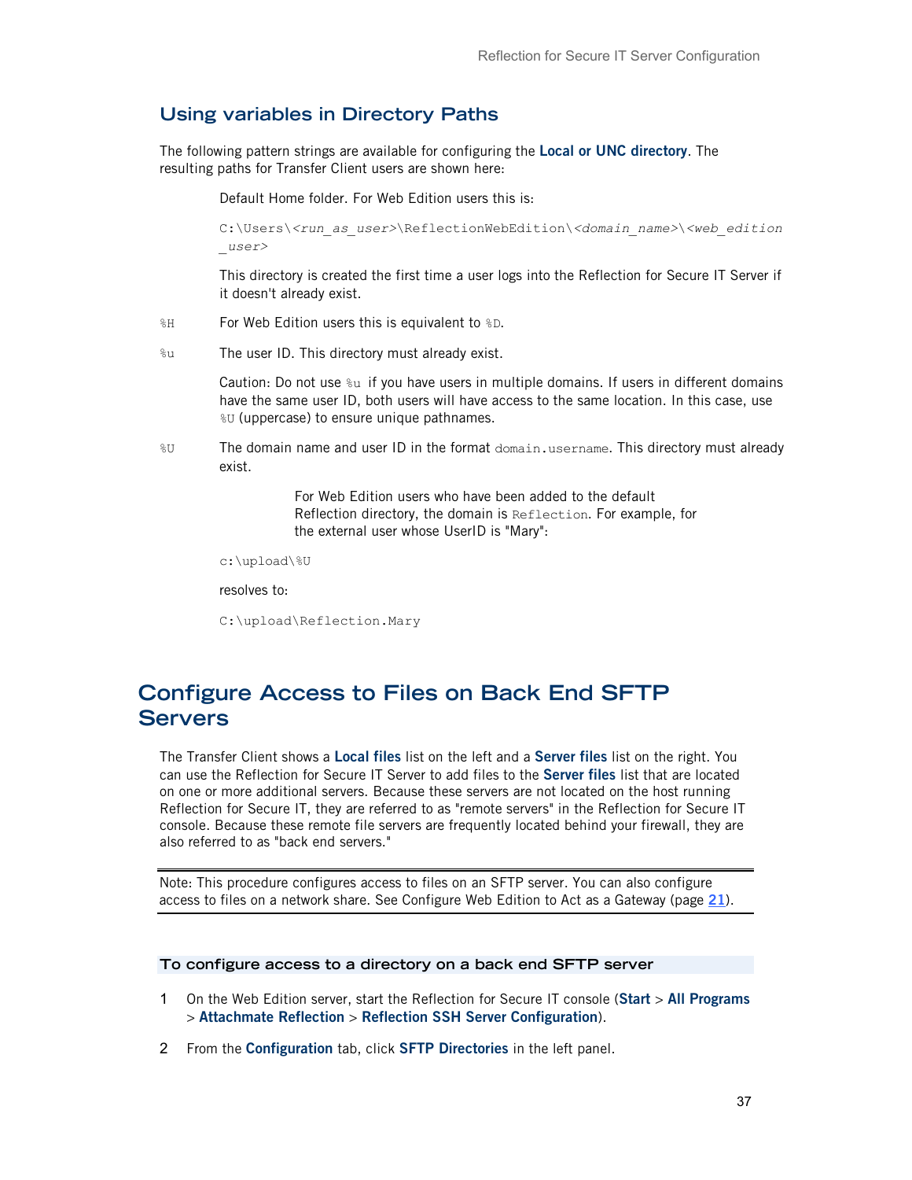## Using variables in Directory Paths

The following pattern strings are available for configuring the **Local or UNC directory**. The resulting paths for Transfer Client users are shown here:

Default Home folder. For Web Edition users this is:

`C:\Users\<run_as_user>\ReflectionWebEdition\<domain_name>\<web_edition_user>`

This directory is created the first time a user logs into the Reflection for Secure IT Server if it doesn't already exist.

`%H` For Web Edition users this is equivalent to `%D`.

`%u` The user ID. This directory must already exist.

Caution: Do not use `%u` if you have users in multiple domains. If users in different domains have the same user ID, both users will have access to the same location. In this case, use `%U` (uppercase) to ensure unique pathnames.

`%U` The domain name and user ID in the format `domain.username`. This directory must already exist.

For Web Edition users who have been added to the default Reflection directory, the domain is `Reflection`. For example, for the external user whose UserID is "Mary":

`c:\upload\%U`

resolves to:

`C:\upload\Reflection.Mary`

# Configure Access to Files on Back End SFTP Servers

The Transfer Client shows a **Local files** list on the left and a **Server files** list on the right. You can use the Reflection for Secure IT Server to add files to the **Server files** list that are located on one or more additional servers. Because these servers are not located on the host running Reflection for Secure IT, they are referred to as "remote servers" in the Reflection for Secure IT console. Because these remote file servers are frequently located behind your firewall, they are also referred to as "back end servers."

Note: This procedure configures access to files on an SFTP server. You can also configure access to files on a network share. See Configure Web Edition to Act as a Gateway (page 21).

### To configure access to a directory on a back end SFTP server

1. On the Web Edition server, start the Reflection for Secure IT console (**Start** > **All Programs** > **Attachmate Reflection** > **Reflection SSH Server Configuration**).
2. From the **Configuration** tab, click **SFTP Directories** in the left panel.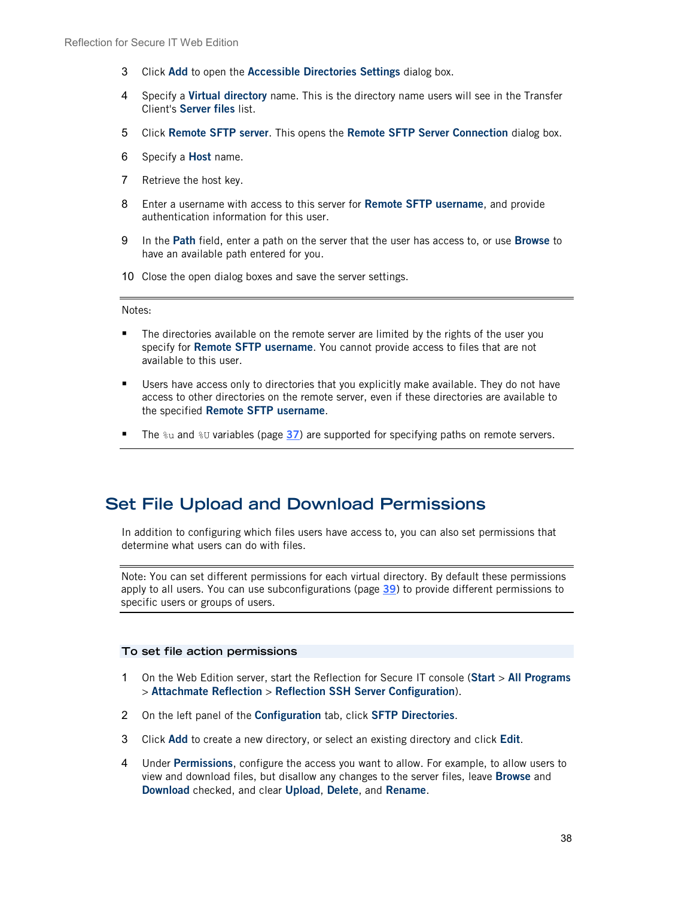3 Click **Add** to open the **Accessible Directories Settings** dialog box.

4 Specify a **Virtual directory** name. This is the directory name users will see in the Transfer Client's **Server files** list.

5 Click **Remote SFTP server**. This opens the **Remote SFTP Server Connection** dialog box.

6 Specify a **Host** name.

7 Retrieve the host key.

8 Enter a username with access to this server for **Remote SFTP username**, and provide authentication information for this user.

9 In the **Path** field, enter a path on the server that the user has access to, or use **Browse** to have an available path entered for you.

10 Close the open dialog boxes and save the server settings.

---

Notes:

- The directories available on the remote server are limited by the rights of the user you specify for **Remote SFTP username**. You cannot provide access to files that are not available to this user.
- Users have access only to directories that you explicitly make available. They do not have access to other directories on the remote server, even if these directories are available to the specified **Remote SFTP username**.
- The `%u` and `%U` variables (page 37) are supported for specifying paths on remote servers.

---

# Set File Upload and Download Permissions

In addition to configuring which files users have access to, you can also set permissions that determine what users can do with files.

---

Note: You can set different permissions for each virtual directory. By default these permissions apply to all users. You can use subconfigurations (page 39) to provide different permissions to specific users or groups of users.

---

### To set file action permissions

1 On the Web Edition server, start the Reflection for Secure IT console (**Start** > **All Programs** > **Attachmate Reflection** > **Reflection SSH Server Configuration**).

2 On the left panel of the **Configuration** tab, click **SFTP Directories**.

3 Click **Add** to create a new directory, or select an existing directory and click **Edit**.

4 Under **Permissions**, configure the access you want to allow. For example, to allow users to view and download files, but disallow any changes to the server files, leave **Browse** and **Download** checked, and clear **Upload**, **Delete**, and **Rename**.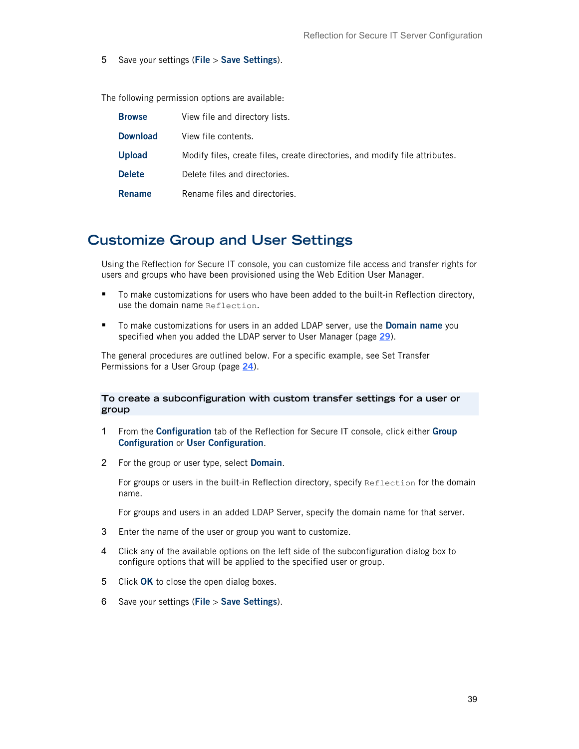5 Save your settings (**File** > **Save Settings**).

The following permission options are available:

| | |
|---|---|
| **Browse** | View file and directory lists. |
| **Download** | View file contents. |
| **Upload** | Modify files, create files, create directories, and modify file attributes. |
| **Delete** | Delete files and directories. |
| **Rename** | Rename files and directories. |

## Customize Group and User Settings

Using the Reflection for Secure IT console, you can customize file access and transfer rights for users and groups who have been provisioned using the Web Edition User Manager.

- To make customizations for users who have been added to the built-in Reflection directory, use the domain name `Reflection`.
- To make customizations for users in an added LDAP server, use the **Domain name** you specified when you added the LDAP server to User Manager (page 29).

The general procedures are outlined below. For a specific example, see Set Transfer Permissions for a User Group (page 24).

### To create a subconfiguration with custom transfer settings for a user or group

1 From the **Configuration** tab of the Reflection for Secure IT console, click either **Group Configuration** or **User Configuration**.

2 For the group or user type, select **Domain**.

   For groups or users in the built-in Reflection directory, specify `Reflection` for the domain name.

   For groups and users in an added LDAP Server, specify the domain name for that server.

3 Enter the name of the user or group you want to customize.

4 Click any of the available options on the left side of the subconfiguration dialog box to configure options that will be applied to the specified user or group.

5 Click **OK** to close the open dialog boxes.

6 Save your settings (**File** > **Save Settings**).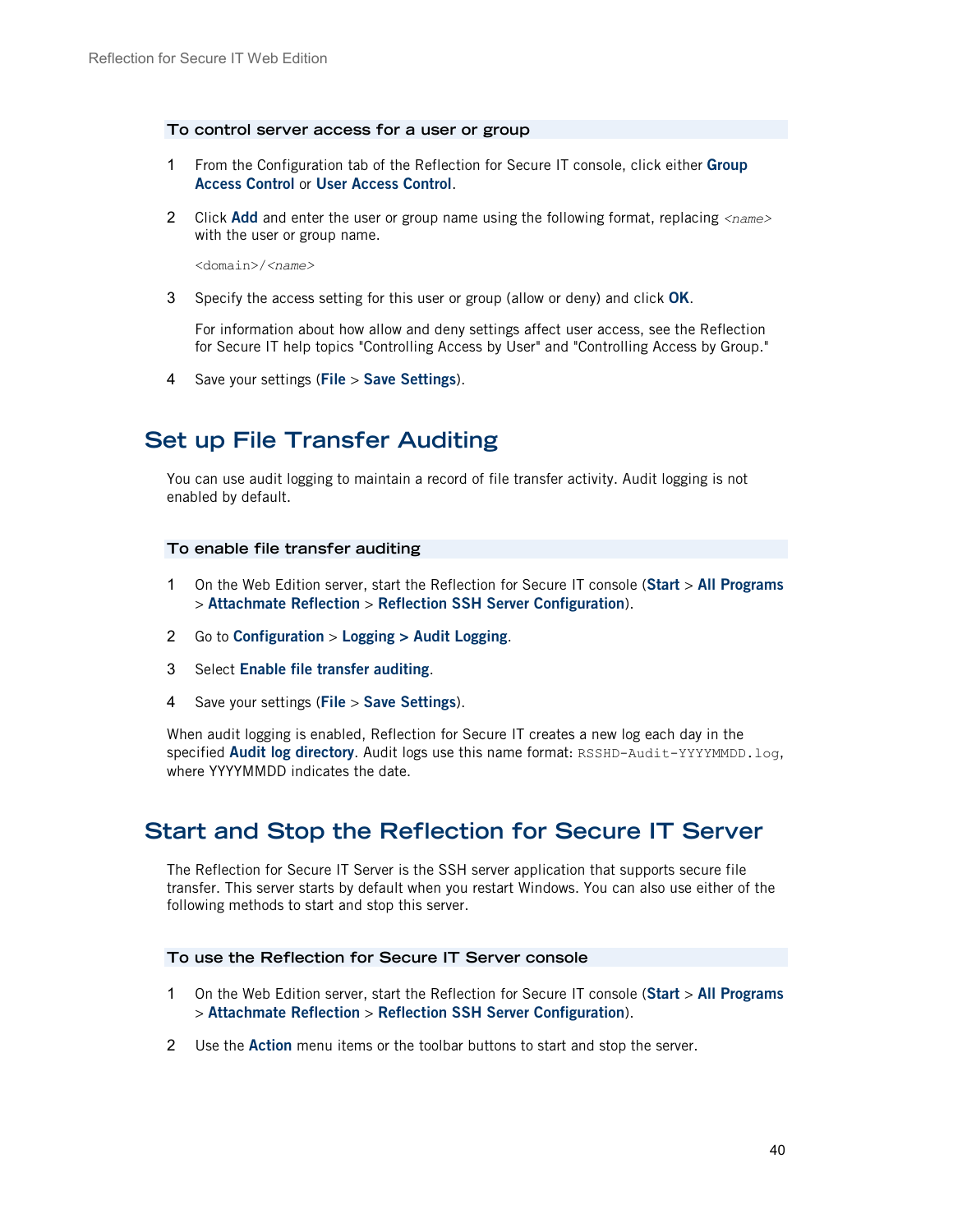### To control server access for a user or group

1. From the Configuration tab of the Reflection for Secure IT console, click either **Group Access Control** or **User Access Control**.
2. Click **Add** and enter the user or group name using the following format, replacing *<name>* with the user or group name.

   `<domain>/<name>`

3. Specify the access setting for this user or group (allow or deny) and click **OK**.

   For information about how allow and deny settings affect user access, see the Reflection for Secure IT help topics "Controlling Access by User" and "Controlling Access by Group."

4. Save your settings (**File** > **Save Settings**).

## Set up File Transfer Auditing

You can use audit logging to maintain a record of file transfer activity. Audit logging is not enabled by default.

### To enable file transfer auditing

1. On the Web Edition server, start the Reflection for Secure IT console (**Start** > **All Programs** > **Attachmate Reflection** > **Reflection SSH Server Configuration**).
2. Go to **Configuration** > **Logging > Audit Logging**.
3. Select **Enable file transfer auditing**.
4. Save your settings (**File** > **Save Settings**).

When audit logging is enabled, Reflection for Secure IT creates a new log each day in the specified **Audit log directory**. Audit logs use this name format: `RSSHD-Audit-YYYYMMDD.log`, where YYYYMMDD indicates the date.

## Start and Stop the Reflection for Secure IT Server

The Reflection for Secure IT Server is the SSH server application that supports secure file transfer. This server starts by default when you restart Windows. You can also use either of the following methods to start and stop this server.

### To use the Reflection for Secure IT Server console

1. On the Web Edition server, start the Reflection for Secure IT console (**Start** > **All Programs** > **Attachmate Reflection** > **Reflection SSH Server Configuration**).
2. Use the **Action** menu items or the toolbar buttons to start and stop the server.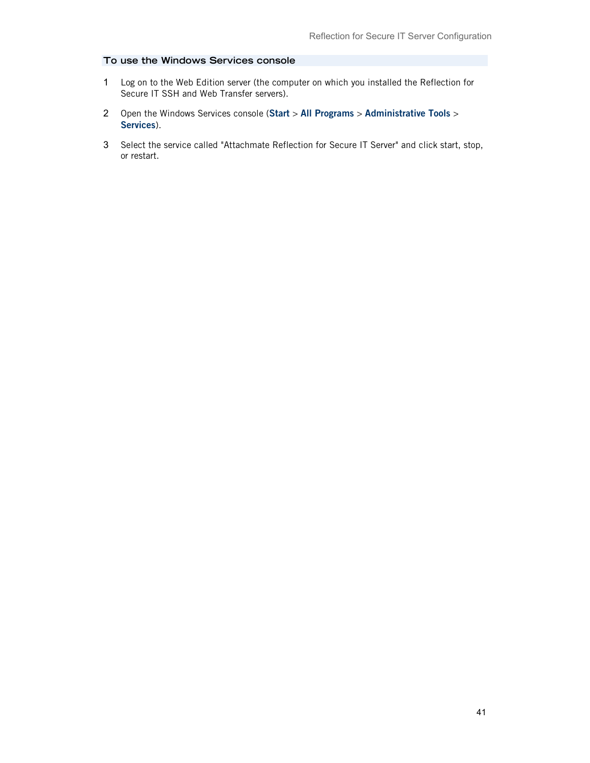### To use the Windows Services console

1. Log on to the Web Edition server (the computer on which you installed the Reflection for Secure IT SSH and Web Transfer servers).

2. Open the Windows Services console (**Start** > **All Programs** > **Administrative Tools** > **Services**).

3. Select the service called "Attachmate Reflection for Secure IT Server" and click start, stop, or restart.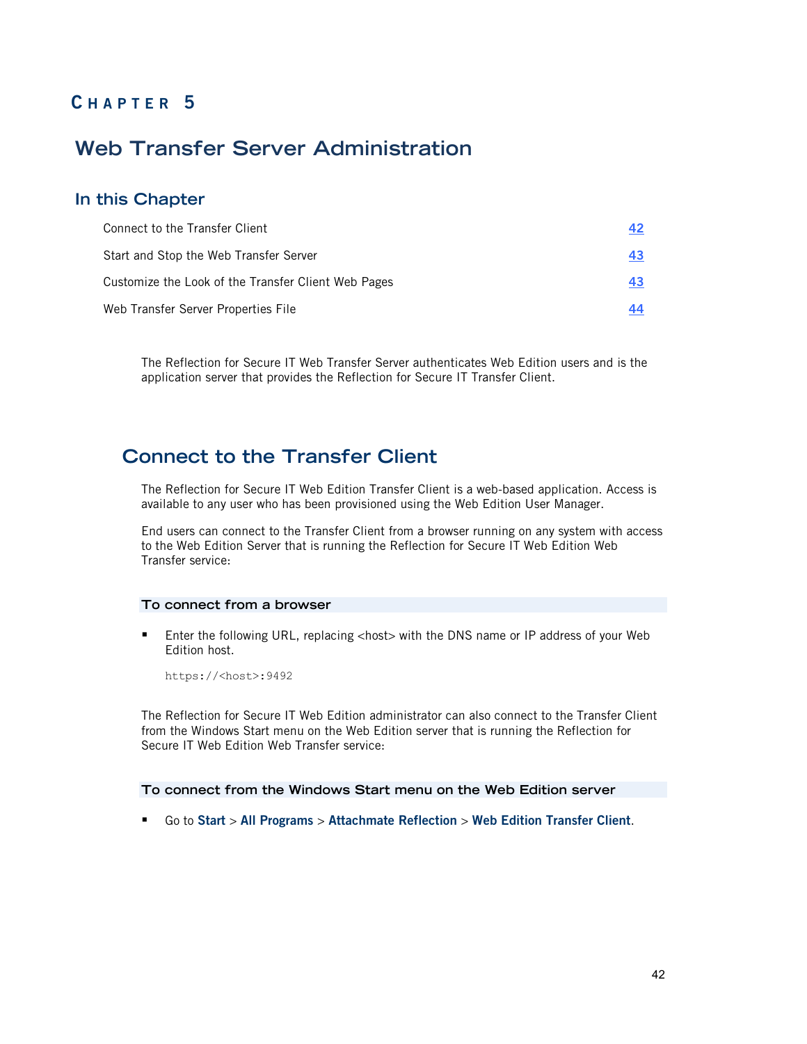# CHAPTER 5

# Web Transfer Server Administration

## In this Chapter

| | |
|---|---|
| Connect to the Transfer Client | 42 |
| Start and Stop the Web Transfer Server | 43 |
| Customize the Look of the Transfer Client Web Pages | 43 |
| Web Transfer Server Properties File | 44 |

The Reflection for Secure IT Web Transfer Server authenticates Web Edition users and is the application server that provides the Reflection for Secure IT Transfer Client.

## Connect to the Transfer Client

The Reflection for Secure IT Web Edition Transfer Client is a web-based application. Access is available to any user who has been provisioned using the Web Edition User Manager.

End users can connect to the Transfer Client from a browser running on any system with access to the Web Edition Server that is running the Reflection for Secure IT Web Edition Web Transfer service:

### To connect from a browser

- Enter the following URL, replacing <host> with the DNS name or IP address of your Web Edition host.

  ```
  https://<host>:9492
  ```

The Reflection for Secure IT Web Edition administrator can also connect to the Transfer Client from the Windows Start menu on the Web Edition server that is running the Reflection for Secure IT Web Edition Web Transfer service:

### To connect from the Windows Start menu on the Web Edition server

- Go to **Start** > **All Programs** > **Attachmate Reflection** > **Web Edition Transfer Client**.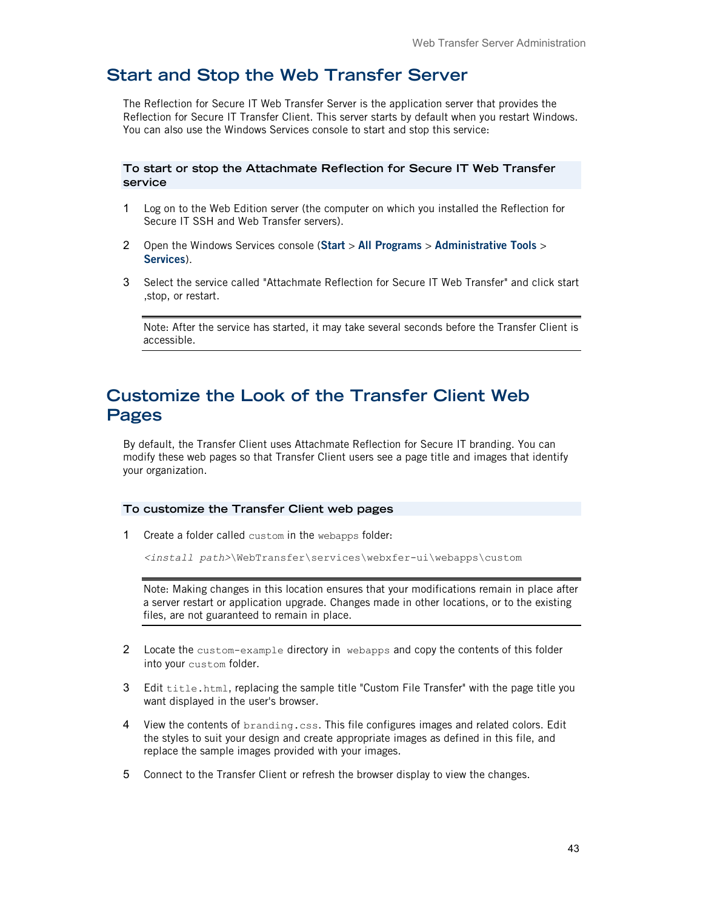## Start and Stop the Web Transfer Server

The Reflection for Secure IT Web Transfer Server is the application server that provides the Reflection for Secure IT Transfer Client. This server starts by default when you restart Windows. You can also use the Windows Services console to start and stop this service:

### To start or stop the Attachmate Reflection for Secure IT Web Transfer service

1. Log on to the Web Edition server (the computer on which you installed the Reflection for Secure IT SSH and Web Transfer servers).
2. Open the Windows Services console (**Start** > **All Programs** > **Administrative Tools** > **Services**).
3. Select the service called "Attachmate Reflection for Secure IT Web Transfer" and click start ,stop, or restart.

> Note: After the service has started, it may take several seconds before the Transfer Client is accessible.

## Customize the Look of the Transfer Client Web Pages

By default, the Transfer Client uses Attachmate Reflection for Secure IT branding. You can modify these web pages so that Transfer Client users see a page title and images that identify your organization.

### To customize the Transfer Client web pages

1. Create a folder called `custom` in the `webapps` folder:

   *<install path>*`\WebTransfer\services\webxfer-ui\webapps\custom`

   > Note: Making changes in this location ensures that your modifications remain in place after a server restart or application upgrade. Changes made in other locations, or to the existing files, are not guaranteed to remain in place.

2. Locate the `custom-example` directory in `webapps` and copy the contents of this folder into your `custom` folder.
3. Edit `title.html`, replacing the sample title "Custom File Transfer" with the page title you want displayed in the user's browser.
4. View the contents of `branding.css`. This file configures images and related colors. Edit the styles to suit your design and create appropriate images as defined in this file, and replace the sample images provided with your images.
5. Connect to the Transfer Client or refresh the browser display to view the changes.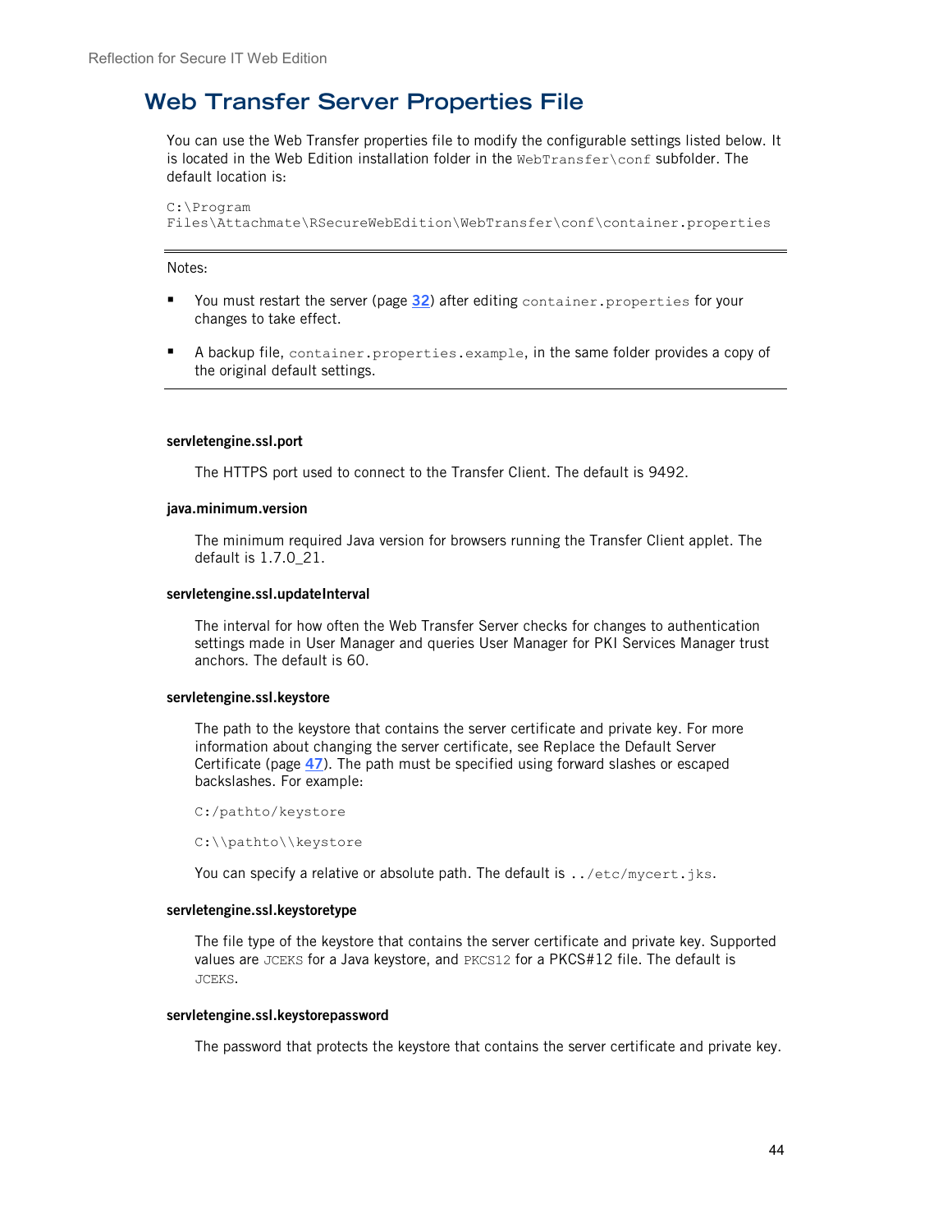# Web Transfer Server Properties File

You can use the Web Transfer properties file to modify the configurable settings listed below. It is located in the Web Edition installation folder in the `WebTransfer\conf` subfolder. The default location is:

```
C:\Program
Files\Attachmate\RSecureWebEdition\WebTransfer\conf\container.properties
```

---

Notes:

- You must restart the server (page **32**) after editing `container.properties` for your changes to take effect.
- A backup file, `container.properties.example`, in the same folder provides a copy of the original default settings.

---

#### servletengine.ssl.port

The HTTPS port used to connect to the Transfer Client. The default is 9492.

#### java.minimum.version

The minimum required Java version for browsers running the Transfer Client applet. The default is 1.7.0_21.

#### servletengine.ssl.updateInterval

The interval for how often the Web Transfer Server checks for changes to authentication settings made in User Manager and queries User Manager for PKI Services Manager trust anchors. The default is 60.

#### servletengine.ssl.keystore

The path to the keystore that contains the server certificate and private key. For more information about changing the server certificate, see Replace the Default Server Certificate (page **47**). The path must be specified using forward slashes or escaped backslashes. For example:

```
C:/pathto/keystore
```

```
C:\\pathto\\keystore
```

You can specify a relative or absolute path. The default is `../etc/mycert.jks`.

#### servletengine.ssl.keystoretype

The file type of the keystore that contains the server certificate and private key. Supported values are `JCEKS` for a Java keystore, and `PKCS12` for a PKCS#12 file. The default is `JCEKS`.

#### servletengine.ssl.keystorepassword

The password that protects the keystore that contains the server certificate and private key.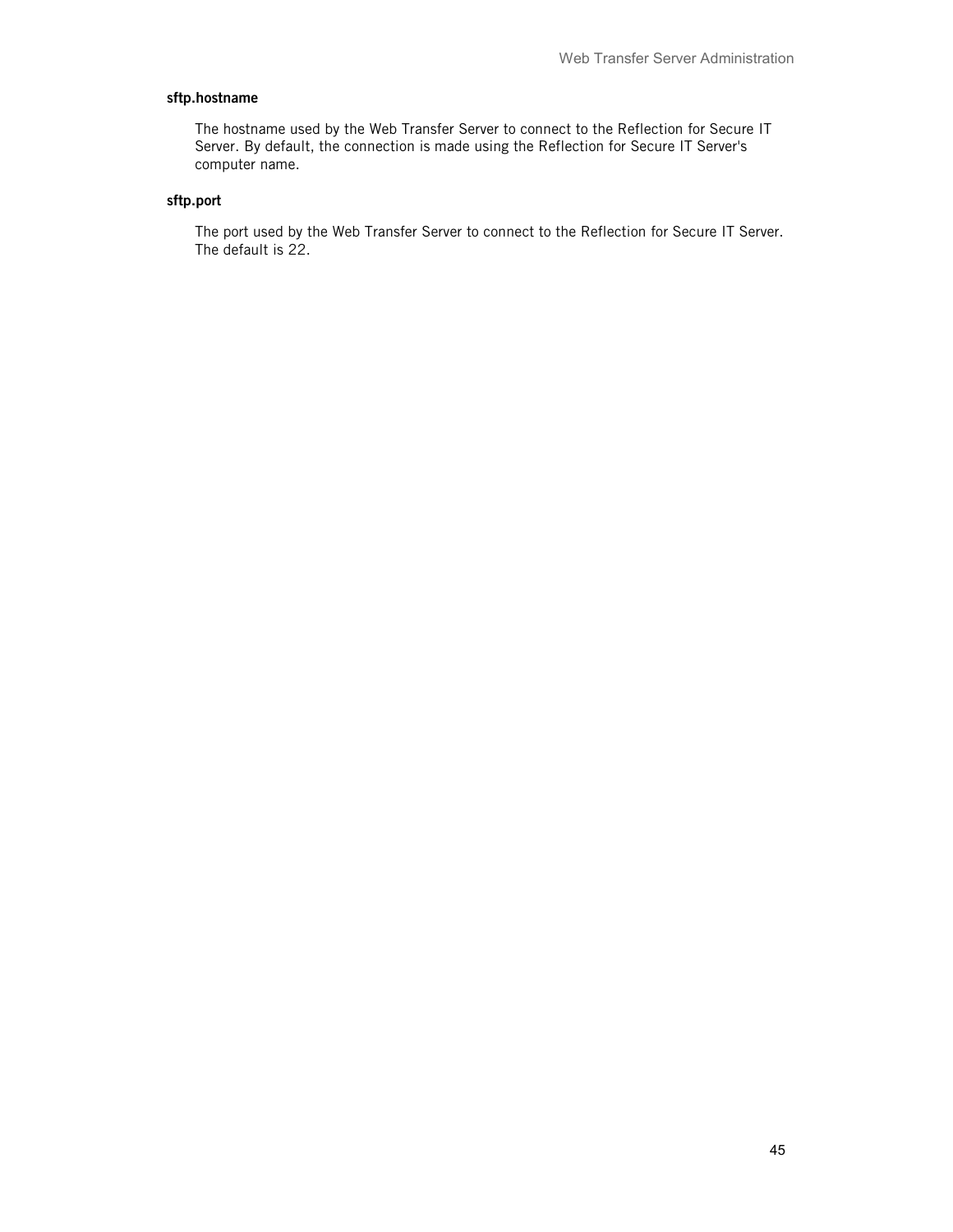**sftp.hostname**

The hostname used by the Web Transfer Server to connect to the Reflection for Secure IT Server. By default, the connection is made using the Reflection for Secure IT Server's computer name.

**sftp.port**

The port used by the Web Transfer Server to connect to the Reflection for Secure IT Server. The default is 22.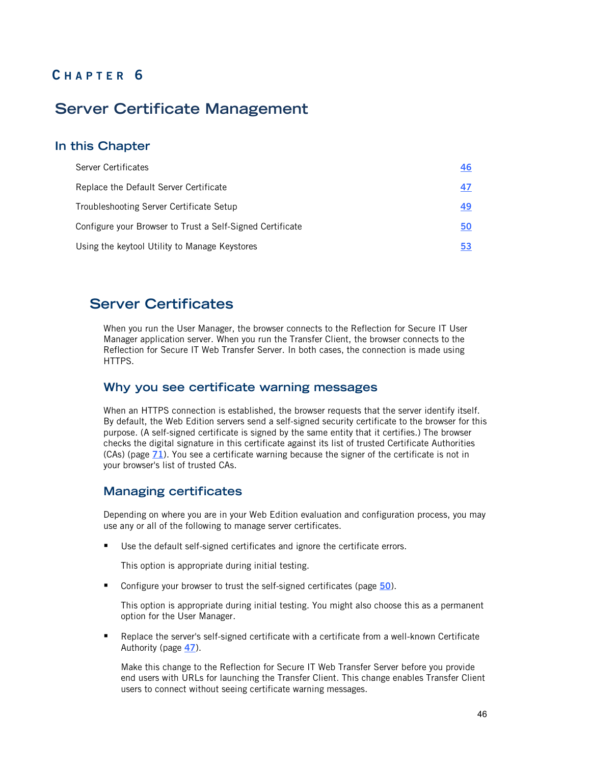# Chapter 6

# Server Certificate Management

## In this Chapter

| | |
|---|---|
| Server Certificates | 46 |
| Replace the Default Server Certificate | 47 |
| Troubleshooting Server Certificate Setup | 49 |
| Configure your Browser to Trust a Self-Signed Certificate | 50 |
| Using the keytool Utility to Manage Keystores | 53 |

## Server Certificates

When you run the User Manager, the browser connects to the Reflection for Secure IT User Manager application server. When you run the Transfer Client, the browser connects to the Reflection for Secure IT Web Transfer Server. In both cases, the connection is made using HTTPS.

### Why you see certificate warning messages

When an HTTPS connection is established, the browser requests that the server identify itself. By default, the Web Edition servers send a self-signed security certificate to the browser for this purpose. (A self-signed certificate is signed by the same entity that it certifies.) The browser checks the digital signature in this certificate against its list of trusted Certificate Authorities (CAs) (page 71). You see a certificate warning because the signer of the certificate is not in your browser's list of trusted CAs.

### Managing certificates

Depending on where you are in your Web Edition evaluation and configuration process, you may use any or all of the following to manage server certificates.

- Use the default self-signed certificates and ignore the certificate errors.

  This option is appropriate during initial testing.

- Configure your browser to trust the self-signed certificates (page 50).

  This option is appropriate during initial testing. You might also choose this as a permanent option for the User Manager.

- Replace the server's self-signed certificate with a certificate from a well-known Certificate Authority (page 47).

  Make this change to the Reflection for Secure IT Web Transfer Server before you provide end users with URLs for launching the Transfer Client. This change enables Transfer Client users to connect without seeing certificate warning messages.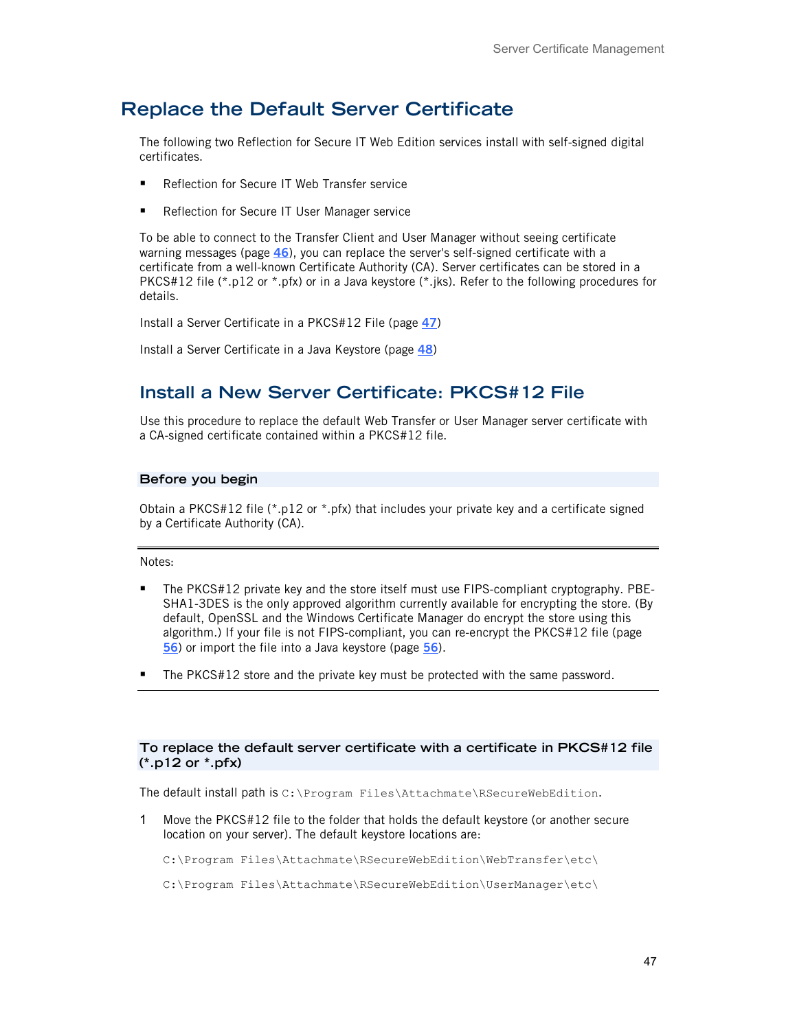# Replace the Default Server Certificate

The following two Reflection for Secure IT Web Edition services install with self-signed digital certificates.

- Reflection for Secure IT Web Transfer service
- Reflection for Secure IT User Manager service

To be able to connect to the Transfer Client and User Manager without seeing certificate warning messages (page 46), you can replace the server's self-signed certificate with a certificate from a well-known Certificate Authority (CA). Server certificates can be stored in a PKCS#12 file (*.p12 or *.pfx) or in a Java keystore (*.jks). Refer to the following procedures for details.

Install a Server Certificate in a PKCS#12 File (page 47)

Install a Server Certificate in a Java Keystore (page 48)

## Install a New Server Certificate: PKCS#12 File

Use this procedure to replace the default Web Transfer or User Manager server certificate with a CA-signed certificate contained within a PKCS#12 file.

### Before you begin

Obtain a PKCS#12 file (*.p12 or *.pfx) that includes your private key and a certificate signed by a Certificate Authority (CA).

---

Notes:

- The PKCS#12 private key and the store itself must use FIPS-compliant cryptography. PBE-SHA1-3DES is the only approved algorithm currently available for encrypting the store. (By default, OpenSSL and the Windows Certificate Manager do encrypt the store using this algorithm.) If your file is not FIPS-compliant, you can re-encrypt the PKCS#12 file (page 56) or import the file into a Java keystore (page 56).
- The PKCS#12 store and the private key must be protected with the same password.

---

### To replace the default server certificate with a certificate in PKCS#12 file (*.p12 or *.pfx)

The default install path is `C:\Program Files\Attachmate\RSecureWebEdition`.

1. Move the PKCS#12 file to the folder that holds the default keystore (or another secure location on your server). The default keystore locations are:

   `C:\Program Files\Attachmate\RSecureWebEdition\WebTransfer\etc\`

   `C:\Program Files\Attachmate\RSecureWebEdition\UserManager\etc\`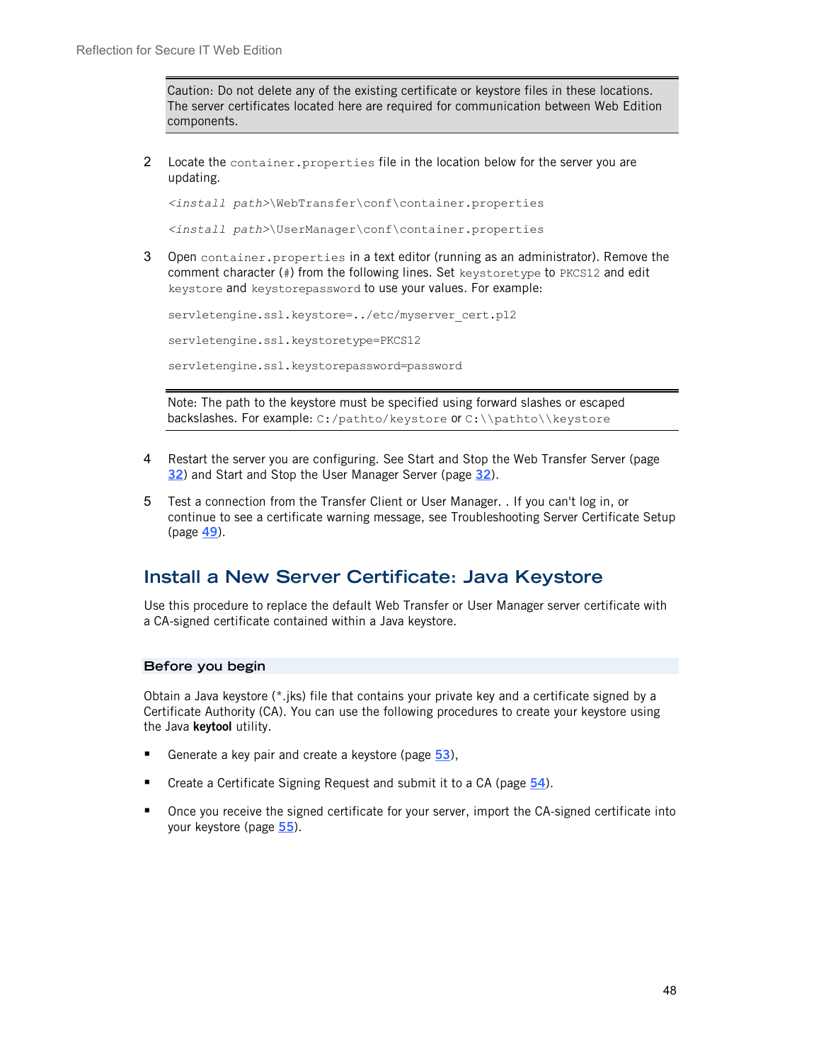> Caution: Do not delete any of the existing certificate or keystore files in these locations. The server certificates located here are required for communication between Web Edition components.

2. Locate the `container.properties` file in the location below for the server you are updating.

   `<install path>\WebTransfer\conf\container.properties`

   `<install path>\UserManager\conf\container.properties`

3. Open `container.properties` in a text editor (running as an administrator). Remove the comment character (`#`) from the following lines. Set `keystoretype` to `PKCS12` and edit `keystore` and `keystorepassword` to use your values. For example:

   ```
   servletengine.ssl.keystore=../etc/myserver_cert.p12
   servletengine.ssl.keystoretype=PKCS12
   servletengine.ssl.keystorepassword=password
   ```

   > Note: The path to the keystore must be specified using forward slashes or escaped backslashes. For example: `C:/pathto/keystore` or `C:\\pathto\\keystore`

4. Restart the server you are configuring. See Start and Stop the Web Transfer Server (page 32) and Start and Stop the User Manager Server (page 32).

5. Test a connection from the Transfer Client or User Manager. . If you can't log in, or continue to see a certificate warning message, see Troubleshooting Server Certificate Setup (page 49).

## Install a New Server Certificate: Java Keystore

Use this procedure to replace the default Web Transfer or User Manager server certificate with a CA-signed certificate contained within a Java keystore.

### Before you begin

Obtain a Java keystore (*.jks) file that contains your private key and a certificate signed by a Certificate Authority (CA). You can use the following procedures to create your keystore using the Java **keytool** utility.

- Generate a key pair and create a keystore (page 53),
- Create a Certificate Signing Request and submit it to a CA (page 54).
- Once you receive the signed certificate for your server, import the CA-signed certificate into your keystore (page 55).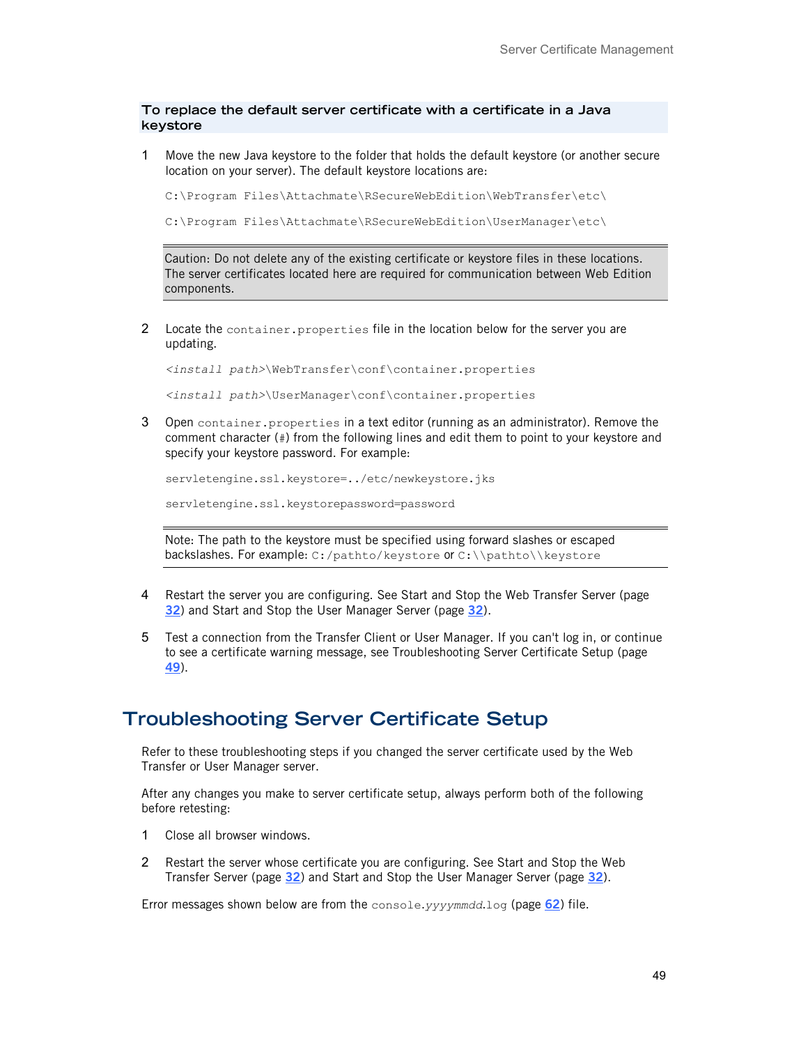### To replace the default server certificate with a certificate in a Java keystore

1 Move the new Java keystore to the folder that holds the default keystore (or another secure location on your server). The default keystore locations are:

```
C:\Program Files\Attachmate\RSecureWebEdition\WebTransfer\etc\
```

```
C:\Program Files\Attachmate\RSecureWebEdition\UserManager\etc\
```

> Caution: Do not delete any of the existing certificate or keystore files in these locations. The server certificates located here are required for communication between Web Edition components.

2 Locate the `container.properties` file in the location below for the server you are updating.

*<install path>*`\WebTransfer\conf\container.properties`

*<install path>*`\UserManager\conf\container.properties`

3 Open `container.properties` in a text editor (running as an administrator). Remove the comment character (`#`) from the following lines and edit them to point to your keystore and specify your keystore password. For example:

```
servletengine.ssl.keystore=../etc/newkeystore.jks
```

```
servletengine.ssl.keystorepassword=password
```

> Note: The path to the keystore must be specified using forward slashes or escaped backslashes. For example: `C:/pathto/keystore` or `C:\\pathto\\keystore`

4 Restart the server you are configuring. See Start and Stop the Web Transfer Server (page 32) and Start and Stop the User Manager Server (page 32).

5 Test a connection from the Transfer Client or User Manager. If you can't log in, or continue to see a certificate warning message, see Troubleshooting Server Certificate Setup (page 49).

## Troubleshooting Server Certificate Setup

Refer to these troubleshooting steps if you changed the server certificate used by the Web Transfer or User Manager server.

After any changes you make to server certificate setup, always perform both of the following before retesting:

1 Close all browser windows.

2 Restart the server whose certificate you are configuring. See Start and Stop the Web Transfer Server (page 32) and Start and Stop the User Manager Server (page 32).

Error messages shown below are from the `console.`*`yyyymmdd`*`.log` (page 62) file.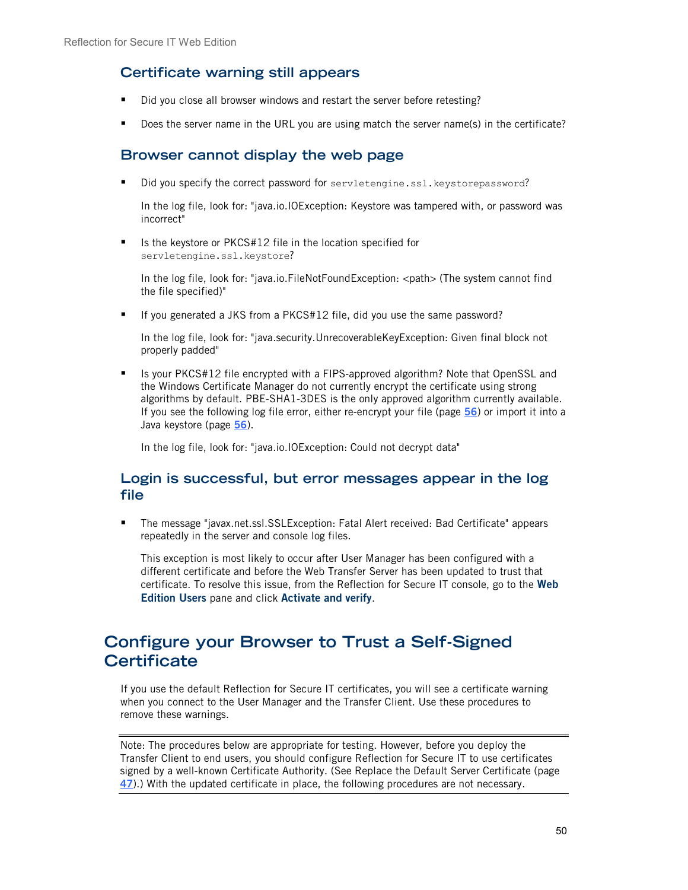### Certificate warning still appears

- Did you close all browser windows and restart the server before retesting?
- Does the server name in the URL you are using match the server name(s) in the certificate?

### Browser cannot display the web page

- Did you specify the correct password for `servletengine.ssl.keystorepassword`?

  In the log file, look for: "java.io.IOException: Keystore was tampered with, or password was incorrect"

- Is the keystore or PKCS#12 file in the location specified for `servletengine.ssl.keystore`?

  In the log file, look for: "java.io.FileNotFoundException: <path> (The system cannot find the file specified)"

- If you generated a JKS from a PKCS#12 file, did you use the same password?

  In the log file, look for: "java.security.UnrecoverableKeyException: Given final block not properly padded"

- Is your PKCS#12 file encrypted with a FIPS-approved algorithm? Note that OpenSSL and the Windows Certificate Manager do not currently encrypt the certificate using strong algorithms by default. PBE-SHA1-3DES is the only approved algorithm currently available. If you see the following log file error, either re-encrypt your file (page 56) or import it into a Java keystore (page 56).

  In the log file, look for: "java.io.IOException: Could not decrypt data"

### Login is successful, but error messages appear in the log file

- The message "javax.net.ssl.SSLException: Fatal Alert received: Bad Certificate" appears repeatedly in the server and console log files.

  This exception is most likely to occur after User Manager has been configured with a different certificate and before the Web Transfer Server has been updated to trust that certificate. To resolve this issue, from the Reflection for Secure IT console, go to the **Web Edition Users** pane and click **Activate and verify**.

## Configure your Browser to Trust a Self-Signed Certificate

If you use the default Reflection for Secure IT certificates, you will see a certificate warning when you connect to the User Manager and the Transfer Client. Use these procedures to remove these warnings.

Note: The procedures below are appropriate for testing. However, before you deploy the Transfer Client to end users, you should configure Reflection for Secure IT to use certificates signed by a well-known Certificate Authority. (See Replace the Default Server Certificate (page 47).) With the updated certificate in place, the following procedures are not necessary.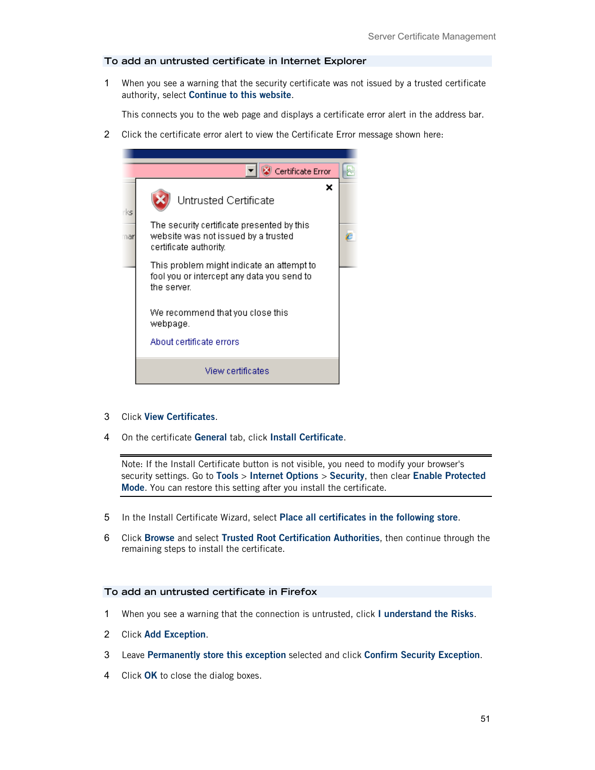## To add an untrusted certificate in Internet Explorer

1. When you see a warning that the security certificate was not issued by a trusted certificate authority, select **Continue to this website**.

   This connects you to the web page and displays a certificate error alert in the address bar.

2. Click the certificate error alert to view the Certificate Error message shown here:

3. Click **View Certificates**.

4. On the certificate **General** tab, click **Install Certificate**.

---

Note: If the Install Certificate button is not visible, you need to modify your browser's security settings. Go to **Tools** > **Internet Options** > **Security**, then clear **Enable Protected Mode**. You can restore this setting after you install the certificate.

---

5. In the Install Certificate Wizard, select **Place all certificates in the following store**.

6. Click **Browse** and select **Trusted Root Certification Authorities**, then continue through the remaining steps to install the certificate.

## To add an untrusted certificate in Firefox

1. When you see a warning that the connection is untrusted, click **I understand the Risks**.

2. Click **Add Exception**.

3. Leave **Permanently store this exception** selected and click **Confirm Security Exception**.

4. Click **OK** to close the dialog boxes.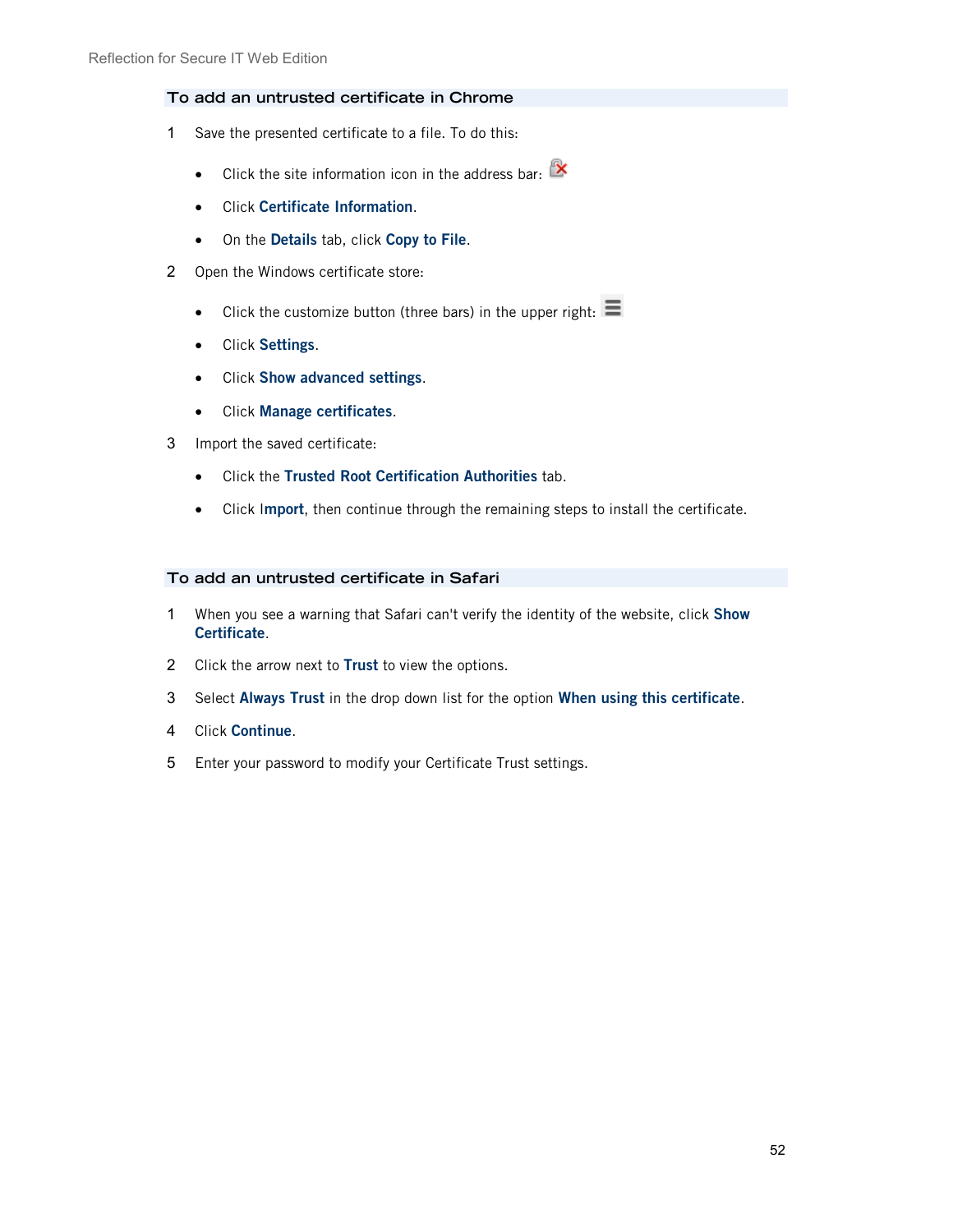## To add an untrusted certificate in Chrome

1. Save the presented certificate to a file. To do this:
   - Click the site information icon in the address bar:
   - Click **Certificate Information**.
   - On the **Details** tab, click **Copy to File**.
2. Open the Windows certificate store:
   - Click the customize button (three bars) in the upper right:
   - Click **Settings**.
   - Click **Show advanced settings**.
   - Click **Manage certificates**.
3. Import the saved certificate:
   - Click the **Trusted Root Certification Authorities** tab.
   - Click **Import**, then continue through the remaining steps to install the certificate.

## To add an untrusted certificate in Safari

1. When you see a warning that Safari can't verify the identity of the website, click **Show Certificate**.
2. Click the arrow next to **Trust** to view the options.
3. Select **Always Trust** in the drop down list for the option **When using this certificate**.
4. Click **Continue**.
5. Enter your password to modify your Certificate Trust settings.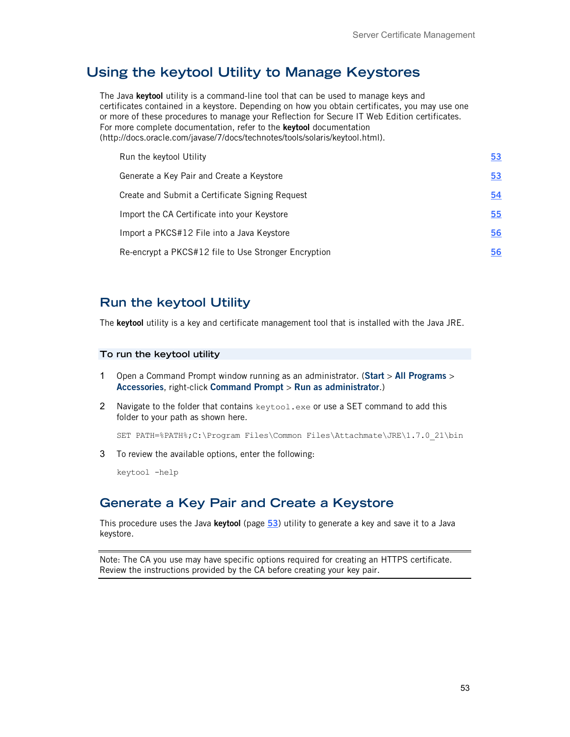# Using the keytool Utility to Manage Keystores

The Java **keytool** utility is a command-line tool that can be used to manage keys and certificates contained in a keystore. Depending on how you obtain certificates, you may use one or more of these procedures to manage your Reflection for Secure IT Web Edition certificates. For more complete documentation, refer to the **keytool** documentation (http://docs.oracle.com/javase/7/docs/technotes/tools/solaris/keytool.html).

| | |
|---|---|
| Run the keytool Utility | 53 |
| Generate a Key Pair and Create a Keystore | 53 |
| Create and Submit a Certificate Signing Request | 54 |
| Import the CA Certificate into your Keystore | 55 |
| Import a PKCS#12 File into a Java Keystore | 56 |
| Re-encrypt a PKCS#12 file to Use Stronger Encryption | 56 |

## Run the keytool Utility

The **keytool** utility is a key and certificate management tool that is installed with the Java JRE.

### To run the keytool utility

1. Open a Command Prompt window running as an administrator. (**Start** > **All Programs** > **Accessories**, right-click **Command Prompt** > **Run as administrator**.)
2. Navigate to the folder that contains `keytool.exe` or use a SET command to add this folder to your path as shown here.

   ```
   SET PATH=%PATH%;C:\Program Files\Common Files\Attachmate\JRE\1.7.0_21\bin
   ```

3. To review the available options, enter the following:

   ```
   keytool -help
   ```

## Generate a Key Pair and Create a Keystore

This procedure uses the Java **keytool** (page 53) utility to generate a key and save it to a Java keystore.

Note: The CA you use may have specific options required for creating an HTTPS certificate. Review the instructions provided by the CA before creating your key pair.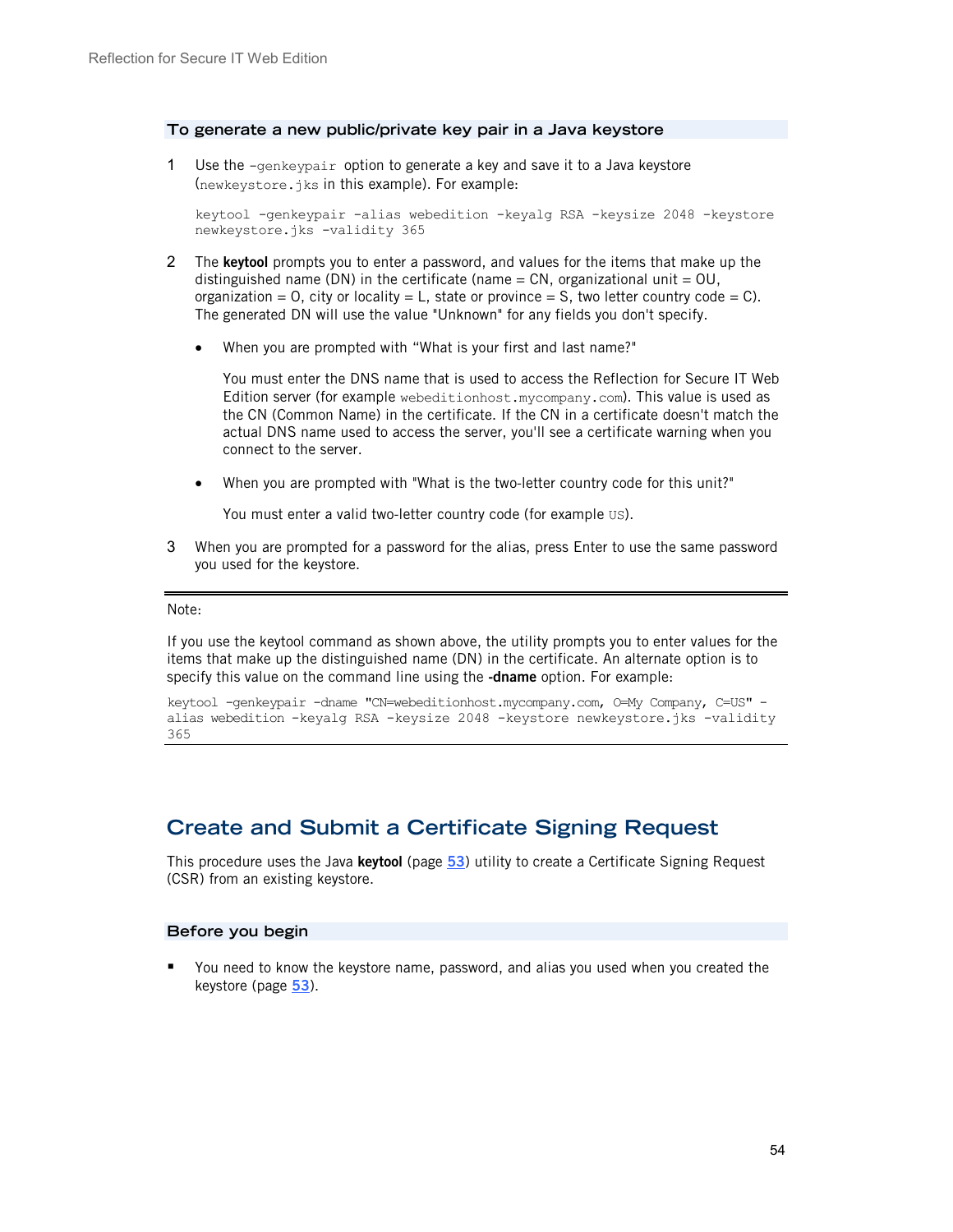### To generate a new public/private key pair in a Java keystore

1. Use the `-genkeypair` option to generate a key and save it to a Java keystore (`newkeystore.jks` in this example). For example:

   ```
   keytool -genkeypair -alias webedition -keyalg RSA -keysize 2048 -keystore newkeystore.jks -validity 365
   ```

2. The **keytool** prompts you to enter a password, and values for the items that make up the distinguished name (DN) in the certificate (name = CN, organizational unit = OU, organization = O, city or locality = L, state or province = S, two letter country code = C). The generated DN will use the value "Unknown" for any fields you don't specify.

   - When you are prompted with "What is your first and last name?"

     You must enter the DNS name that is used to access the Reflection for Secure IT Web Edition server (for example `webeditionhost.mycompany.com`). This value is used as the CN (Common Name) in the certificate. If the CN in a certificate doesn't match the actual DNS name used to access the server, you'll see a certificate warning when you connect to the server.

   - When you are prompted with "What is the two-letter country code for this unit?"

     You must enter a valid two-letter country code (for example `US`).

3. When you are prompted for a password for the alias, press Enter to use the same password you used for the keystore.

---

Note:

If you use the keytool command as shown above, the utility prompts you to enter values for the items that make up the distinguished name (DN) in the certificate. An alternate option is to specify this value on the command line using the **-dname** option. For example:

```
keytool -genkeypair -dname "CN=webeditionhost.mycompany.com, O=My Company, C=US" -alias webedition -keyalg RSA -keysize 2048 -keystore newkeystore.jks -validity 365
```

---

## Create and Submit a Certificate Signing Request

This procedure uses the Java **keytool** (page 53) utility to create a Certificate Signing Request (CSR) from an existing keystore.

### Before you begin

- You need to know the keystore name, password, and alias you used when you created the keystore (page 53).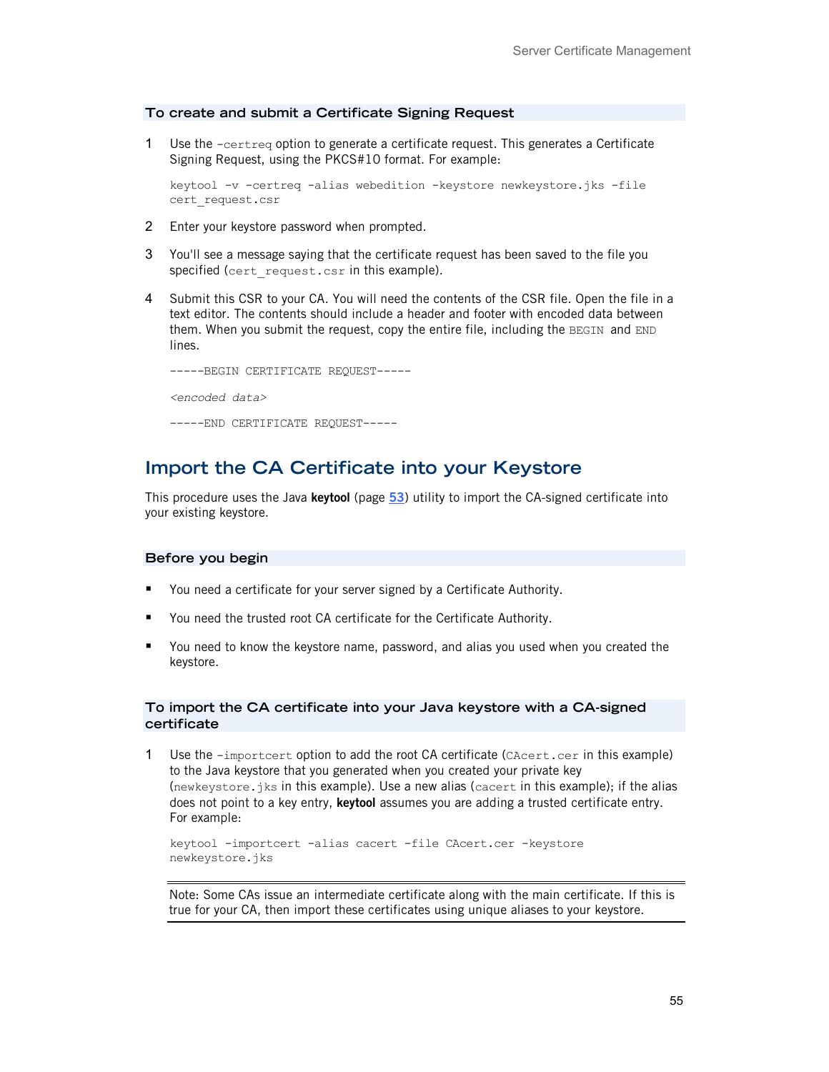### To create and submit a Certificate Signing Request

1. Use the `-certreq` option to generate a certificate request. This generates a Certificate Signing Request, using the PKCS#10 format. For example:

   ```
   keytool -v -certreq -alias webedition -keystore newkeystore.jks -file
   cert_request.csr
   ```

2. Enter your keystore password when prompted.

3. You'll see a message saying that the certificate request has been saved to the file you specified (`cert_request.csr` in this example).

4. Submit this CSR to your CA. You will need the contents of the CSR file. Open the file in a text editor. The contents should include a header and footer with encoded data between them. When you submit the request, copy the entire file, including the `BEGIN` and `END` lines.

   ```
   -----BEGIN CERTIFICATE REQUEST-----

   <encoded data>

   -----END CERTIFICATE REQUEST-----
   ```

## Import the CA Certificate into your Keystore

This procedure uses the Java **keytool** (page 53) utility to import the CA-signed certificate into your existing keystore.

### Before you begin

- You need a certificate for your server signed by a Certificate Authority.
- You need the trusted root CA certificate for the Certificate Authority.
- You need to know the keystore name, password, and alias you used when you created the keystore.

### To import the CA certificate into your Java keystore with a CA-signed certificate

1. Use the `-importcert` option to add the root CA certificate (`CAcert.cer` in this example) to the Java keystore that you generated when you created your private key (`newkeystore.jks` in this example). Use a new alias (`cacert` in this example); if the alias does not point to a key entry, **keytool** assumes you are adding a trusted certificate entry. For example:

   ```
   keytool -importcert -alias cacert -file CAcert.cer -keystore
   newkeystore.jks
   ```

   Note: Some CAs issue an intermediate certificate along with the main certificate. If this is true for your CA, then import these certificates using unique aliases to your keystore.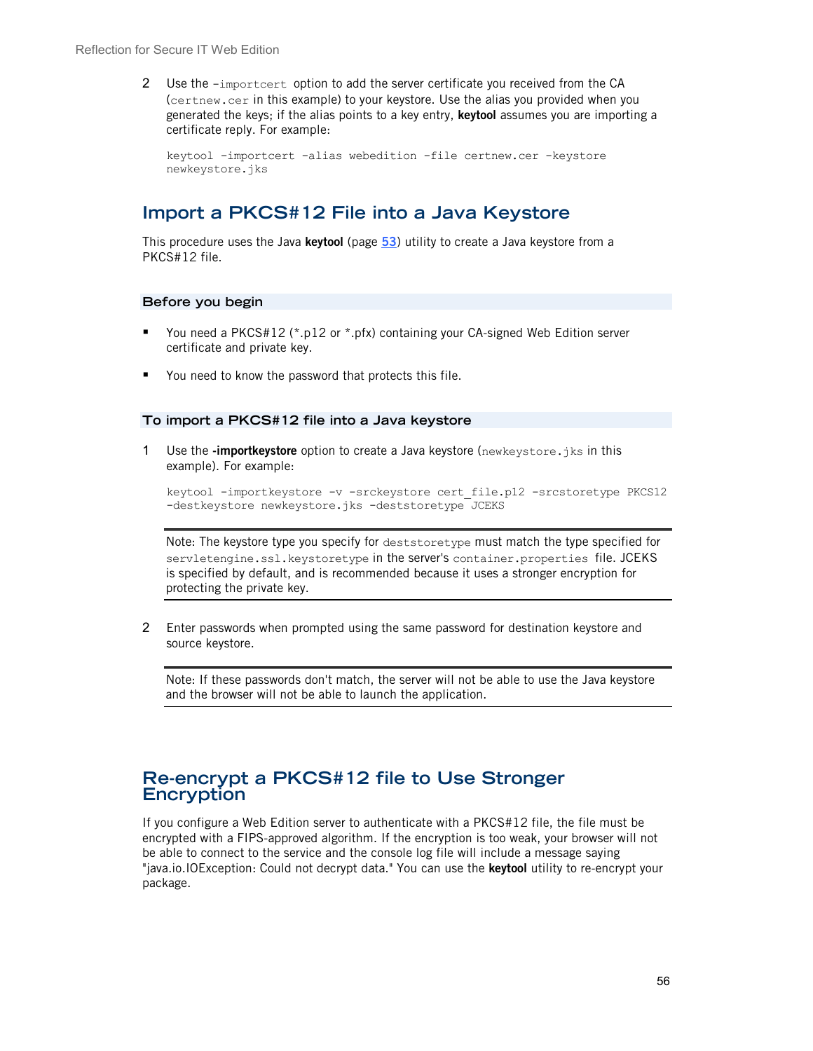2. Use the `-importcert` option to add the server certificate you received from the CA (`certnew.cer` in this example) to your keystore. Use the alias you provided when you generated the keys; if the alias points to a key entry, **keytool** assumes you are importing a certificate reply. For example:

   ```
   keytool -importcert -alias webedition -file certnew.cer -keystore newkeystore.jks
   ```

## Import a PKCS#12 File into a Java Keystore

This procedure uses the Java **keytool** (page 53) utility to create a Java keystore from a PKCS#12 file.

### Before you begin

- You need a PKCS#12 (*.p12 or *.pfx) containing your CA-signed Web Edition server certificate and private key.
- You need to know the password that protects this file.

### To import a PKCS#12 file into a Java keystore

1. Use the **-importkeystore** option to create a Java keystore (`newkeystore.jks` in this example). For example:

   ```
   keytool -importkeystore -v -srckeystore cert_file.p12 -srcstoretype PKCS12 -destkeystore newkeystore.jks -deststoretype JCEKS
   ```

   > Note: The keystore type you specify for `deststoretype` must match the type specified for `servletengine.ssl.keystoretype` in the server's `container.properties` file. JCEKS is specified by default, and is recommended because it uses a stronger encryption for protecting the private key.

2. Enter passwords when prompted using the same password for destination keystore and source keystore.

   > Note: If these passwords don't match, the server will not be able to use the Java keystore and the browser will not be able to launch the application.

## Re-encrypt a PKCS#12 file to Use Stronger Encryption

If you configure a Web Edition server to authenticate with a PKCS#12 file, the file must be encrypted with a FIPS-approved algorithm. If the encryption is too weak, your browser will not be able to connect to the service and the console log file will include a message saying "java.io.IOException: Could not decrypt data." You can use the **keytool** utility to re-encrypt your package.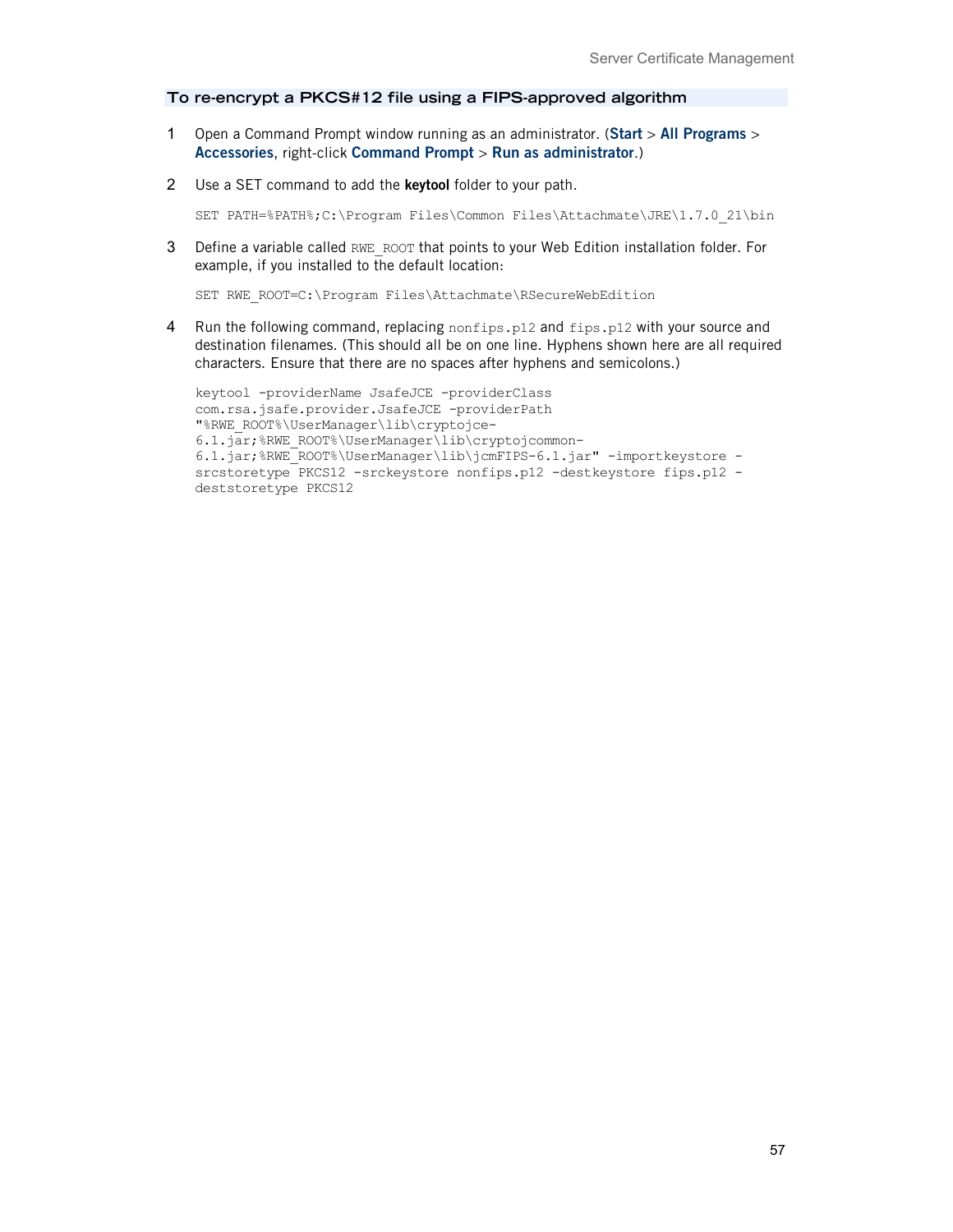### To re-encrypt a PKCS#12 file using a FIPS-approved algorithm

1. Open a Command Prompt window running as an administrator. (**Start** > **All Programs** > **Accessories**, right-click **Command Prompt** > **Run as administrator**.)

2. Use a SET command to add the **keytool** folder to your path.

   ```
   SET PATH=%PATH%;C:\Program Files\Common Files\Attachmate\JRE\1.7.0_21\bin
   ```

3. Define a variable called `RWE_ROOT` that points to your Web Edition installation folder. For example, if you installed to the default location:

   ```
   SET RWE_ROOT=C:\Program Files\Attachmate\RSecureWebEdition
   ```

4. Run the following command, replacing `nonfips.p12` and `fips.p12` with your source and destination filenames. (This should all be on one line. Hyphens shown here are all required characters. Ensure that there are no spaces after hyphens and semicolons.)

   ```
   keytool -providerName JsafeJCE -providerClass
   com.rsa.jsafe.provider.JsafeJCE -providerPath
   "%RWE_ROOT%\UserManager\lib\cryptojce-
   6.1.jar;%RWE_ROOT%\UserManager\lib\cryptojcommon-
   6.1.jar;%RWE_ROOT%\UserManager\lib\jcmFIPS-6.1.jar" -importkeystore -
   srcstoretype PKCS12 -srckeystore nonfips.p12 -destkeystore fips.p12 -
   deststoretype PKCS12
   ```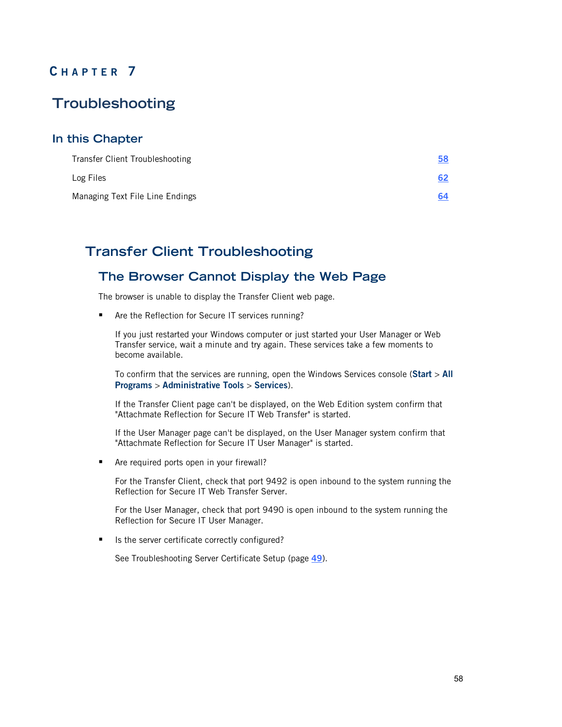# CHAPTER 7

# Troubleshooting

## In this Chapter

| | |
|---|---|
| Transfer Client Troubleshooting | 58 |
| Log Files | 62 |
| Managing Text File Line Endings | 64 |

## Transfer Client Troubleshooting

### The Browser Cannot Display the Web Page

The browser is unable to display the Transfer Client web page.

- Are the Reflection for Secure IT services running?

  If you just restarted your Windows computer or just started your User Manager or Web Transfer service, wait a minute and try again. These services take a few moments to become available.

  To confirm that the services are running, open the Windows Services console (**Start** > **All Programs** > **Administrative Tools** > **Services**).

  If the Transfer Client page can't be displayed, on the Web Edition system confirm that "Attachmate Reflection for Secure IT Web Transfer" is started.

  If the User Manager page can't be displayed, on the User Manager system confirm that "Attachmate Reflection for Secure IT User Manager" is started.

- Are required ports open in your firewall?

  For the Transfer Client, check that port 9492 is open inbound to the system running the Reflection for Secure IT Web Transfer Server.

  For the User Manager, check that port 9490 is open inbound to the system running the Reflection for Secure IT User Manager.

- Is the server certificate correctly configured?

  See Troubleshooting Server Certificate Setup (page 49).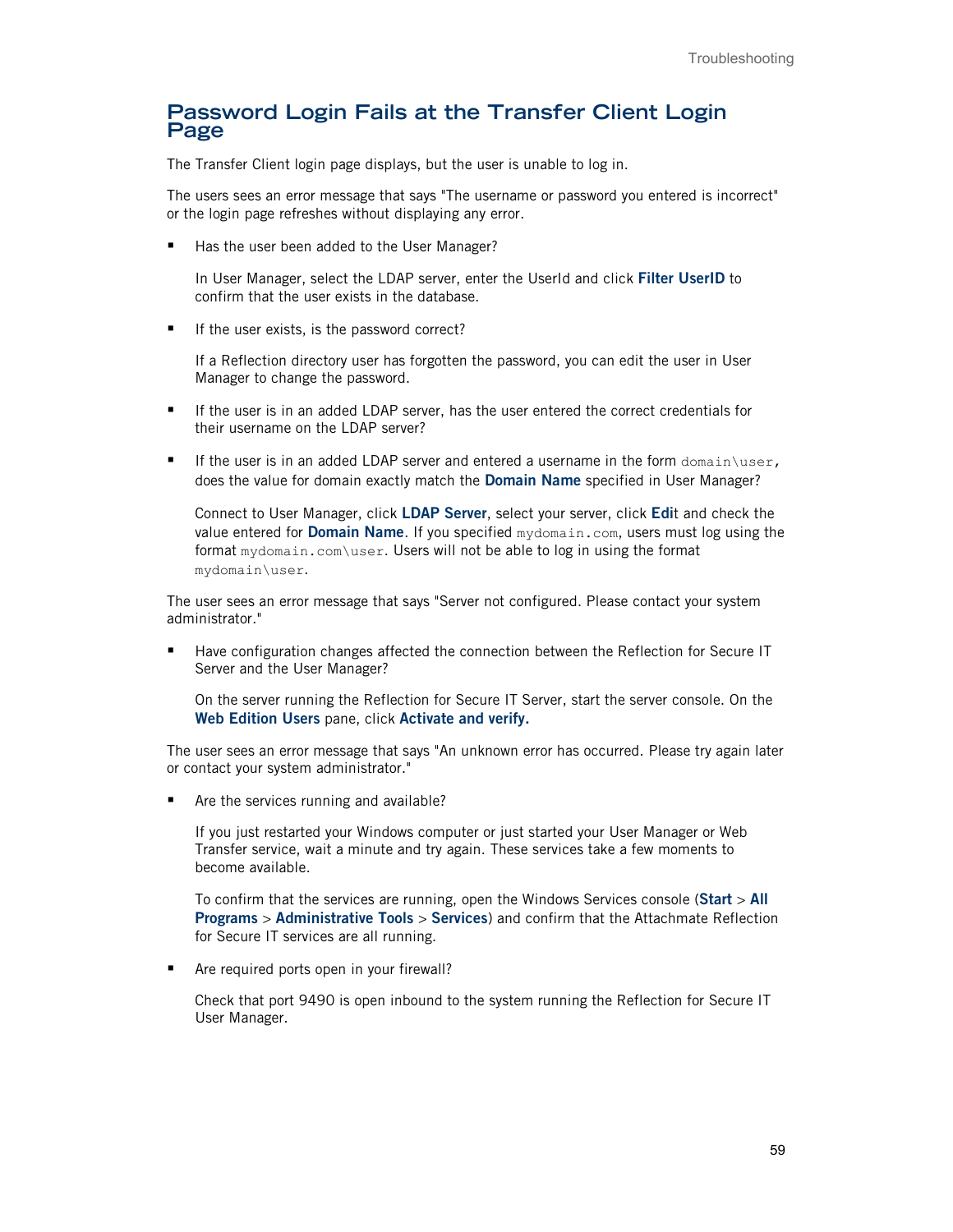## Password Login Fails at the Transfer Client Login Page

The Transfer Client login page displays, but the user is unable to log in.

The users sees an error message that says "The username or password you entered is incorrect" or the login page refreshes without displaying any error.

- Has the user been added to the User Manager?

  In User Manager, select the LDAP server, enter the UserId and click **Filter UserID** to confirm that the user exists in the database.

- If the user exists, is the password correct?

  If a Reflection directory user has forgotten the password, you can edit the user in User Manager to change the password.

- If the user is in an added LDAP server, has the user entered the correct credentials for their username on the LDAP server?

- If the user is in an added LDAP server and entered a username in the form `domain\user`, does the value for domain exactly match the **Domain Name** specified in User Manager?

  Connect to User Manager, click **LDAP Server**, select your server, click **Edi**t and check the value entered for **Domain Name**. If you specified `mydomain.com`, users must log using the format `mydomain.com\user`. Users will not be able to log in using the format `mydomain\user`.

The user sees an error message that says "Server not configured. Please contact your system administrator."

- Have configuration changes affected the connection between the Reflection for Secure IT Server and the User Manager?

  On the server running the Reflection for Secure IT Server, start the server console. On the **Web Edition Users** pane, click **Activate and verify.**

The user sees an error message that says "An unknown error has occurred. Please try again later or contact your system administrator."

- Are the services running and available?

  If you just restarted your Windows computer or just started your User Manager or Web Transfer service, wait a minute and try again. These services take a few moments to become available.

  To confirm that the services are running, open the Windows Services console (**Start** > **All Programs** > **Administrative Tools** > **Services**) and confirm that the Attachmate Reflection for Secure IT services are all running.

- Are required ports open in your firewall?

  Check that port 9490 is open inbound to the system running the Reflection for Secure IT User Manager.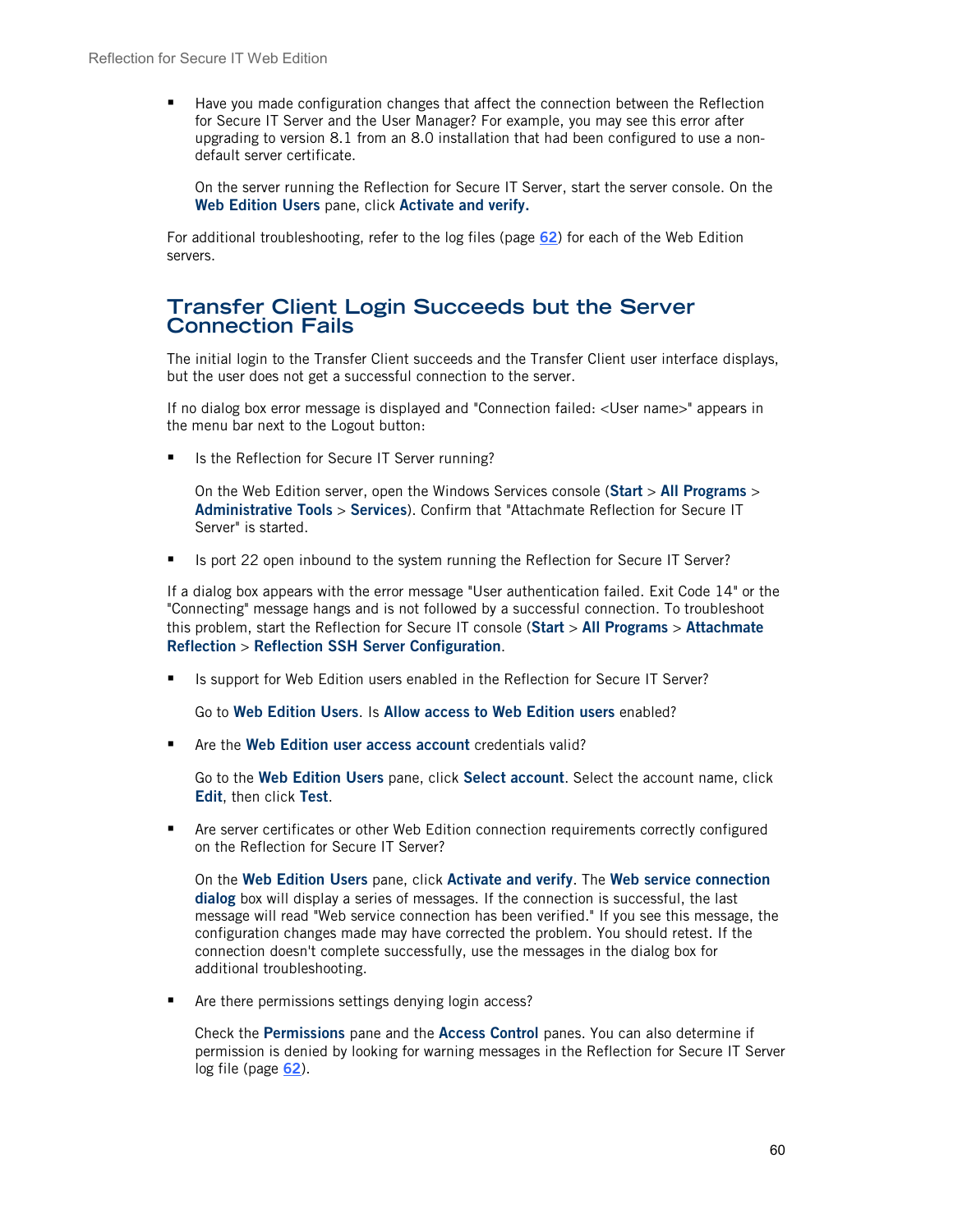- Have you made configuration changes that affect the connection between the Reflection for Secure IT Server and the User Manager? For example, you may see this error after upgrading to version 8.1 from an 8.0 installation that had been configured to use a non-default server certificate.

  On the server running the Reflection for Secure IT Server, start the server console. On the **Web Edition Users** pane, click **Activate and verify.**

For additional troubleshooting, refer to the log files (page 62) for each of the Web Edition servers.

## Transfer Client Login Succeeds but the Server Connection Fails

The initial login to the Transfer Client succeeds and the Transfer Client user interface displays, but the user does not get a successful connection to the server.

If no dialog box error message is displayed and "Connection failed: <User name>" appears in the menu bar next to the Logout button:

- Is the Reflection for Secure IT Server running?

  On the Web Edition server, open the Windows Services console (**Start** > **All Programs** > **Administrative Tools** > **Services**). Confirm that "Attachmate Reflection for Secure IT Server" is started.

- Is port 22 open inbound to the system running the Reflection for Secure IT Server?

If a dialog box appears with the error message "User authentication failed. Exit Code 14" or the "Connecting" message hangs and is not followed by a successful connection. To troubleshoot this problem, start the Reflection for Secure IT console (**Start** > **All Programs** > **Attachmate Reflection** > **Reflection SSH Server Configuration**.

- Is support for Web Edition users enabled in the Reflection for Secure IT Server?

  Go to **Web Edition Users**. Is **Allow access to Web Edition users** enabled?

- Are the **Web Edition user access account** credentials valid?

  Go to the **Web Edition Users** pane, click **Select account**. Select the account name, click **Edit**, then click **Test**.

- Are server certificates or other Web Edition connection requirements correctly configured on the Reflection for Secure IT Server?

  On the **Web Edition Users** pane, click **Activate and verify**. The **Web service connection dialog** box will display a series of messages. If the connection is successful, the last message will read "Web service connection has been verified." If you see this message, the configuration changes made may have corrected the problem. You should retest. If the connection doesn't complete successfully, use the messages in the dialog box for additional troubleshooting.

- Are there permissions settings denying login access?

  Check the **Permissions** pane and the **Access Control** panes. You can also determine if permission is denied by looking for warning messages in the Reflection for Secure IT Server log file (page 62).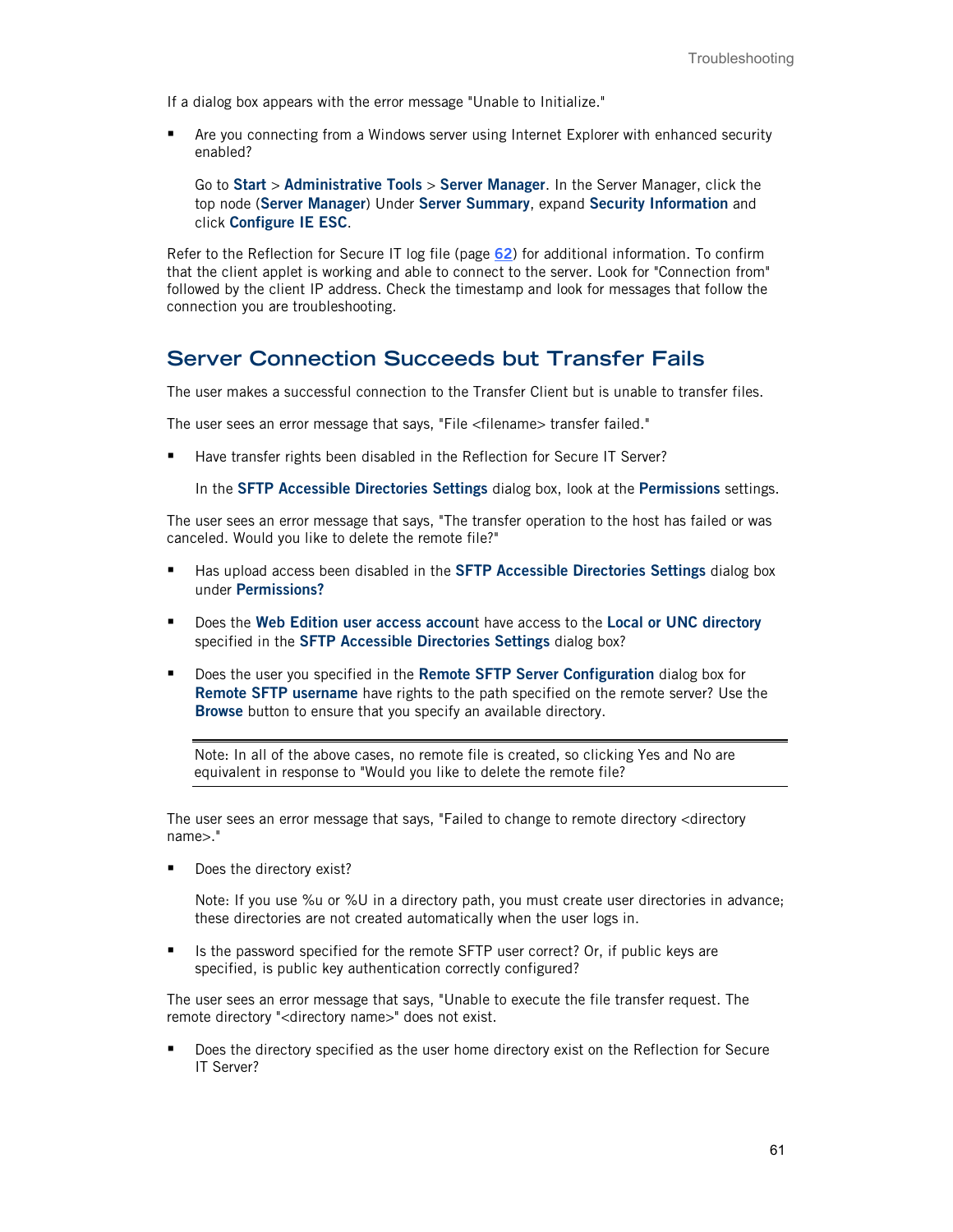If a dialog box appears with the error message "Unable to Initialize."

- Are you connecting from a Windows server using Internet Explorer with enhanced security enabled?

  Go to **Start** > **Administrative Tools** > **Server Manager**. In the Server Manager, click the top node (**Server Manager**) Under **Server Summary**, expand **Security Information** and click **Configure IE ESC**.

Refer to the Reflection for Secure IT log file (page 62) for additional information. To confirm that the client applet is working and able to connect to the server. Look for "Connection from" followed by the client IP address. Check the timestamp and look for messages that follow the connection you are troubleshooting.

## Server Connection Succeeds but Transfer Fails

The user makes a successful connection to the Transfer Client but is unable to transfer files.

The user sees an error message that says, "File <filename> transfer failed."

- Have transfer rights been disabled in the Reflection for Secure IT Server?

  In the **SFTP Accessible Directories Settings** dialog box, look at the **Permissions** settings.

The user sees an error message that says, "The transfer operation to the host has failed or was canceled. Would you like to delete the remote file?"

- Has upload access been disabled in the **SFTP Accessible Directories Settings** dialog box under **Permissions?**
- Does the **Web Edition user access accoun**t have access to the **Local or UNC directory** specified in the **SFTP Accessible Directories Settings** dialog box?
- Does the user you specified in the **Remote SFTP Server Configuration** dialog box for **Remote SFTP username** have rights to the path specified on the remote server? Use the **Browse** button to ensure that you specify an available directory.

> Note: In all of the above cases, no remote file is created, so clicking Yes and No are equivalent in response to "Would you like to delete the remote file?

The user sees an error message that says, "Failed to change to remote directory <directory name>."

- Does the directory exist?

  Note: If you use %u or %U in a directory path, you must create user directories in advance; these directories are not created automatically when the user logs in.

- Is the password specified for the remote SFTP user correct? Or, if public keys are specified, is public key authentication correctly configured?

The user sees an error message that says, "Unable to execute the file transfer request. The remote directory "<directory name>" does not exist.

- Does the directory specified as the user home directory exist on the Reflection for Secure IT Server?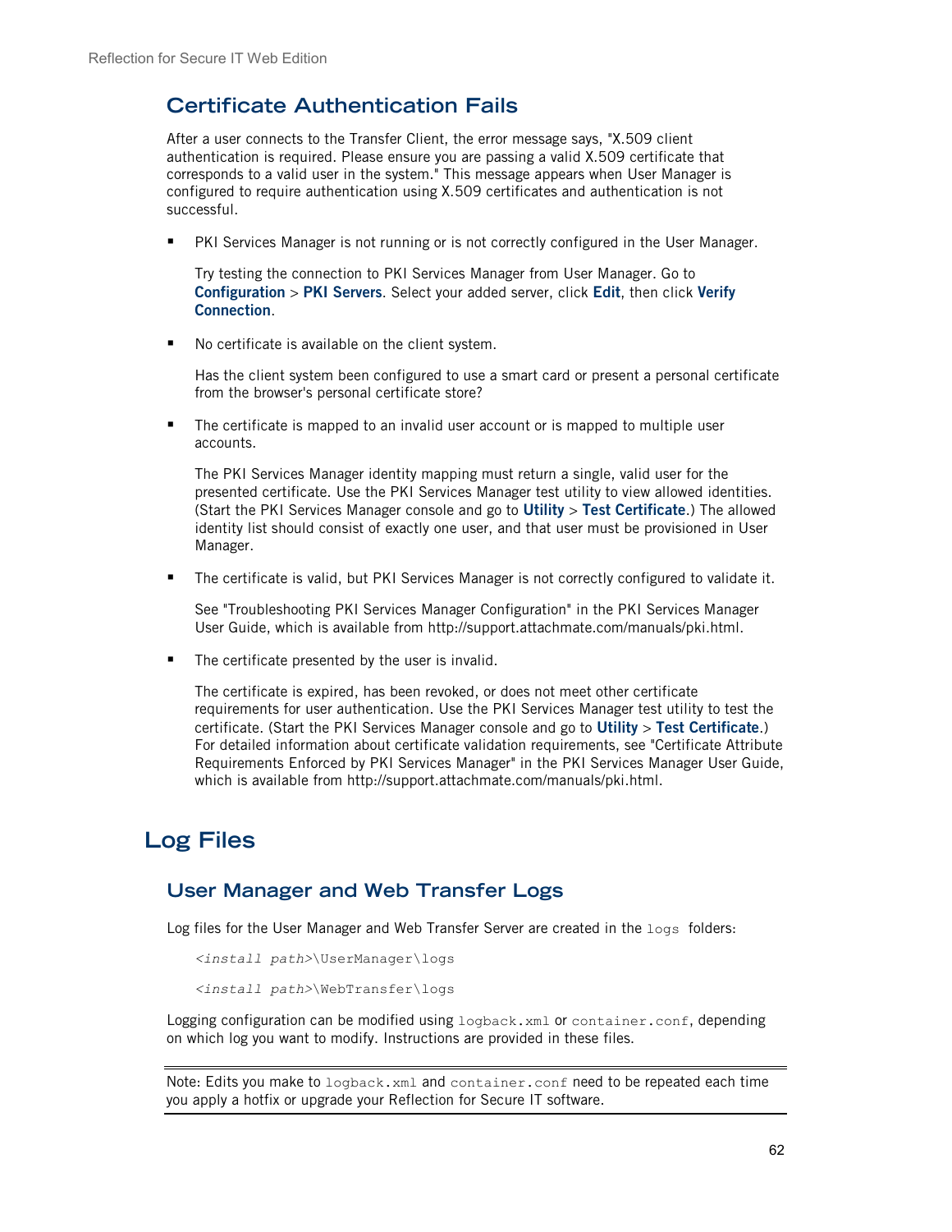## Certificate Authentication Fails

After a user connects to the Transfer Client, the error message says, "X.509 client authentication is required. Please ensure you are passing a valid X.509 certificate that corresponds to a valid user in the system." This message appears when User Manager is configured to require authentication using X.509 certificates and authentication is not successful.

- PKI Services Manager is not running or is not correctly configured in the User Manager.

  Try testing the connection to PKI Services Manager from User Manager. Go to **Configuration** > **PKI Servers**. Select your added server, click **Edit**, then click **Verify Connection**.

- No certificate is available on the client system.

  Has the client system been configured to use a smart card or present a personal certificate from the browser's personal certificate store?

- The certificate is mapped to an invalid user account or is mapped to multiple user accounts.

  The PKI Services Manager identity mapping must return a single, valid user for the presented certificate. Use the PKI Services Manager test utility to view allowed identities. (Start the PKI Services Manager console and go to **Utility** > **Test Certificate**.) The allowed identity list should consist of exactly one user, and that user must be provisioned in User Manager.

- The certificate is valid, but PKI Services Manager is not correctly configured to validate it.

  See "Troubleshooting PKI Services Manager Configuration" in the PKI Services Manager User Guide, which is available from http://support.attachmate.com/manuals/pki.html.

- The certificate presented by the user is invalid.

  The certificate is expired, has been revoked, or does not meet other certificate requirements for user authentication. Use the PKI Services Manager test utility to test the certificate. (Start the PKI Services Manager console and go to **Utility** > **Test Certificate**.) For detailed information about certificate validation requirements, see "Certificate Attribute Requirements Enforced by PKI Services Manager" in the PKI Services Manager User Guide, which is available from http://support.attachmate.com/manuals/pki.html.

# Log Files

## User Manager and Web Transfer Logs

Log files for the User Manager and Web Transfer Server are created in the `logs` folders:

```
<install path>\UserManager\logs
```

```
<install path>\WebTransfer\logs
```

Logging configuration can be modified using `logback.xml` or `container.conf`, depending on which log you want to modify. Instructions are provided in these files.

Note: Edits you make to `logback.xml` and `container.conf` need to be repeated each time you apply a hotfix or upgrade your Reflection for Secure IT software.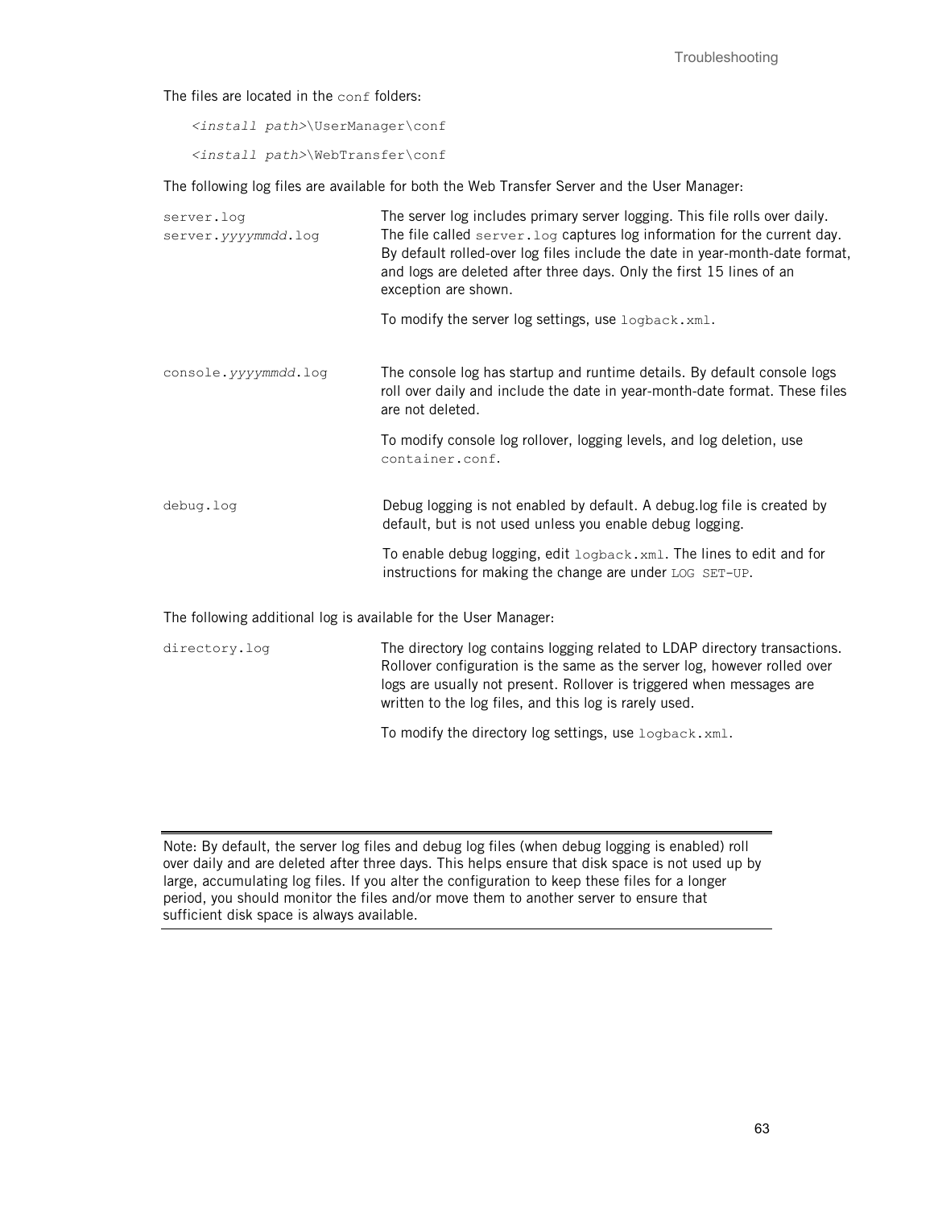The files are located in the `conf` folders:

*<install path>*`\UserManager\conf`

*<install path>*`\WebTransfer\conf`

The following log files are available for both the Web Transfer Server and the User Manager:

| | |
|---|---|
| `server.log`<br>`server.`*yyyymmdd*`.log` | The server log includes primary server logging. This file rolls over daily. The file called `server.log` captures log information for the current day. By default rolled-over log files include the date in year-month-date format, and logs are deleted after three days. Only the first 15 lines of an exception are shown.<br><br>To modify the server log settings, use `logback.xml`. |
| `console.`*yyyymmdd*`.log` | The console log has startup and runtime details. By default console logs roll over daily and include the date in year-month-date format. These files are not deleted.<br><br>To modify console log rollover, logging levels, and log deletion, use `container.conf`. |
| `debug.log` | Debug logging is not enabled by default. A debug.log file is created by default, but is not used unless you enable debug logging.<br><br>To enable debug logging, edit `logback.xml`. The lines to edit and for instructions for making the change are under `LOG SET-UP`. |

The following additional log is available for the User Manager:

| | |
|---|---|
| `directory.log` | The directory log contains logging related to LDAP directory transactions. Rollover configuration is the same as the server log, however rolled over logs are usually not present. Rollover is triggered when messages are written to the log files, and this log is rarely used.<br><br>To modify the directory log settings, use `logback.xml`. |

---

Note: By default, the server log files and debug log files (when debug logging is enabled) roll over daily and are deleted after three days. This helps ensure that disk space is not used up by large, accumulating log files. If you alter the configuration to keep these files for a longer period, you should monitor the files and/or move them to another server to ensure that sufficient disk space is always available.

---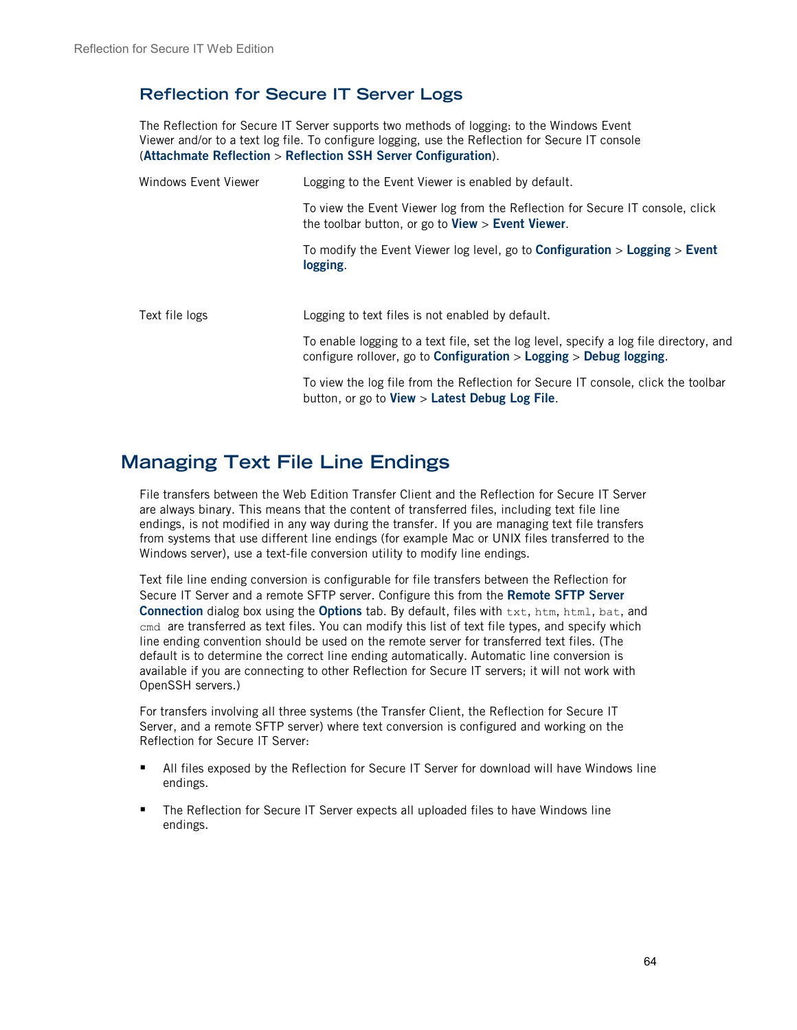## Reflection for Secure IT Server Logs

The Reflection for Secure IT Server supports two methods of logging: to the Windows Event Viewer and/or to a text log file. To configure logging, use the Reflection for Secure IT console (**Attachmate Reflection** > **Reflection SSH Server Configuration**).

| | |
|---|---|
| Windows Event Viewer | Logging to the Event Viewer is enabled by default.<br><br>To view the Event Viewer log from the Reflection for Secure IT console, click the toolbar button, or go to **View** > **Event Viewer**.<br><br>To modify the Event Viewer log level, go to **Configuration** > **Logging** > **Event logging**. |
| Text file logs | Logging to text files is not enabled by default.<br><br>To enable logging to a text file, set the log level, specify a log file directory, and configure rollover, go to **Configuration** > **Logging** > **Debug logging**.<br><br>To view the log file from the Reflection for Secure IT console, click the toolbar button, or go to **View** > **Latest Debug Log File**. |

# Managing Text File Line Endings

File transfers between the Web Edition Transfer Client and the Reflection for Secure IT Server are always binary. This means that the content of transferred files, including text file line endings, is not modified in any way during the transfer. If you are managing text file transfers from systems that use different line endings (for example Mac or UNIX files transferred to the Windows server), use a text-file conversion utility to modify line endings.

Text file line ending conversion is configurable for file transfers between the Reflection for Secure IT Server and a remote SFTP server. Configure this from the **Remote SFTP Server Connection** dialog box using the **Options** tab. By default, files with `txt`, `htm`, `html`, `bat`, and `cmd` are transferred as text files. You can modify this list of text file types, and specify which line ending convention should be used on the remote server for transferred text files. (The default is to determine the correct line ending automatically. Automatic line conversion is available if you are connecting to other Reflection for Secure IT servers; it will not work with OpenSSH servers.)

For transfers involving all three systems (the Transfer Client, the Reflection for Secure IT Server, and a remote SFTP server) where text conversion is configured and working on the Reflection for Secure IT Server:

- All files exposed by the Reflection for Secure IT Server for download will have Windows line endings.
- The Reflection for Secure IT Server expects all uploaded files to have Windows line endings.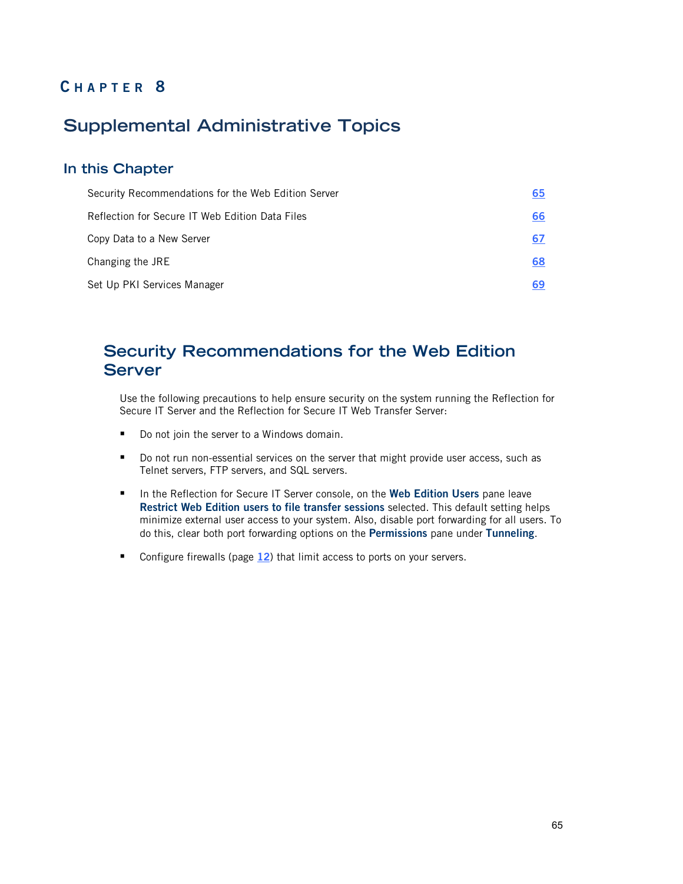# CHAPTER 8

# Supplemental Administrative Topics

## In this Chapter

| | |
|---|---|
| Security Recommendations for the Web Edition Server | 65 |
| Reflection for Secure IT Web Edition Data Files | 66 |
| Copy Data to a New Server | 67 |
| Changing the JRE | 68 |
| Set Up PKI Services Manager | 69 |

## Security Recommendations for the Web Edition Server

Use the following precautions to help ensure security on the system running the Reflection for Secure IT Server and the Reflection for Secure IT Web Transfer Server:

- Do not join the server to a Windows domain.
- Do not run non-essential services on the server that might provide user access, such as Telnet servers, FTP servers, and SQL servers.
- In the Reflection for Secure IT Server console, on the **Web Edition Users** pane leave **Restrict Web Edition users to file transfer sessions** selected. This default setting helps minimize external user access to your system. Also, disable port forwarding for all users. To do this, clear both port forwarding options on the **Permissions** pane under **Tunneling**.
- Configure firewalls (page 12) that limit access to ports on your servers.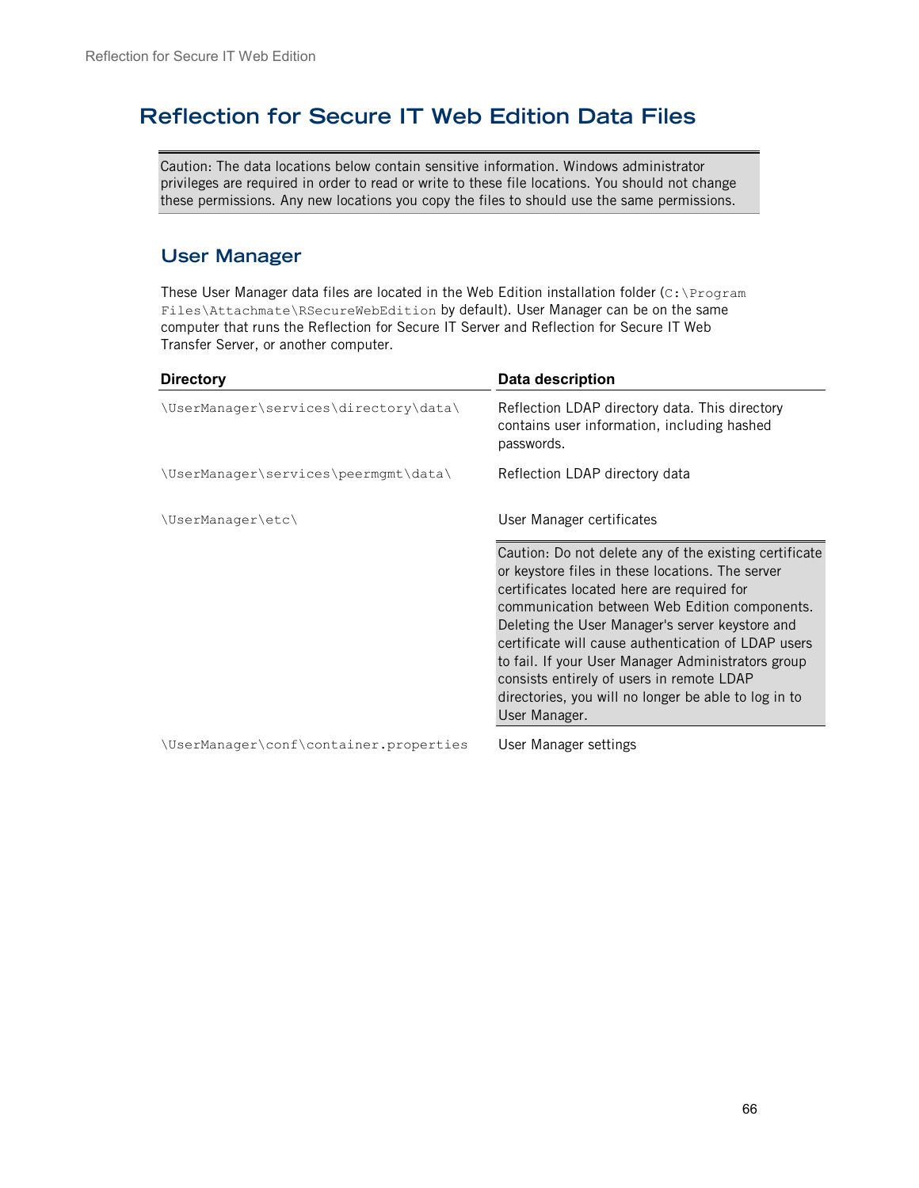# Reflection for Secure IT Web Edition Data Files

> Caution: The data locations below contain sensitive information. Windows administrator privileges are required in order to read or write to these file locations. You should not change these permissions. Any new locations you copy the files to should use the same permissions.

## User Manager

These User Manager data files are located in the Web Edition installation folder (`C:\Program Files\Attachmate\RSecureWebEdition` by default). User Manager can be on the same computer that runs the Reflection for Secure IT Server and Reflection for Secure IT Web Transfer Server, or another computer.

| Directory | Data description |
| --- | --- |
| `\UserManager\services\directory\data\` | Reflection LDAP directory data. This directory contains user information, including hashed passwords. |
| `\UserManager\services\peermgmt\data\` | Reflection LDAP directory data |
| `\UserManager\etc\` | User Manager certificates<br><br>Caution: Do not delete any of the existing certificate or keystore files in these locations. The server certificates located here are required for communication between Web Edition components. Deleting the User Manager's server keystore and certificate will cause authentication of LDAP users to fail. If your User Manager Administrators group consists entirely of users in remote LDAP directories, you will no longer be able to log in to User Manager. |
| `\UserManager\conf\container.properties` | User Manager settings |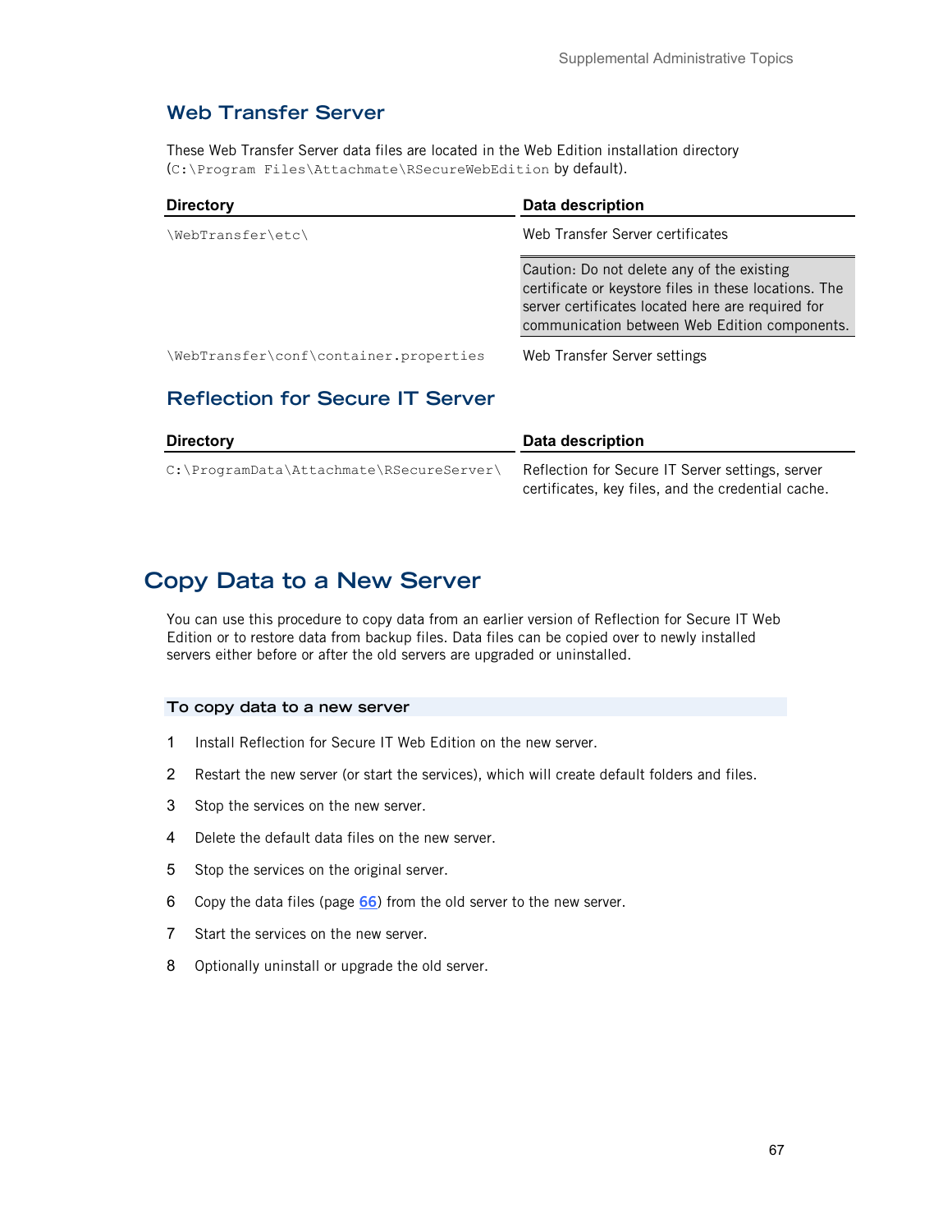## Web Transfer Server

These Web Transfer Server data files are located in the Web Edition installation directory (`C:\Program Files\Attachmate\RSecureWebEdition` by default).

| Directory | Data description |
| --- | --- |
| `\WebTransfer\etc\` | Web Transfer Server certificates |
| | Caution: Do not delete any of the existing certificate or keystore files in these locations. The server certificates located here are required for communication between Web Edition components. |
| `\WebTransfer\conf\container.properties` | Web Transfer Server settings |

## Reflection for Secure IT Server

| Directory | Data description |
| --- | --- |
| `C:\ProgramData\Attachmate\RSecureServer\` | Reflection for Secure IT Server settings, server certificates, key files, and the credential cache. |

# Copy Data to a New Server

You can use this procedure to copy data from an earlier version of Reflection for Secure IT Web Edition or to restore data from backup files. Data files can be copied over to newly installed servers either before or after the old servers are upgraded or uninstalled.

### To copy data to a new server

1. Install Reflection for Secure IT Web Edition on the new server.
2. Restart the new server (or start the services), which will create default folders and files.
3. Stop the services on the new server.
4. Delete the default data files on the new server.
5. Stop the services on the original server.
6. Copy the data files (page 66) from the old server to the new server.
7. Start the services on the new server.
8. Optionally uninstall or upgrade the old server.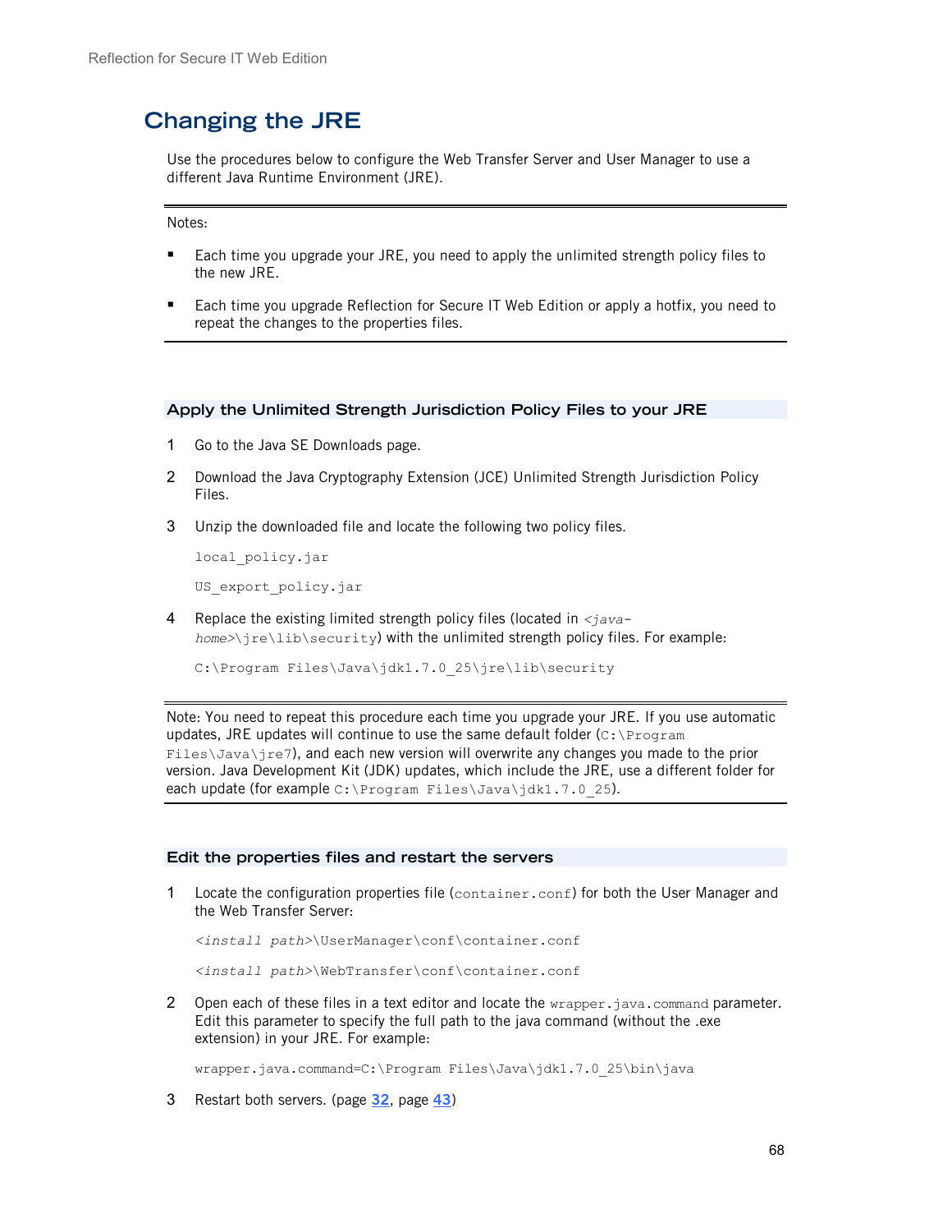# Changing the JRE

Use the procedures below to configure the Web Transfer Server and User Manager to use a different Java Runtime Environment (JRE).

Notes:

- Each time you upgrade your JRE, you need to apply the unlimited strength policy files to the new JRE.
- Each time you upgrade Reflection for Secure IT Web Edition or apply a hotfix, you need to repeat the changes to the properties files.

## Apply the Unlimited Strength Jurisdiction Policy Files to your JRE

1. Go to the Java SE Downloads page.
2. Download the Java Cryptography Extension (JCE) Unlimited Strength Jurisdiction Policy Files.
3. Unzip the downloaded file and locate the following two policy files.

   `local_policy.jar`

   `US_export_policy.jar`

4. Replace the existing limited strength policy files (located in `<java-home>\jre\lib\security`) with the unlimited strength policy files. For example:

   `C:\Program Files\Java\jdk1.7.0_25\jre\lib\security`

Note: You need to repeat this procedure each time you upgrade your JRE. If you use automatic updates, JRE updates will continue to use the same default folder (`C:\Program Files\Java\jre7`), and each new version will overwrite any changes you made to the prior version. Java Development Kit (JDK) updates, which include the JRE, use a different folder for each update (for example `C:\Program Files\Java\jdk1.7.0_25`).

## Edit the properties files and restart the servers

1. Locate the configuration properties file (`container.conf`) for both the User Manager and the Web Transfer Server:

   `<install path>\UserManager\conf\container.conf`

   `<install path>\WebTransfer\conf\container.conf`

2. Open each of these files in a text editor and locate the `wrapper.java.command` parameter. Edit this parameter to specify the full path to the java command (without the .exe extension) in your JRE. For example:

   `wrapper.java.command=C:\Program Files\Java\jdk1.7.0_25\bin\java`

3. Restart both servers. (page 32, page 43)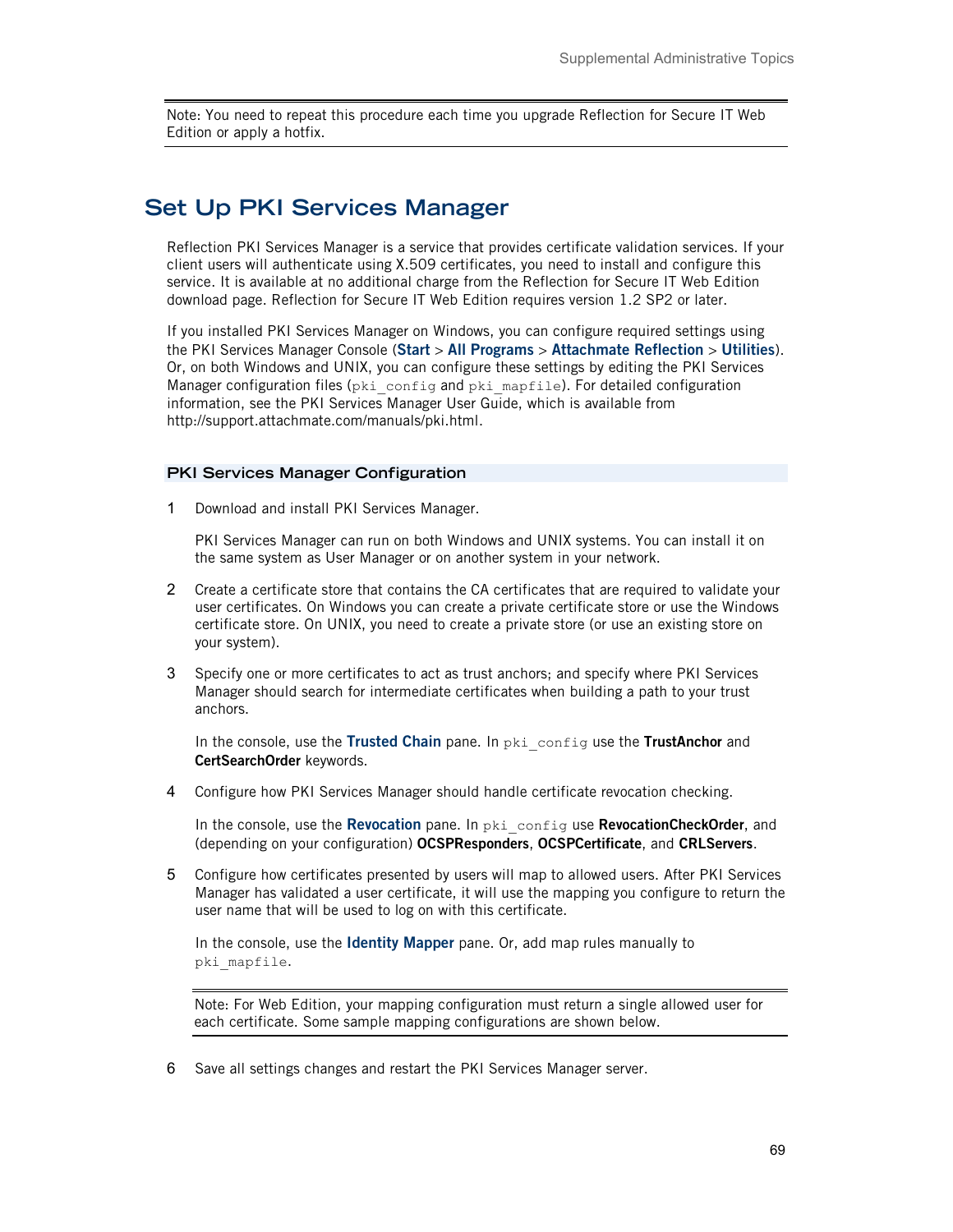> Note: You need to repeat this procedure each time you upgrade Reflection for Secure IT Web Edition or apply a hotfix.

# Set Up PKI Services Manager

Reflection PKI Services Manager is a service that provides certificate validation services. If your client users will authenticate using X.509 certificates, you need to install and configure this service. It is available at no additional charge from the Reflection for Secure IT Web Edition download page. Reflection for Secure IT Web Edition requires version 1.2 SP2 or later.

If you installed PKI Services Manager on Windows, you can configure required settings using the PKI Services Manager Console (**Start** > **All Programs** > **Attachmate Reflection** > **Utilities**). Or, on both Windows and UNIX, you can configure these settings by editing the PKI Services Manager configuration files (`pki_config` and `pki_mapfile`). For detailed configuration information, see the PKI Services Manager User Guide, which is available from http://support.attachmate.com/manuals/pki.html.

## PKI Services Manager Configuration

1. Download and install PKI Services Manager.

   PKI Services Manager can run on both Windows and UNIX systems. You can install it on the same system as User Manager or on another system in your network.

2. Create a certificate store that contains the CA certificates that are required to validate your user certificates. On Windows you can create a private certificate store or use the Windows certificate store. On UNIX, you need to create a private store (or use an existing store on your system).

3. Specify one or more certificates to act as trust anchors; and specify where PKI Services Manager should search for intermediate certificates when building a path to your trust anchors.

   In the console, use the **Trusted Chain** pane. In `pki_config` use the **TrustAnchor** and **CertSearchOrder** keywords.

4. Configure how PKI Services Manager should handle certificate revocation checking.

   In the console, use the **Revocation** pane. In `pki_config` use **RevocationCheckOrder**, and (depending on your configuration) **OCSPResponders**, **OCSPCertificate**, and **CRLServers**.

5. Configure how certificates presented by users will map to allowed users. After PKI Services Manager has validated a user certificate, it will use the mapping you configure to return the user name that will be used to log on with this certificate.

   In the console, use the **Identity Mapper** pane. Or, add map rules manually to `pki_mapfile`.

   > Note: For Web Edition, your mapping configuration must return a single allowed user for each certificate. Some sample mapping configurations are shown below.

6. Save all settings changes and restart the PKI Services Manager server.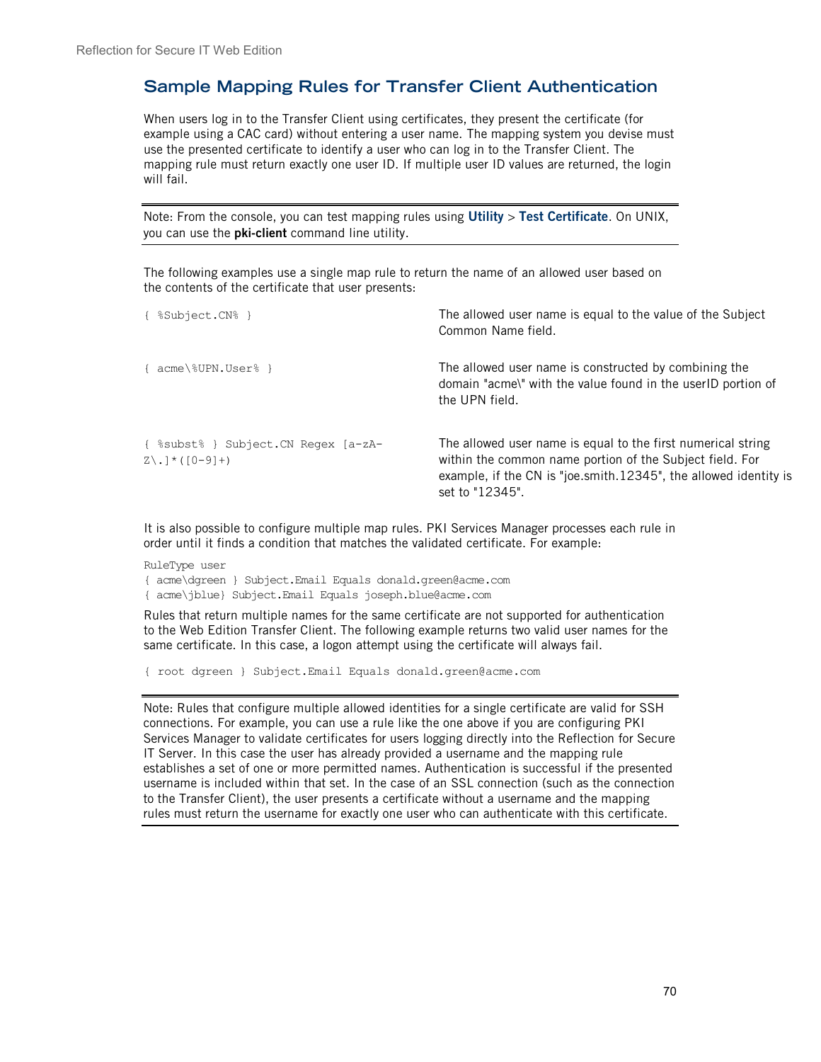## Sample Mapping Rules for Transfer Client Authentication

When users log in to the Transfer Client using certificates, they present the certificate (for example using a CAC card) without entering a user name. The mapping system you devise must use the presented certificate to identify a user who can log in to the Transfer Client. The mapping rule must return exactly one user ID. If multiple user ID values are returned, the login will fail.

---

Note: From the console, you can test mapping rules using **Utility** > **Test Certificate**. On UNIX, you can use the **pki-client** command line utility.

---

The following examples use a single map rule to return the name of an allowed user based on the contents of the certificate that user presents:

| | |
|---|---|
| `{ %Subject.CN% }` | The allowed user name is equal to the value of the Subject Common Name field. |
| `{ acme\%UPN.User% }` | The allowed user name is constructed by combining the domain "acme\" with the value found in the userID portion of the UPN field. |
| `{ %subst% } Subject.CN Regex [a-zA-Z\.]*([0-9]+)` | The allowed user name is equal to the first numerical string within the common name portion of the Subject field. For example, if the CN is "joe.smith.12345", the allowed identity is set to "12345". |

It is also possible to configure multiple map rules. PKI Services Manager processes each rule in order until it finds a condition that matches the validated certificate. For example:

```
RuleType user
{ acme\dgreen } Subject.Email Equals donald.green@acme.com
{ acme\jblue} Subject.Email Equals joseph.blue@acme.com
```

Rules that return multiple names for the same certificate are not supported for authentication to the Web Edition Transfer Client. The following example returns two valid user names for the same certificate. In this case, a logon attempt using the certificate will always fail.

```
{ root dgreen } Subject.Email Equals donald.green@acme.com
```

---

Note: Rules that configure multiple allowed identities for a single certificate are valid for SSH connections. For example, you can use a rule like the one above if you are configuring PKI Services Manager to validate certificates for users logging directly into the Reflection for Secure IT Server. In this case the user has already provided a username and the mapping rule establishes a set of one or more permitted names. Authentication is successful if the presented username is included within that set. In the case of an SSL connection (such as the connection to the Transfer Client), the user presents a certificate without a username and the mapping rules must return the username for exactly one user who can authenticate with this certificate.

---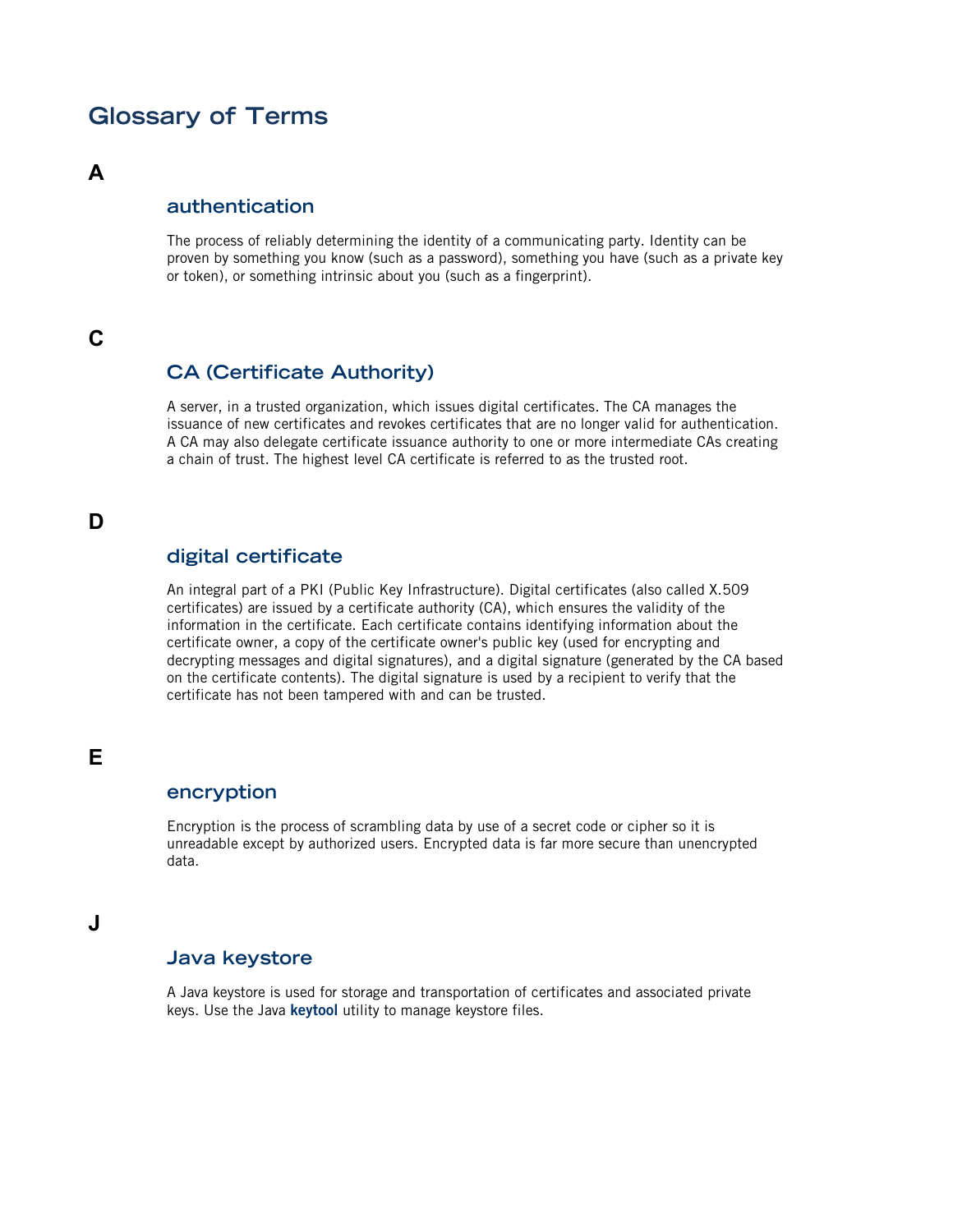# Glossary of Terms

## A

### authentication

The process of reliably determining the identity of a communicating party. Identity can be proven by something you know (such as a password), something you have (such as a private key or token), or something intrinsic about you (such as a fingerprint).

## C

### CA (Certificate Authority)

A server, in a trusted organization, which issues digital certificates. The CA manages the issuance of new certificates and revokes certificates that are no longer valid for authentication. A CA may also delegate certificate issuance authority to one or more intermediate CAs creating a chain of trust. The highest level CA certificate is referred to as the trusted root.

## D

### digital certificate

An integral part of a PKI (Public Key Infrastructure). Digital certificates (also called X.509 certificates) are issued by a certificate authority (CA), which ensures the validity of the information in the certificate. Each certificate contains identifying information about the certificate owner, a copy of the certificate owner's public key (used for encrypting and decrypting messages and digital signatures), and a digital signature (generated by the CA based on the certificate contents). The digital signature is used by a recipient to verify that the certificate has not been tampered with and can be trusted.

## E

### encryption

Encryption is the process of scrambling data by use of a secret code or cipher so it is unreadable except by authorized users. Encrypted data is far more secure than unencrypted data.

## J

### Java keystore

A Java keystore is used for storage and transportation of certificates and associated private keys. Use the Java **keytool** utility to manage keystore files.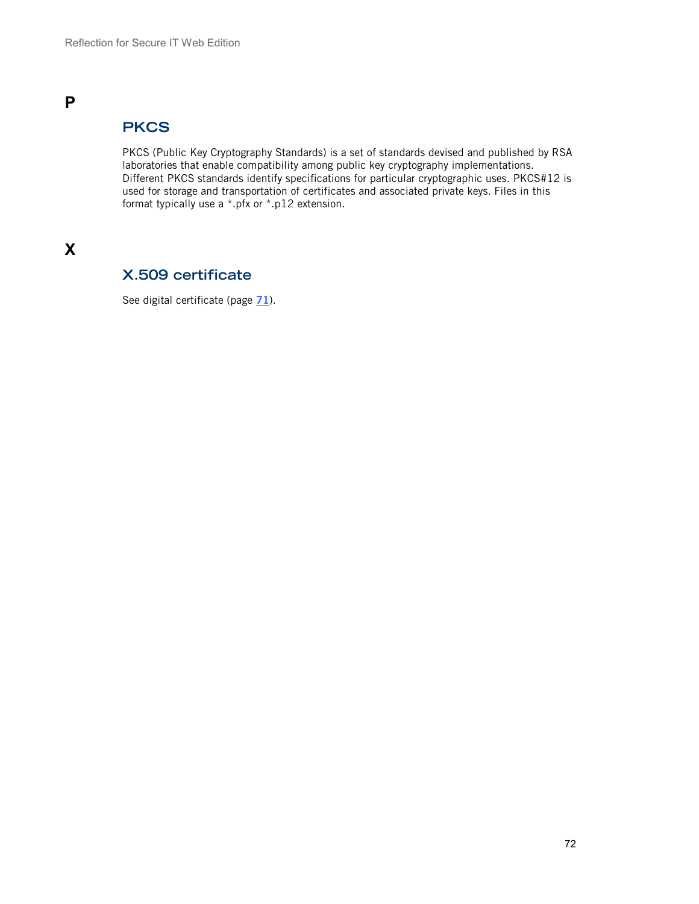# P

## PKCS

PKCS (Public Key Cryptography Standards) is a set of standards devised and published by RSA laboratories that enable compatibility among public key cryptography implementations. Different PKCS standards identify specifications for particular cryptographic uses. PKCS#12 is used for storage and transportation of certificates and associated private keys. Files in this format typically use a *.pfx or *.p12 extension.

# X

## X.509 certificate

See digital certificate (page 71).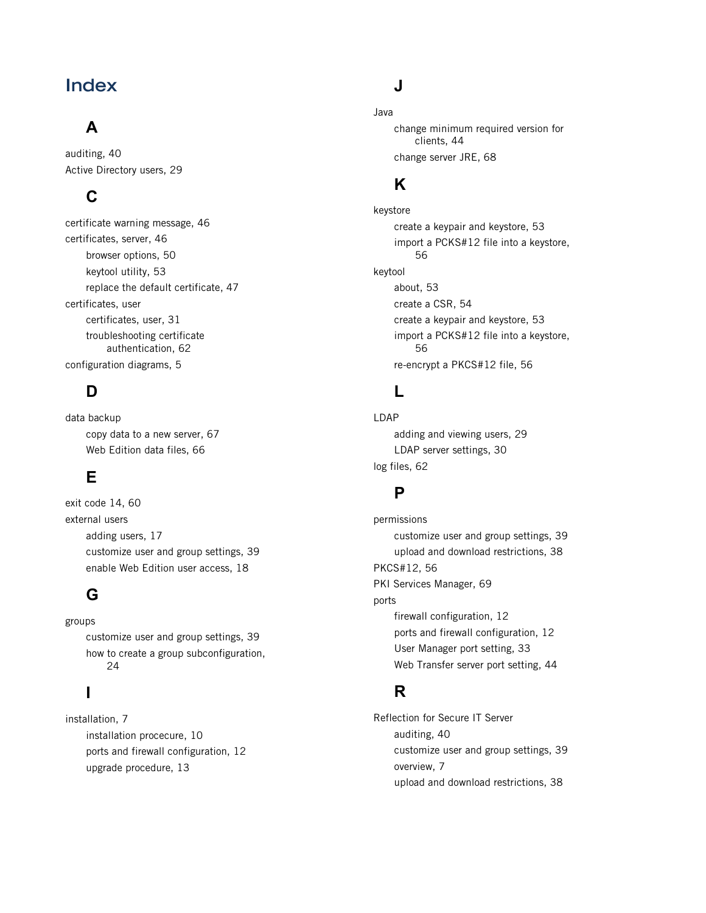# Index

## A

auditing, 40

Active Directory users, 29

## C

certificate warning message, 46

certificates, server, 46

- browser options, 50
- keytool utility, 53
- replace the default certificate, 47

certificates, user

- certificates, user, 31
- troubleshooting certificate authentication, 62

configuration diagrams, 5

## D

data backup

- copy data to a new server, 67
- Web Edition data files, 66

## E

exit code 14, 60

external users

- adding users, 17
- customize user and group settings, 39
- enable Web Edition user access, 18

## G

groups

- customize user and group settings, 39
- how to create a group subconfiguration, 24

## I

installation, 7

- installation procecure, 10
- ports and firewall configuration, 12
- upgrade procedure, 13

## J

Java

- change minimum required version for clients, 44
- change server JRE, 68

## K

keystore

- create a keypair and keystore, 53
- import a PCKS#12 file into a keystore, 56

keytool

- about, 53
- create a CSR, 54
- create a keypair and keystore, 53
- import a PCKS#12 file into a keystore, 56
- re-encrypt a PKCS#12 file, 56

## L

LDAP

- adding and viewing users, 29
- LDAP server settings, 30

log files, 62

## P

permissions

- customize user and group settings, 39
- upload and download restrictions, 38

PKCS#12, 56

PKI Services Manager, 69

ports

- firewall configuration, 12
- ports and firewall configuration, 12
- User Manager port setting, 33
- Web Transfer server port setting, 44

## R

Reflection for Secure IT Server

- auditing, 40
- customize user and group settings, 39
- overview, 7
- upload and download restrictions, 38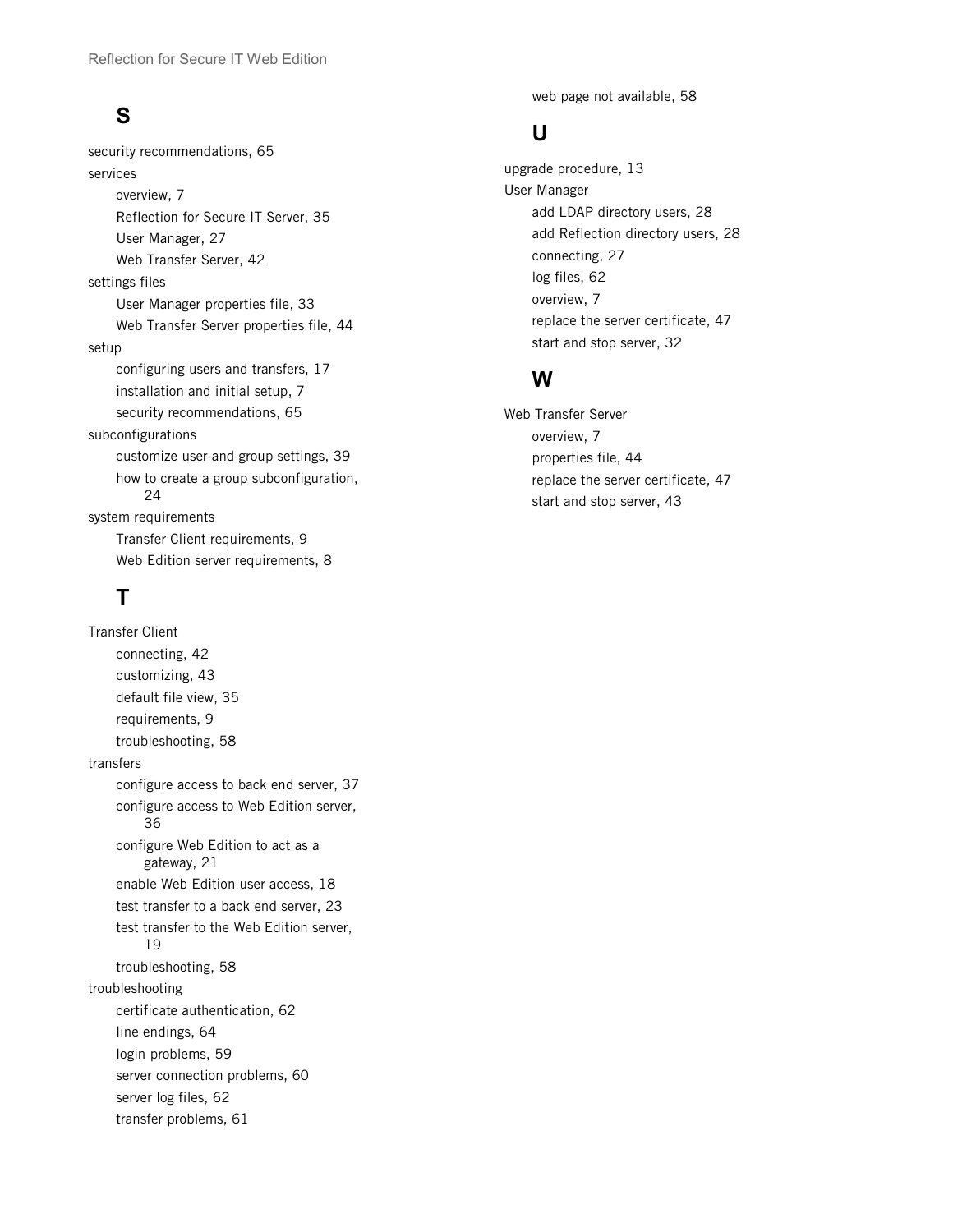## S

security recommendations, 65
services
- overview, 7
- Reflection for Secure IT Server, 35
- User Manager, 27
- Web Transfer Server, 42

settings files
- User Manager properties file, 33
- Web Transfer Server properties file, 44

setup
- configuring users and transfers, 17
- installation and initial setup, 7
- security recommendations, 65

subconfigurations
- customize user and group settings, 39
- how to create a group subconfiguration, 24

system requirements
- Transfer Client requirements, 9
- Web Edition server requirements, 8

## T

Transfer Client
- connecting, 42
- customizing, 43
- default file view, 35
- requirements, 9
- troubleshooting, 58

transfers
- configure access to back end server, 37
- configure access to Web Edition server, 36
- configure Web Edition to act as a gateway, 21
- enable Web Edition user access, 18
- test transfer to a back end server, 23
- test transfer to the Web Edition server, 19
- troubleshooting, 58

troubleshooting
- certificate authentication, 62
- line endings, 64
- login problems, 59
- server connection problems, 60
- server log files, 62
- transfer problems, 61
- web page not available, 58

## U

upgrade procedure, 13
User Manager
- add LDAP directory users, 28
- add Reflection directory users, 28
- connecting, 27
- log files, 62
- overview, 7
- replace the server certificate, 47
- start and stop server, 32

## W

Web Transfer Server
- overview, 7
- properties file, 44
- replace the server certificate, 47
- start and stop server, 43